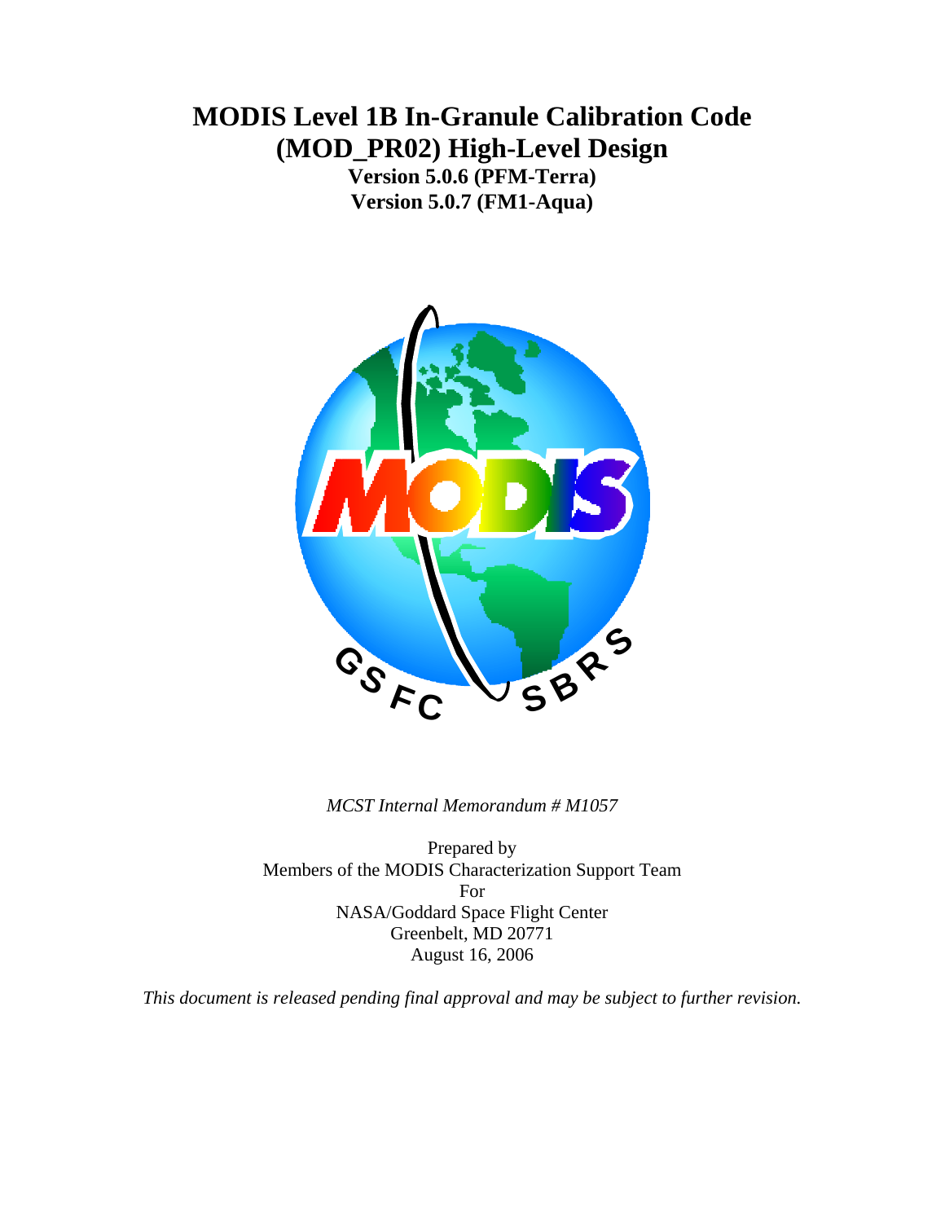# MODIS Level 1B In-Granule Calibration Code (MOD_PR02) High-Level Design

**Version 5.0.6 (PFM-Terra)**
**Version 5.0.7 (FM1-Aqua)**

*MCST Internal Memorandum # M1057*

Prepared by
Members of the MODIS Characterization Support Team
For
NASA/Goddard Space Flight Center
Greenbelt, MD 20771
August 16, 2006

*This document is released pending final approval and may be subject to further revision.*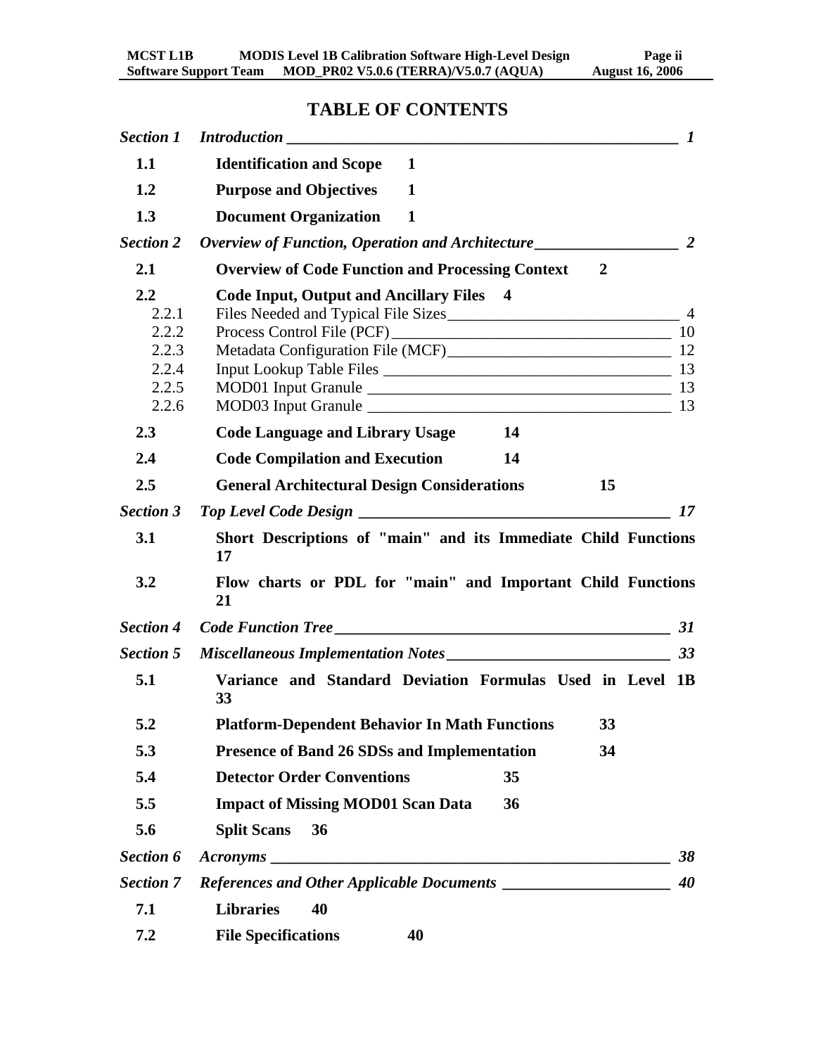# TABLE OF CONTENTS

*Section 1 Introduction* ____________________ *1*

**1.1 Identification and Scope 1**

**1.2 Purpose and Objectives 1**

**1.3 Document Organization 1**

*Section 2 Overview of Function, Operation and Architecture* ____________________ *2*

**2.1 Overview of Code Function and Processing Context 2**

**2.2 Code Input, Output and Ancillary Files 4**

2.2.1 Files Needed and Typical File Sizes ____________________ 4
2.2.2 Process Control File (PCF) ____________________ 10
2.2.3 Metadata Configuration File (MCF) ____________________ 12
2.2.4 Input Lookup Table Files ____________________ 13
2.2.5 MOD01 Input Granule ____________________ 13
2.2.6 MOD03 Input Granule ____________________ 13

**2.3 Code Language and Library Usage 14**

**2.4 Code Compilation and Execution 14**

**2.5 General Architectural Design Considerations 15**

*Section 3 Top Level Code Design* ____________________ *17*

**3.1 Short Descriptions of "main" and its Immediate Child Functions 17**

**3.2 Flow charts or PDL for "main" and Important Child Functions 21**

*Section 4 Code Function Tree* ____________________ *31*

*Section 5 Miscellaneous Implementation Notes* ____________________ *33*

**5.1 Variance and Standard Deviation Formulas Used in Level 1B 33**

**5.2 Platform-Dependent Behavior In Math Functions 33**

**5.3 Presence of Band 26 SDSs and Implementation 34**

**5.4 Detector Order Conventions 35**

**5.5 Impact of Missing MOD01 Scan Data 36**

**5.6 Split Scans 36**

*Section 6 Acronyms* ____________________ *38*

*Section 7 References and Other Applicable Documents* ____________________ *40*

**7.1 Libraries 40**

**7.2 File Specifications 40**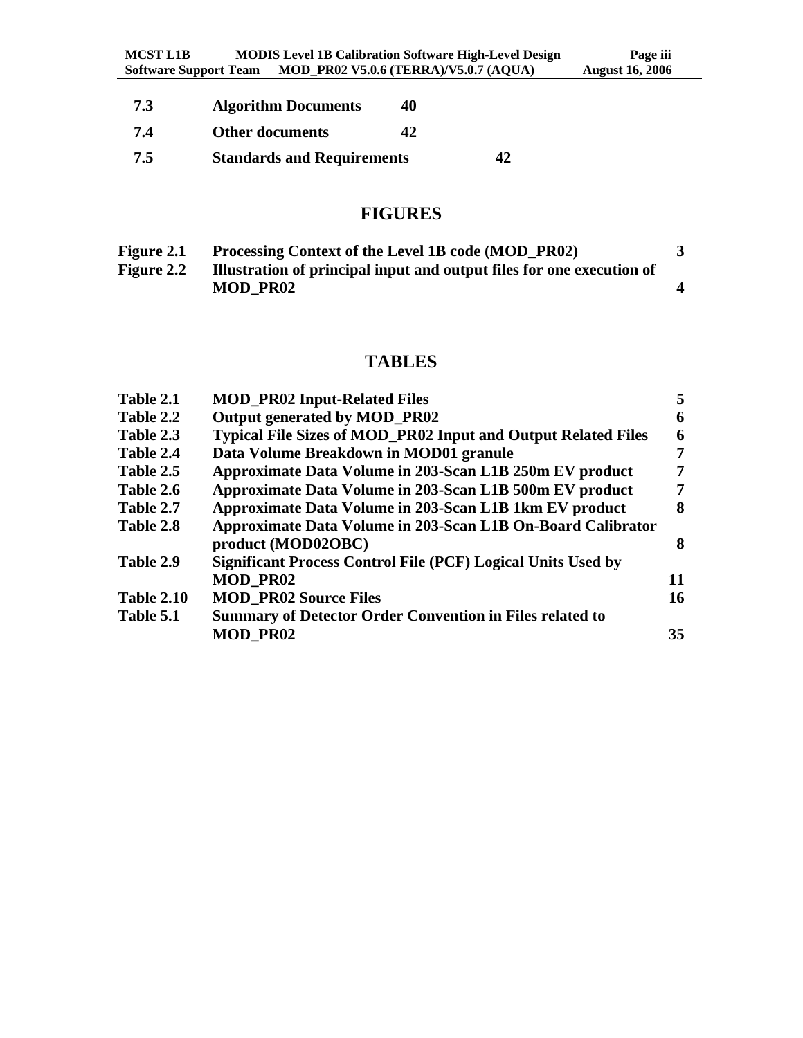| | | |
|---|---|---|
| 7.3 | Algorithm Documents | 40 |
| 7.4 | Other documents | 42 |
| 7.5 | Standards and Requirements | 42 |

## FIGURES

| | | |
|---|---|---|
| Figure 2.1 | Processing Context of the Level 1B code (MOD_PR02) | 3 |
| Figure 2.2 | Illustration of principal input and output files for one execution of MOD_PR02 | 4 |

## TABLES

| | | |
|---|---|---|
| Table 2.1 | MOD_PR02 Input-Related Files | 5 |
| Table 2.2 | Output generated by MOD_PR02 | 6 |
| Table 2.3 | Typical File Sizes of MOD_PR02 Input and Output Related Files | 6 |
| Table 2.4 | Data Volume Breakdown in MOD01 granule | 7 |
| Table 2.5 | Approximate Data Volume in 203-Scan L1B 250m EV product | 7 |
| Table 2.6 | Approximate Data Volume in 203-Scan L1B 500m EV product | 7 |
| Table 2.7 | Approximate Data Volume in 203-Scan L1B 1km EV product | 8 |
| Table 2.8 | Approximate Data Volume in 203-Scan L1B On-Board Calibrator product (MOD02OBC) | 8 |
| Table 2.9 | Significant Process Control File (PCF) Logical Units Used by MOD_PR02 | 11 |
| Table 2.10 | MOD_PR02 Source Files | 16 |
| Table 5.1 | Summary of Detector Order Convention in Files related to MOD_PR02 | 35 |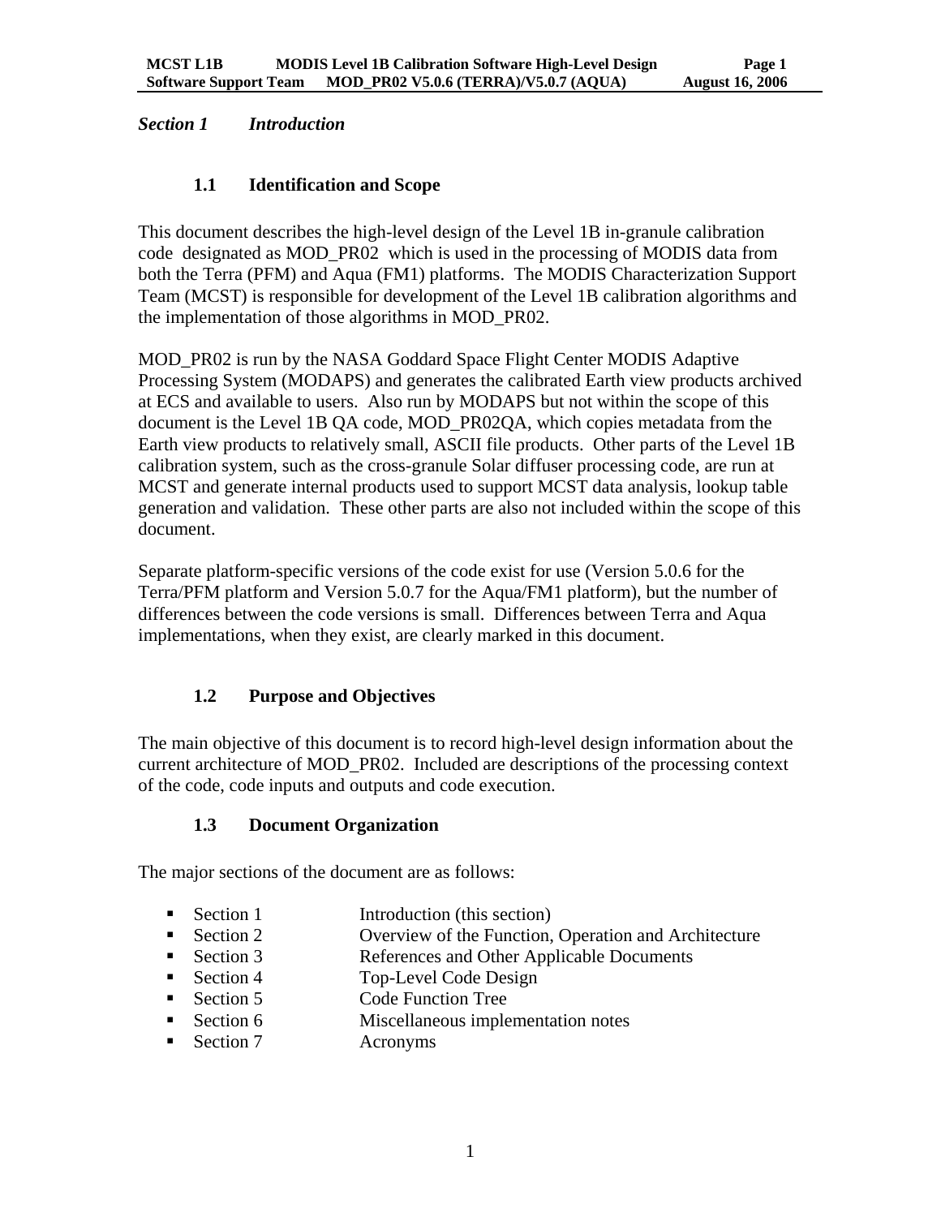## *Section 1 Introduction*

### 1.1 Identification and Scope

This document describes the high-level design of the Level 1B in-granule calibration code designated as MOD_PR02 which is used in the processing of MODIS data from both the Terra (PFM) and Aqua (FM1) platforms. The MODIS Characterization Support Team (MCST) is responsible for development of the Level 1B calibration algorithms and the implementation of those algorithms in MOD_PR02.

MOD_PR02 is run by the NASA Goddard Space Flight Center MODIS Adaptive Processing System (MODAPS) and generates the calibrated Earth view products archived at ECS and available to users. Also run by MODAPS but not within the scope of this document is the Level 1B QA code, MOD_PR02QA, which copies metadata from the Earth view products to relatively small, ASCII file products. Other parts of the Level 1B calibration system, such as the cross-granule Solar diffuser processing code, are run at MCST and generate internal products used to support MCST data analysis, lookup table generation and validation. These other parts are also not included within the scope of this document.

Separate platform-specific versions of the code exist for use (Version 5.0.6 for the Terra/PFM platform and Version 5.0.7 for the Aqua/FM1 platform), but the number of differences between the code versions is small. Differences between Terra and Aqua implementations, when they exist, are clearly marked in this document.

### 1.2 Purpose and Objectives

The main objective of this document is to record high-level design information about the current architecture of MOD_PR02. Included are descriptions of the processing context of the code, code inputs and outputs and code execution.

### 1.3 Document Organization

The major sections of the document are as follows:

- Section 1 Introduction (this section)
- Section 2 Overview of the Function, Operation and Architecture
- Section 3 References and Other Applicable Documents
- Section 4 Top-Level Code Design
- Section 5 Code Function Tree
- Section 6 Miscellaneous implementation notes
- Section 7 Acronyms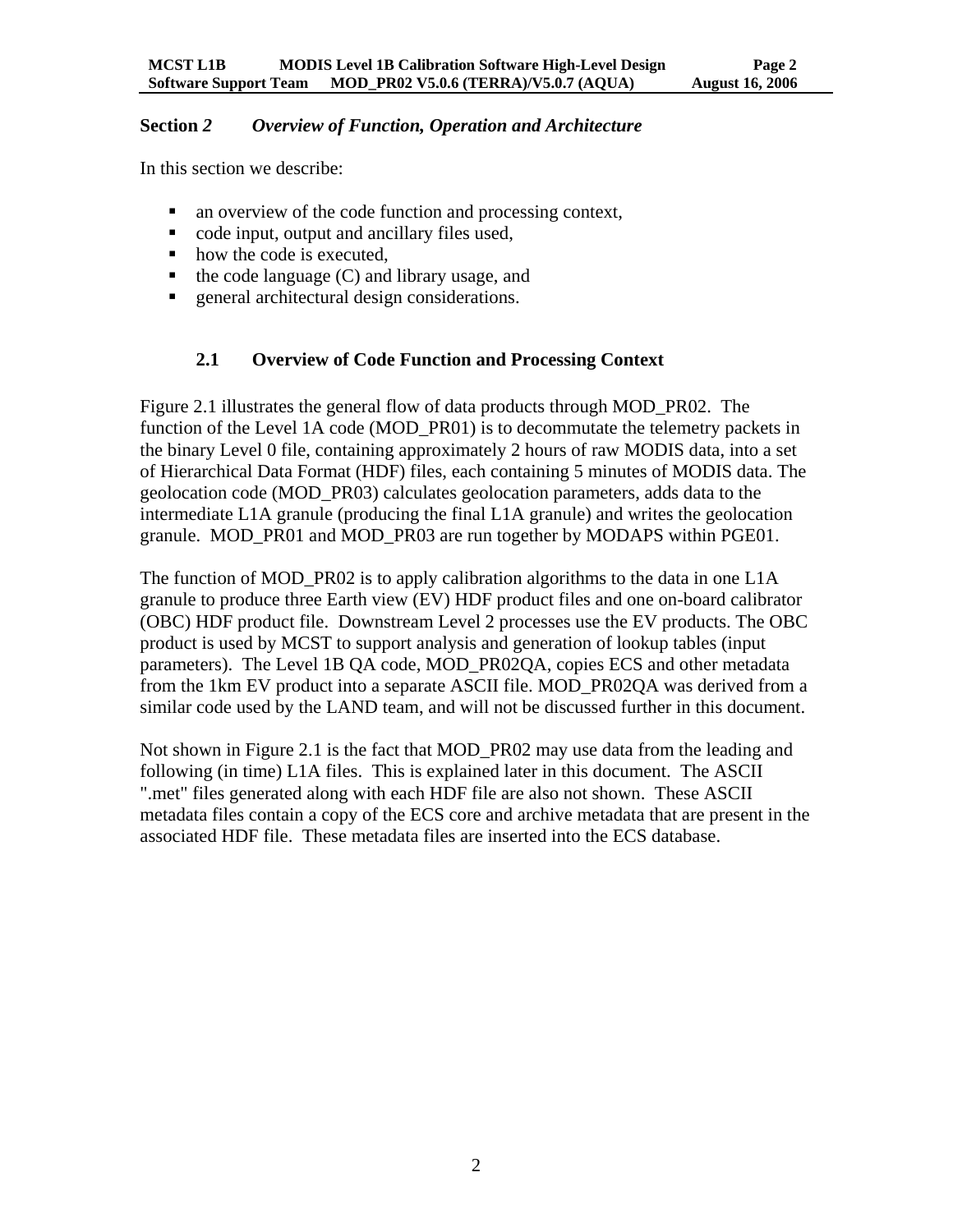# Section *2* *Overview of Function, Operation and Architecture*

In this section we describe:

- an overview of the code function and processing context,
- code input, output and ancillary files used,
- how the code is executed,
- the code language (C) and library usage, and
- general architectural design considerations.

## 2.1 Overview of Code Function and Processing Context

Figure 2.1 illustrates the general flow of data products through MOD_PR02. The function of the Level 1A code (MOD_PR01) is to decommutate the telemetry packets in the binary Level 0 file, containing approximately 2 hours of raw MODIS data, into a set of Hierarchical Data Format (HDF) files, each containing 5 minutes of MODIS data. The geolocation code (MOD_PR03) calculates geolocation parameters, adds data to the intermediate L1A granule (producing the final L1A granule) and writes the geolocation granule. MOD_PR01 and MOD_PR03 are run together by MODAPS within PGE01.

The function of MOD_PR02 is to apply calibration algorithms to the data in one L1A granule to produce three Earth view (EV) HDF product files and one on-board calibrator (OBC) HDF product file. Downstream Level 2 processes use the EV products. The OBC product is used by MCST to support analysis and generation of lookup tables (input parameters). The Level 1B QA code, MOD_PR02QA, copies ECS and other metadata from the 1km EV product into a separate ASCII file. MOD_PR02QA was derived from a similar code used by the LAND team, and will not be discussed further in this document.

Not shown in Figure 2.1 is the fact that MOD_PR02 may use data from the leading and following (in time) L1A files. This is explained later in this document. The ASCII ".met" files generated along with each HDF file are also not shown. These ASCII metadata files contain a copy of the ECS core and archive metadata that are present in the associated HDF file. These metadata files are inserted into the ECS database.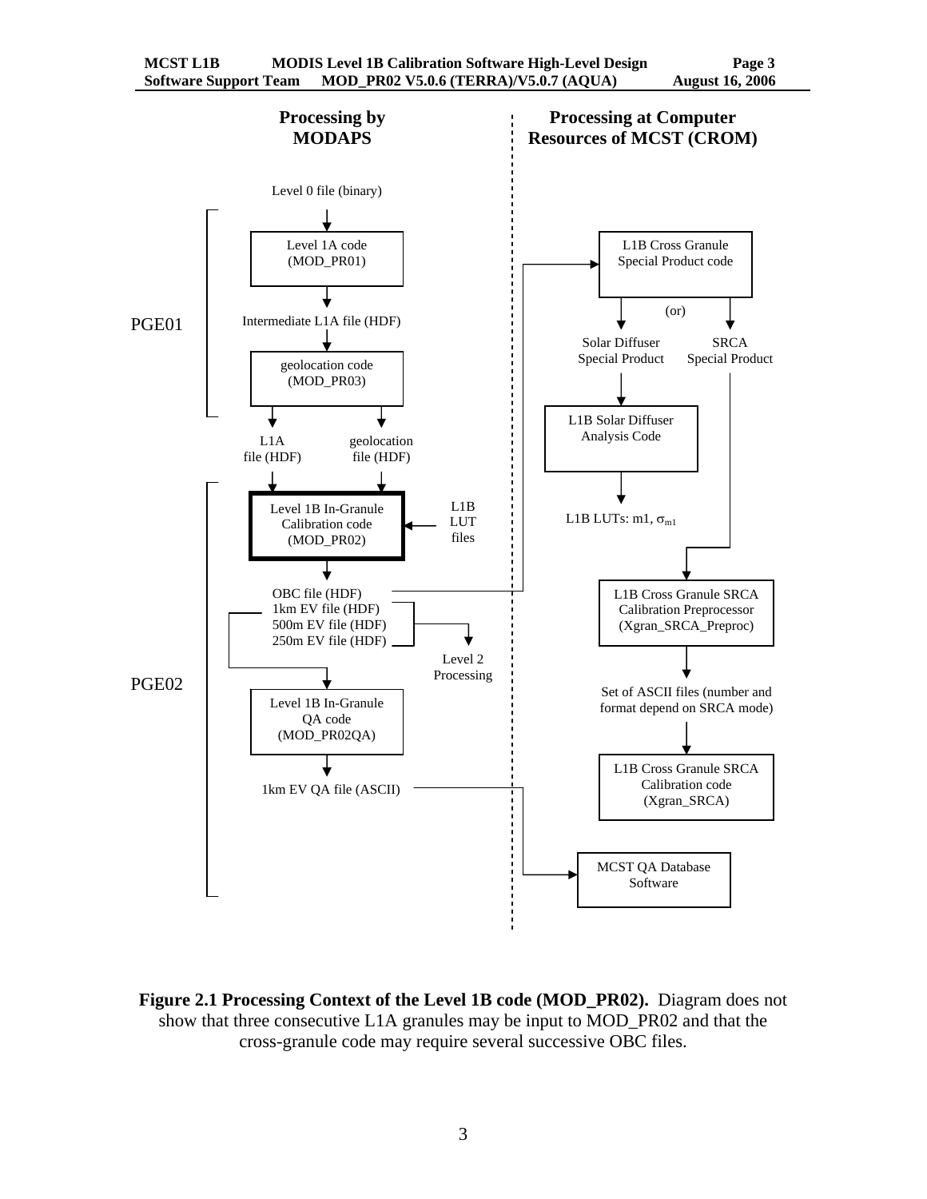**Processing by MODAPS**

**Processing at Computer Resources of MCST (CROM)**

Level 0 file (binary)

PGE01

Level 1A code (MOD_PR01)

Intermediate L1A file (HDF)

geolocation code (MOD_PR03)

L1A file (HDF)

geolocation file (HDF)

PGE02

Level 1B In-Granule Calibration code (MOD_PR02)

L1B LUT files

OBC file (HDF)
1km EV file (HDF)
500m EV file (HDF)
250m EV file (HDF)

Level 2 Processing

Level 1B In-Granule QA code (MOD_PR02QA)

1km EV QA file (ASCII)

L1B Cross Granule Special Product code

(or)

Solar Diffuser Special Product

SRCA Special Product

L1B Solar Diffuser Analysis Code

L1B LUTs: m1, $\sigma_{m1}$

L1B Cross Granule SRCA Calibration Preprocessor (Xgran_SRCA_Preproc)

Set of ASCII files (number and format depend on SRCA mode)

L1B Cross Granule SRCA Calibration code (Xgran_SRCA)

MCST QA Database Software

**Figure 2.1 Processing Context of the Level 1B code (MOD_PR02).** Diagram does not show that three consecutive L1A granules may be input to MOD_PR02 and that the cross-granule code may require several successive OBC files.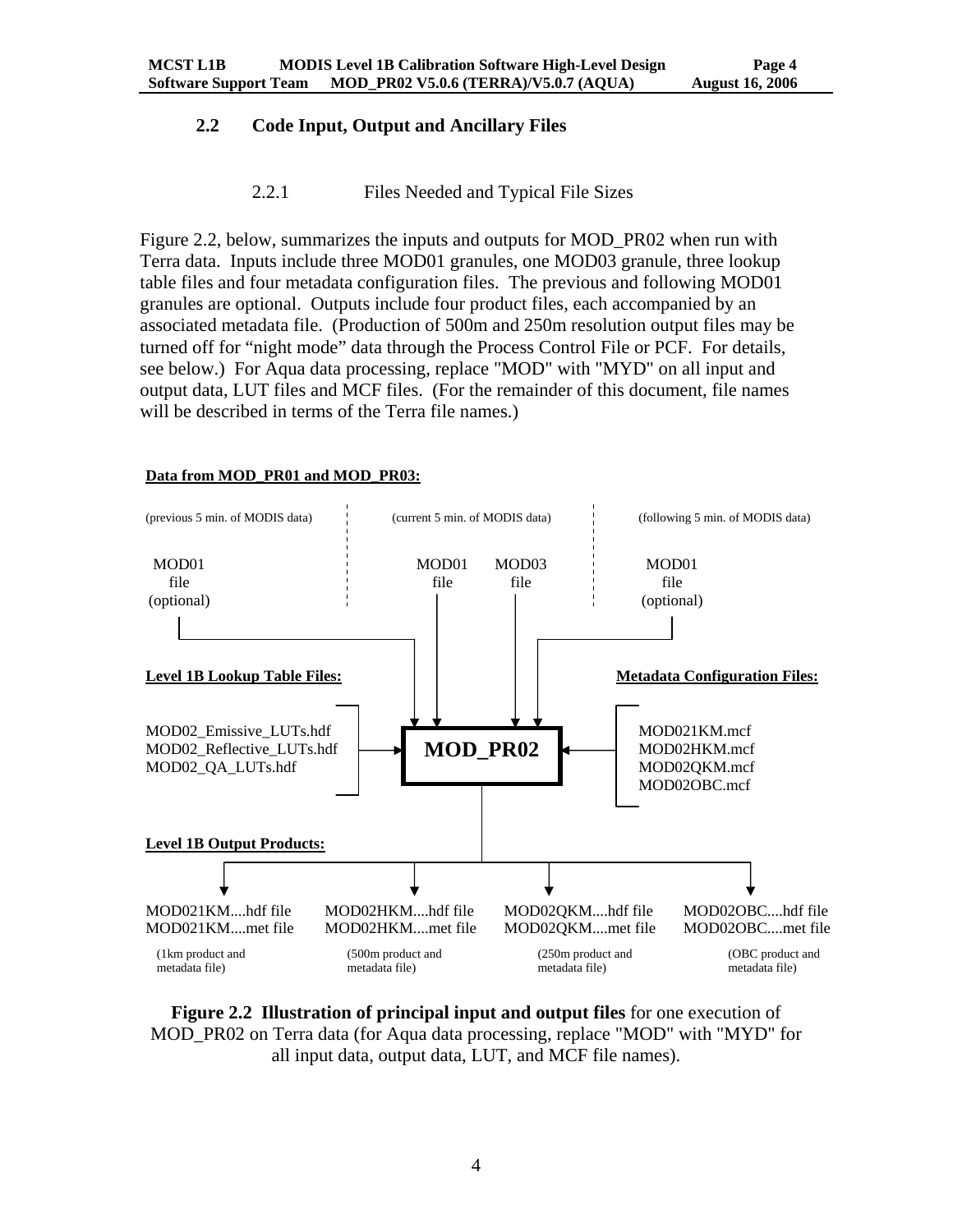## 2.2 Code Input, Output and Ancillary Files

### 2.2.1 Files Needed and Typical File Sizes

Figure 2.2, below, summarizes the inputs and outputs for MOD_PR02 when run with Terra data. Inputs include three MOD01 granules, one MOD03 granule, three lookup table files and four metadata configuration files. The previous and following MOD01 granules are optional. Outputs include four product files, each accompanied by an associated metadata file. (Production of 500m and 250m resolution output files may be turned off for "night mode" data through the Process Control File or PCF. For details, see below.) For Aqua data processing, replace "MOD" with "MYD" on all input and output data, LUT files and MCF files. (For the remainder of this document, file names will be described in terms of the Terra file names.)

**Data from MOD_PR01 and MOD_PR03:**

(previous 5 min. of MODIS data) | (current 5 min. of MODIS data) | (following 5 min. of MODIS data)

MOD01 file (optional) | MOD01 file | MOD03 file | MOD01 file (optional)

**Level 1B Lookup Table Files:**

MOD02_Emissive_LUTs.hdf
MOD02_Reflective_LUTs.hdf
MOD02_QA_LUTs.hdf

**MOD_PR02**

**Metadata Configuration Files:**

MOD021KM.mcf
MOD02HKM.mcf
MOD02QKM.mcf
MOD02OBC.mcf

**Level 1B Output Products:**

| MOD021KM....hdf file<br>MOD021KM....met file | MOD02HKM....hdf file<br>MOD02HKM....met file | MOD02QKM....hdf file<br>MOD02QKM....met file | MOD02OBC....hdf file<br>MOD02OBC....met file |
|---|---|---|---|
| (1km product and metadata file) | (500m product and metadata file) | (250m product and metadata file) | (OBC product and metadata file) |

**Figure 2.2 Illustration of principal input and output files** for one execution of MOD_PR02 on Terra data (for Aqua data processing, replace "MOD" with "MYD" for all input data, output data, LUT, and MCF file names).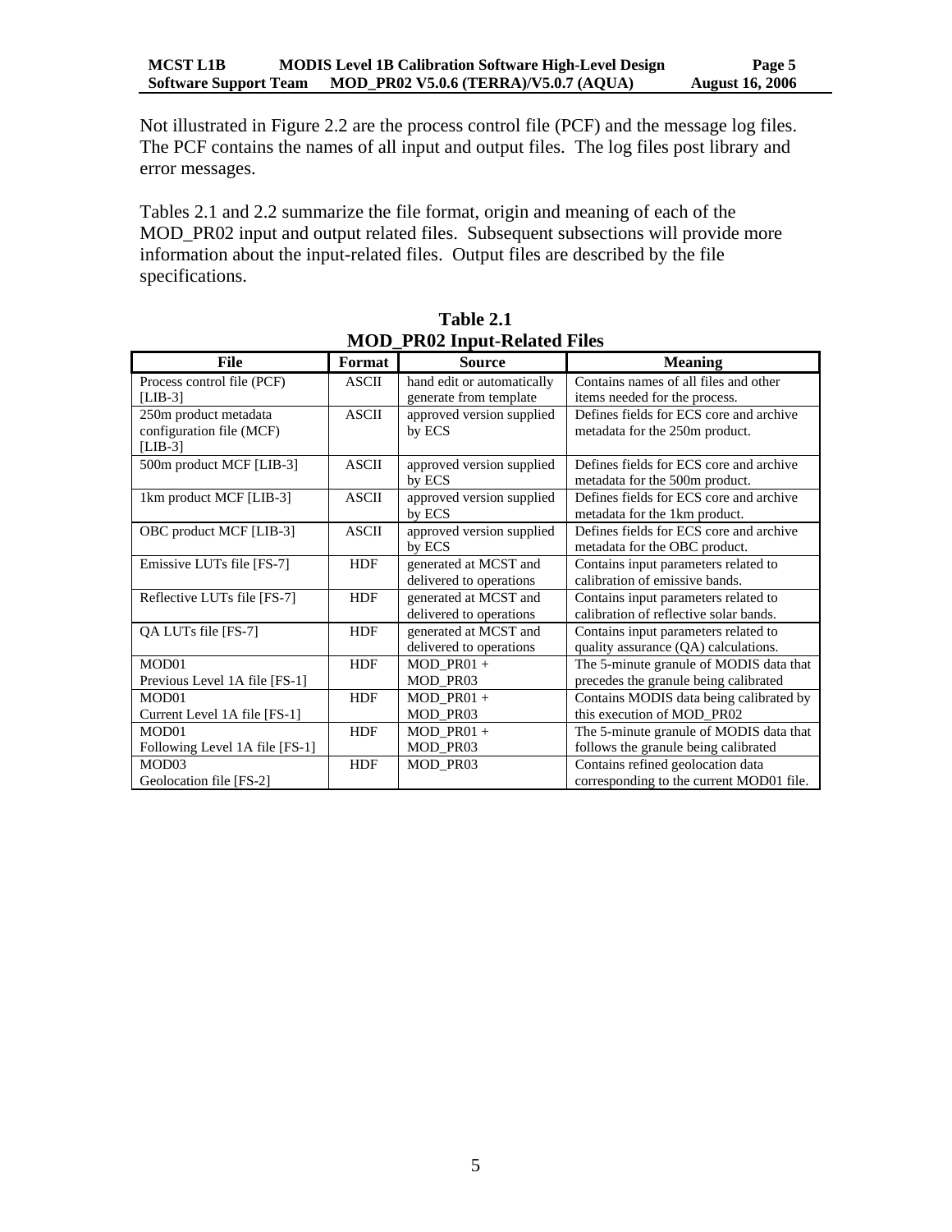Not illustrated in Figure 2.2 are the process control file (PCF) and the message log files. The PCF contains the names of all input and output files. The log files post library and error messages.

Tables 2.1 and 2.2 summarize the file format, origin and meaning of each of the MOD_PR02 input and output related files. Subsequent subsections will provide more information about the input-related files. Output files are described by the file specifications.

**Table 2.1**
**MOD_PR02 Input-Related Files**

| File | Format | Source | Meaning |
|---|---|---|---|
| Process control file (PCF) [LIB-3] | ASCII | hand edit or automatically generate from template | Contains names of all files and other items needed for the process. |
| 250m product metadata configuration file (MCF) [LIB-3] | ASCII | approved version supplied by ECS | Defines fields for ECS core and archive metadata for the 250m product. |
| 500m product MCF [LIB-3] | ASCII | approved version supplied by ECS | Defines fields for ECS core and archive metadata for the 500m product. |
| 1km product MCF [LIB-3] | ASCII | approved version supplied by ECS | Defines fields for ECS core and archive metadata for the 1km product. |
| OBC product MCF [LIB-3] | ASCII | approved version supplied by ECS | Defines fields for ECS core and archive metadata for the OBC product. |
| Emissive LUTs file [FS-7] | HDF | generated at MCST and delivered to operations | Contains input parameters related to calibration of emissive bands. |
| Reflective LUTs file [FS-7] | HDF | generated at MCST and delivered to operations | Contains input parameters related to calibration of reflective solar bands. |
| QA LUTs file [FS-7] | HDF | generated at MCST and delivered to operations | Contains input parameters related to quality assurance (QA) calculations. |
| MOD01 Previous Level 1A file [FS-1] | HDF | MOD_PR01 + MOD_PR03 | The 5-minute granule of MODIS data that precedes the granule being calibrated |
| MOD01 Current Level 1A file [FS-1] | HDF | MOD_PR01 + MOD_PR03 | Contains MODIS data being calibrated by this execution of MOD_PR02 |
| MOD01 Following Level 1A file [FS-1] | HDF | MOD_PR01 + MOD_PR03 | The 5-minute granule of MODIS data that follows the granule being calibrated |
| MOD03 Geolocation file [FS-2] | HDF | MOD_PR03 | Contains refined geolocation data corresponding to the current MOD01 file. |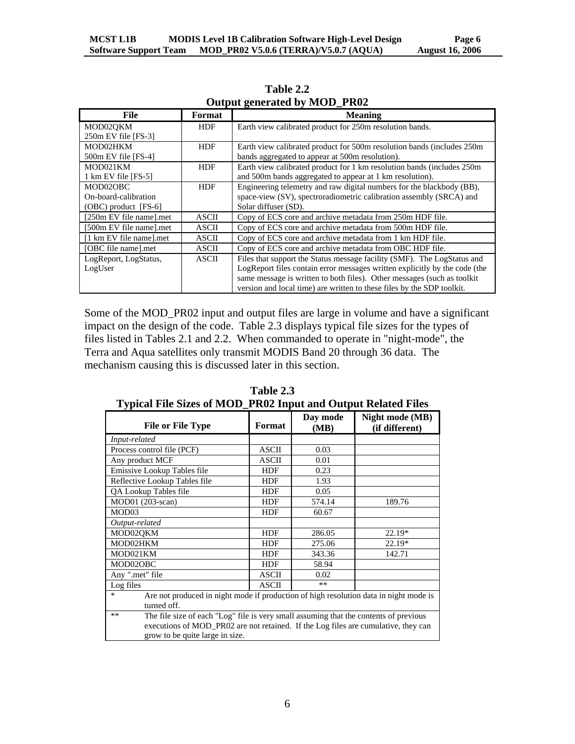**Table 2.2**
**Output generated by MOD_PR02**

| File | Format | Meaning |
|---|---|---|
| MOD02QKM 250m EV file [FS-3] | HDF | Earth view calibrated product for 250m resolution bands. |
| MOD02HKM 500m EV file [FS-4] | HDF | Earth view calibrated product for 500m resolution bands (includes 250m bands aggregated to appear at 500m resolution). |
| MOD021KM 1 km EV file [FS-5] | HDF | Earth view calibrated product for 1 km resolution bands (includes 250m and 500m bands aggregated to appear at 1 km resolution). |
| MOD02OBC On-board-calibration (OBC) product [FS-6] | HDF | Engineering telemetry and raw digital numbers for the blackbody (BB), space-view (SV), spectroradiometric calibration assembly (SRCA) and Solar diffuser (SD). |
| [250m EV file name].met | ASCII | Copy of ECS core and archive metadata from 250m HDF file. |
| [500m EV file name].met | ASCII | Copy of ECS core and archive metadata from 500m HDF file. |
| [1 km EV file name].met | ASCII | Copy of ECS core and archive metadata from 1 km HDF file. |
| [OBC file name].met | ASCII | Copy of ECS core and archive metadata from OBC HDF file. |
| LogReport, LogStatus, LogUser | ASCII | Files that support the Status message facility (SMF). The LogStatus and LogReport files contain error messages written explicitly by the code (the same message is written to both files). Other messages (such as toolkit version and local time) are written to these files by the SDP toolkit. |

Some of the MOD_PR02 input and output files are large in volume and have a significant impact on the design of the code. Table 2.3 displays typical file sizes for the types of files listed in Tables 2.1 and 2.2. When commanded to operate in "night-mode", the Terra and Aqua satellites only transmit MODIS Band 20 through 36 data. The mechanism causing this is discussed later in this section.

**Table 2.3**
**Typical File Sizes of MOD_PR02 Input and Output Related Files**

| File or File Type | Format | Day mode (MB) | Night mode (MB) (if different) |
|---|---|---|---|
| *Input-related* | | | |
| Process control file (PCF) | ASCII | 0.03 | |
| Any product MCF | ASCII | 0.01 | |
| Emissive Lookup Tables file | HDF | 0.23 | |
| Reflective Lookup Tables file | HDF | 1.93 | |
| QA Lookup Tables file | HDF | 0.05 | |
| MOD01 (203-scan) | HDF | 574.14 | 189.76 |
| MOD03 | HDF | 60.67 | |
| *Output-related* | | | |
| MOD02QKM | HDF | 286.05 | 22.19* |
| MOD02HKM | HDF | 275.06 | 22.19* |
| MOD021KM | HDF | 343.36 | 142.71 |
| MOD02OBC | HDF | 58.94 | |
| Any ".met" file | ASCII | 0.02 | |
| Log files | ASCII | ** | |

\* Are not produced in night mode if production of high resolution data in night mode is turned off.

** The file size of each "Log" file is very small assuming that the contents of previous executions of MOD_PR02 are not retained. If the Log files are cumulative, they can grow to be quite large in size.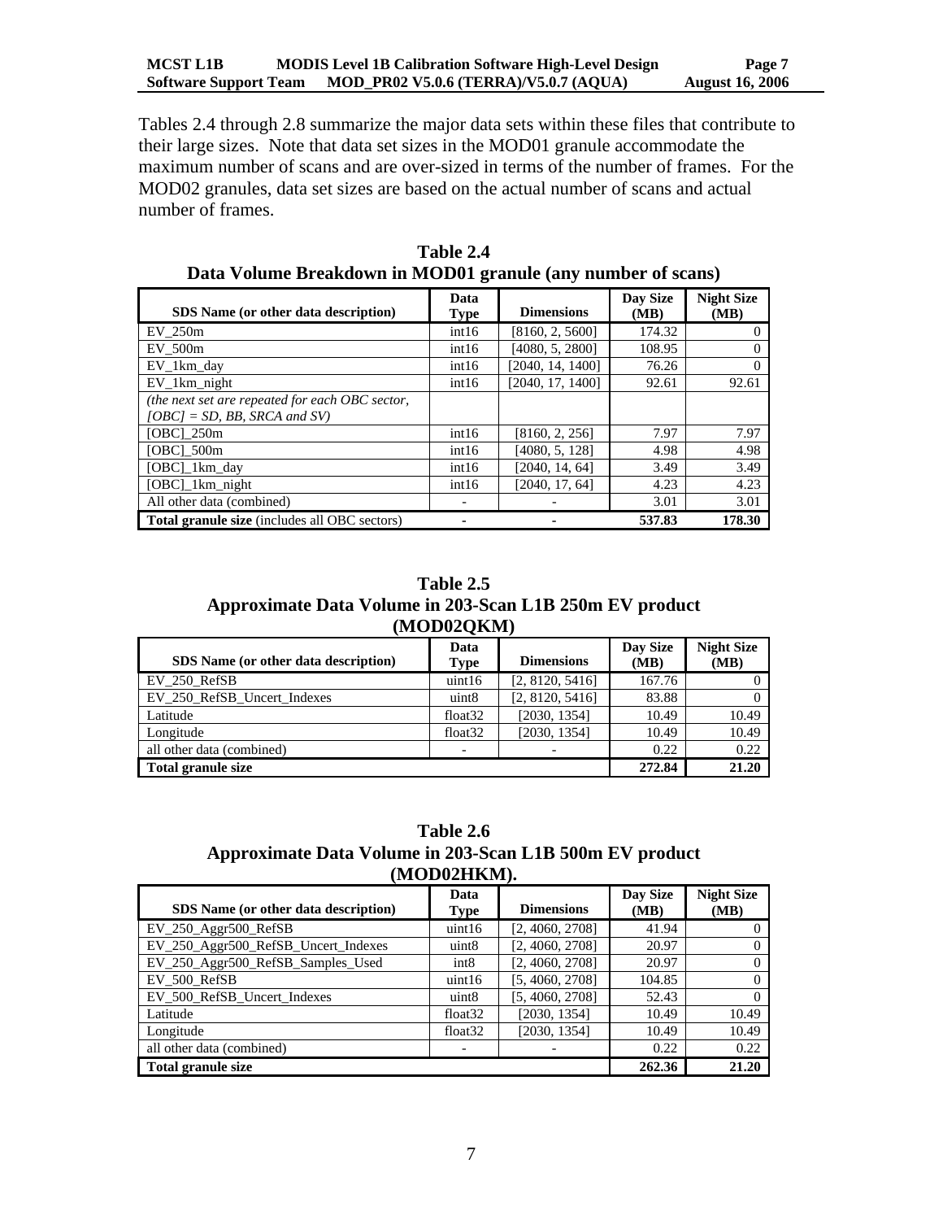Tables 2.4 through 2.8 summarize the major data sets within these files that contribute to their large sizes. Note that data set sizes in the MOD01 granule accommodate the maximum number of scans and are over-sized in terms of the number of frames. For the MOD02 granules, data set sizes are based on the actual number of scans and actual number of frames.

**Table 2.4**
**Data Volume Breakdown in MOD01 granule (any number of scans)**

| SDS Name (or other data description) | Data Type | Dimensions | Day Size (MB) | Night Size (MB) |
|---|---|---|---|---|
| EV_250m | int16 | [8160, 2, 5600] | 174.32 | 0 |
| EV_500m | int16 | [4080, 5, 2800] | 108.95 | 0 |
| EV_1km_day | int16 | [2040, 14, 1400] | 76.26 | 0 |
| EV_1km_night | int16 | [2040, 17, 1400] | 92.61 | 92.61 |
| *(the next set are repeated for each OBC sector, [OBC] = SD, BB, SRCA and SV)* | | | | |
| [OBC]_250m | int16 | [8160, 2, 256] | 7.97 | 7.97 |
| [OBC]_500m | int16 | [4080, 5, 128] | 4.98 | 4.98 |
| [OBC]_1km_day | int16 | [2040, 14, 64] | 3.49 | 3.49 |
| [OBC]_1km_night | int16 | [2040, 17, 64] | 4.23 | 4.23 |
| All other data (combined) | - | - | 3.01 | 3.01 |
| **Total granule size** (includes all OBC sectors) | - | - | **537.83** | **178.30** |

**Table 2.5**
**Approximate Data Volume in 203-Scan L1B 250m EV product (MOD02QKM)**

| SDS Name (or other data description) | Data Type | Dimensions | Day Size (MB) | Night Size (MB) |
|---|---|---|---|---|
| EV_250_RefSB | uint16 | [2, 8120, 5416] | 167.76 | 0 |
| EV_250_RefSB_Uncert_Indexes | uint8 | [2, 8120, 5416] | 83.88 | 0 |
| Latitude | float32 | [2030, 1354] | 10.49 | 10.49 |
| Longitude | float32 | [2030, 1354] | 10.49 | 10.49 |
| all other data (combined) | - | - | 0.22 | 0.22 |
| **Total granule size** | | | **272.84** | **21.20** |

**Table 2.6**
**Approximate Data Volume in 203-Scan L1B 500m EV product (MOD02HKM).**

| SDS Name (or other data description) | Data Type | Dimensions | Day Size (MB) | Night Size (MB) |
|---|---|---|---|---|
| EV_250_Aggr500_RefSB | uint16 | [2, 4060, 2708] | 41.94 | 0 |
| EV_250_Aggr500_RefSB_Uncert_Indexes | uint8 | [2, 4060, 2708] | 20.97 | 0 |
| EV_250_Aggr500_RefSB_Samples_Used | int8 | [2, 4060, 2708] | 20.97 | 0 |
| EV_500_RefSB | uint16 | [5, 4060, 2708] | 104.85 | 0 |
| EV_500_RefSB_Uncert_Indexes | uint8 | [5, 4060, 2708] | 52.43 | 0 |
| Latitude | float32 | [2030, 1354] | 10.49 | 10.49 |
| Longitude | float32 | [2030, 1354] | 10.49 | 10.49 |
| all other data (combined) | - | - | 0.22 | 0.22 |
| **Total granule size** | | | **262.36** | **21.20** |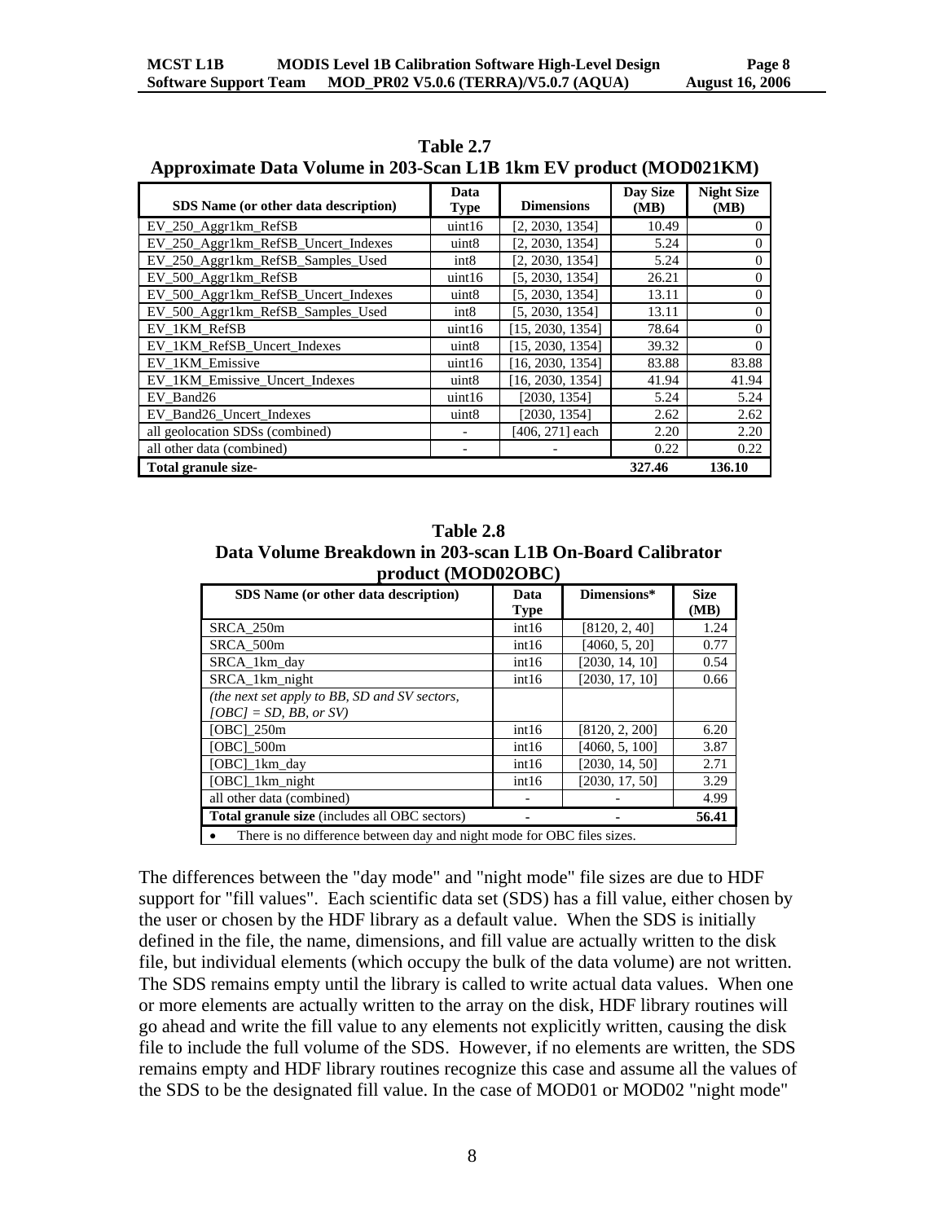**Table 2.7**
**Approximate Data Volume in 203-Scan L1B 1km EV product (MOD021KM)**

| SDS Name (or other data description) | Data Type | Dimensions | Day Size (MB) | Night Size (MB) |
|---|---|---|---|---|
| EV_250_Aggr1km_RefSB | uint16 | [2, 2030, 1354] | 10.49 | 0 |
| EV_250_Aggr1km_RefSB_Uncert_Indexes | uint8 | [2, 2030, 1354] | 5.24 | 0 |
| EV_250_Aggr1km_RefSB_Samples_Used | int8 | [2, 2030, 1354] | 5.24 | 0 |
| EV_500_Aggr1km_RefSB | uint16 | [5, 2030, 1354] | 26.21 | 0 |
| EV_500_Aggr1km_RefSB_Uncert_Indexes | uint8 | [5, 2030, 1354] | 13.11 | 0 |
| EV_500_Aggr1km_RefSB_Samples_Used | int8 | [5, 2030, 1354] | 13.11 | 0 |
| EV_1KM_RefSB | uint16 | [15, 2030, 1354] | 78.64 | 0 |
| EV_1KM_RefSB_Uncert_Indexes | uint8 | [15, 2030, 1354] | 39.32 | 0 |
| EV_1KM_Emissive | uint16 | [16, 2030, 1354] | 83.88 | 83.88 |
| EV_1KM_Emissive_Uncert_Indexes | uint8 | [16, 2030, 1354] | 41.94 | 41.94 |
| EV_Band26 | uint16 | [2030, 1354] | 5.24 | 5.24 |
| EV_Band26_Uncert_Indexes | uint8 | [2030, 1354] | 2.62 | 2.62 |
| all geolocation SDSs (combined) | - | [406, 271] each | 2.20 | 2.20 |
| all other data (combined) | - | - | 0.22 | 0.22 |
| **Total granule size-** | | | **327.46** | **136.10** |

**Table 2.8**
**Data Volume Breakdown in 203-scan L1B On-Board Calibrator product (MOD02OBC)**

| SDS Name (or other data description) | Data Type | Dimensions* | Size (MB) |
|---|---|---|---|
| SRCA_250m | int16 | [8120, 2, 40] | 1.24 |
| SRCA_500m | int16 | [4060, 5, 20] | 0.77 |
| SRCA_1km_day | int16 | [2030, 14, 10] | 0.54 |
| SRCA_1km_night | int16 | [2030, 17, 10] | 0.66 |
| *(the next set apply to BB, SD and SV sectors, [OBC] = SD, BB, or SV)* | | | |
| [OBC]_250m | int16 | [8120, 2, 200] | 6.20 |
| [OBC]_500m | int16 | [4060, 5, 100] | 3.87 |
| [OBC]_1km_day | int16 | [2030, 14, 50] | 2.71 |
| [OBC]_1km_night | int16 | [2030, 17, 50] | 3.29 |
| all other data (combined) | - | - | 4.99 |
| **Total granule size** (includes all OBC sectors) | - | - | **56.41** |

- There is no difference between day and night mode for OBC files sizes.

The differences between the "day mode" and "night mode" file sizes are due to HDF support for "fill values". Each scientific data set (SDS) has a fill value, either chosen by the user or chosen by the HDF library as a default value. When the SDS is initially defined in the file, the name, dimensions, and fill value are actually written to the disk file, but individual elements (which occupy the bulk of the data volume) are not written. The SDS remains empty until the library is called to write actual data values. When one or more elements are actually written to the array on the disk, HDF library routines will go ahead and write the fill value to any elements not explicitly written, causing the disk file to include the full volume of the SDS. However, if no elements are written, the SDS remains empty and HDF library routines recognize this case and assume all the values of the SDS to be the designated fill value. In the case of MOD01 or MOD02 "night mode"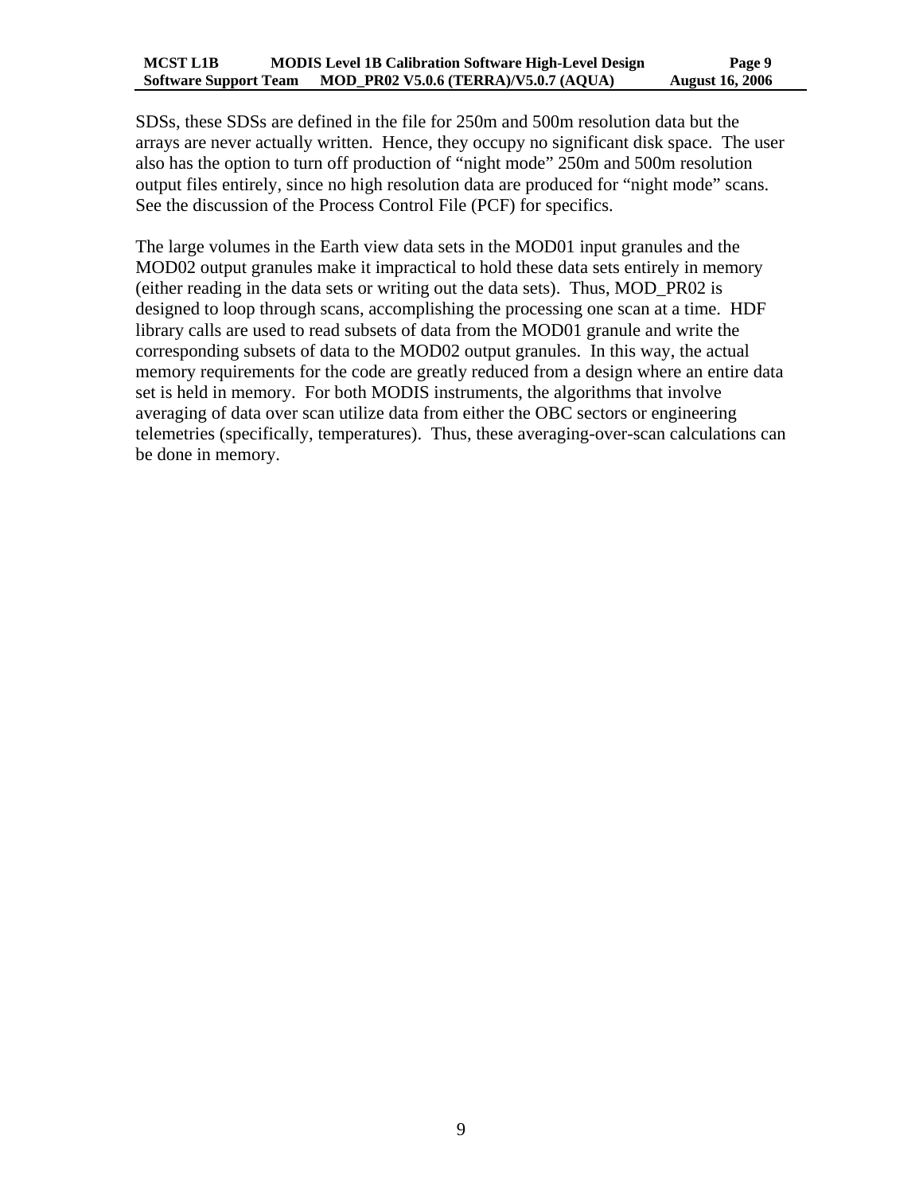SDSs, these SDSs are defined in the file for 250m and 500m resolution data but the arrays are never actually written. Hence, they occupy no significant disk space. The user also has the option to turn off production of "night mode" 250m and 500m resolution output files entirely, since no high resolution data are produced for "night mode" scans. See the discussion of the Process Control File (PCF) for specifics.

The large volumes in the Earth view data sets in the MOD01 input granules and the MOD02 output granules make it impractical to hold these data sets entirely in memory (either reading in the data sets or writing out the data sets). Thus, MOD_PR02 is designed to loop through scans, accomplishing the processing one scan at a time. HDF library calls are used to read subsets of data from the MOD01 granule and write the corresponding subsets of data to the MOD02 output granules. In this way, the actual memory requirements for the code are greatly reduced from a design where an entire data set is held in memory. For both MODIS instruments, the algorithms that involve averaging of data over scan utilize data from either the OBC sectors or engineering telemetries (specifically, temperatures). Thus, these averaging-over-scan calculations can be done in memory.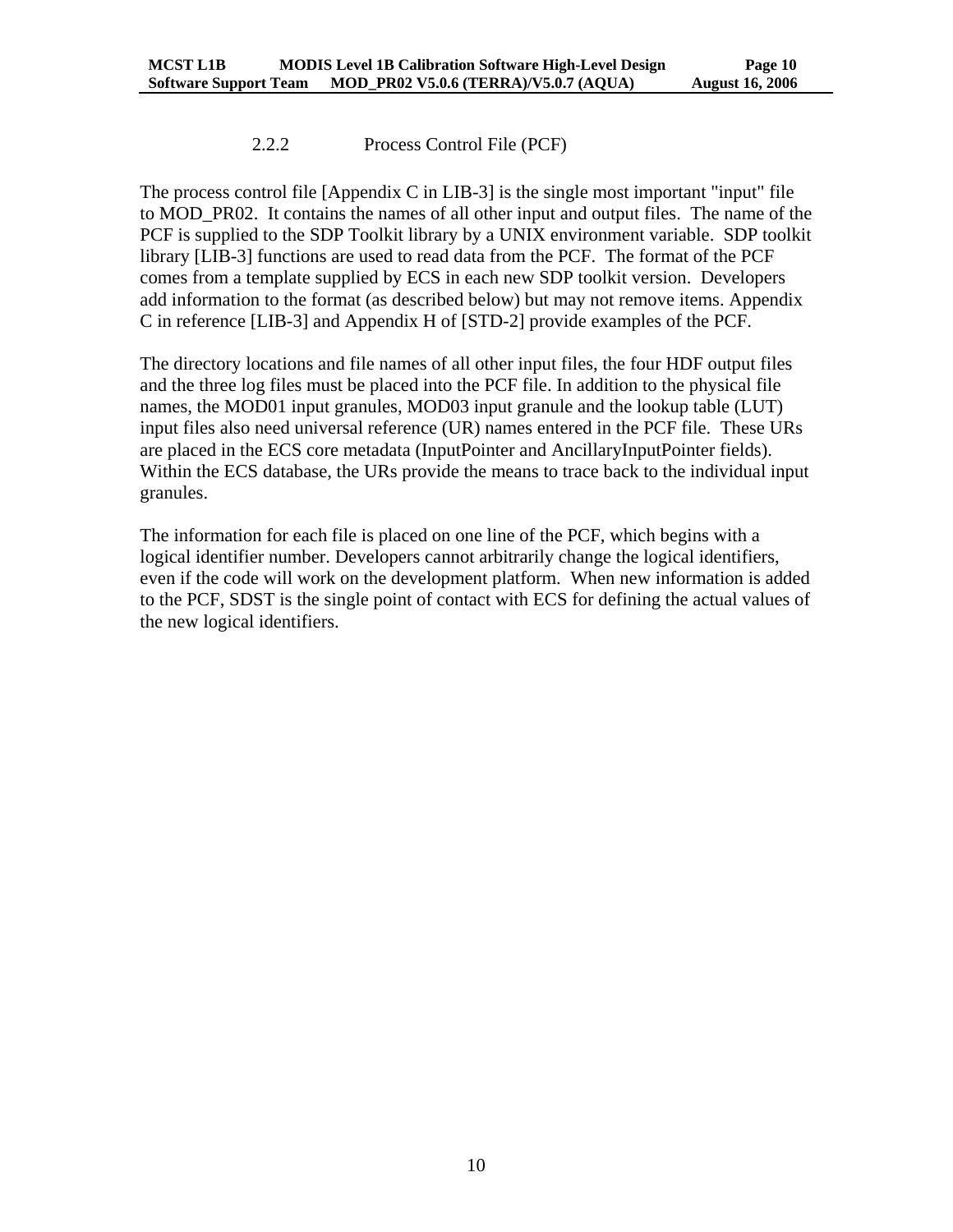### 2.2.2 Process Control File (PCF)

The process control file [Appendix C in LIB-3] is the single most important "input" file to MOD_PR02. It contains the names of all other input and output files. The name of the PCF is supplied to the SDP Toolkit library by a UNIX environment variable. SDP toolkit library [LIB-3] functions are used to read data from the PCF. The format of the PCF comes from a template supplied by ECS in each new SDP toolkit version. Developers add information to the format (as described below) but may not remove items. Appendix C in reference [LIB-3] and Appendix H of [STD-2] provide examples of the PCF.

The directory locations and file names of all other input files, the four HDF output files and the three log files must be placed into the PCF file. In addition to the physical file names, the MOD01 input granules, MOD03 input granule and the lookup table (LUT) input files also need universal reference (UR) names entered in the PCF file. These URs are placed in the ECS core metadata (InputPointer and AncillaryInputPointer fields). Within the ECS database, the URs provide the means to trace back to the individual input granules.

The information for each file is placed on one line of the PCF, which begins with a logical identifier number. Developers cannot arbitrarily change the logical identifiers, even if the code will work on the development platform. When new information is added to the PCF, SDST is the single point of contact with ECS for defining the actual values of the new logical identifiers.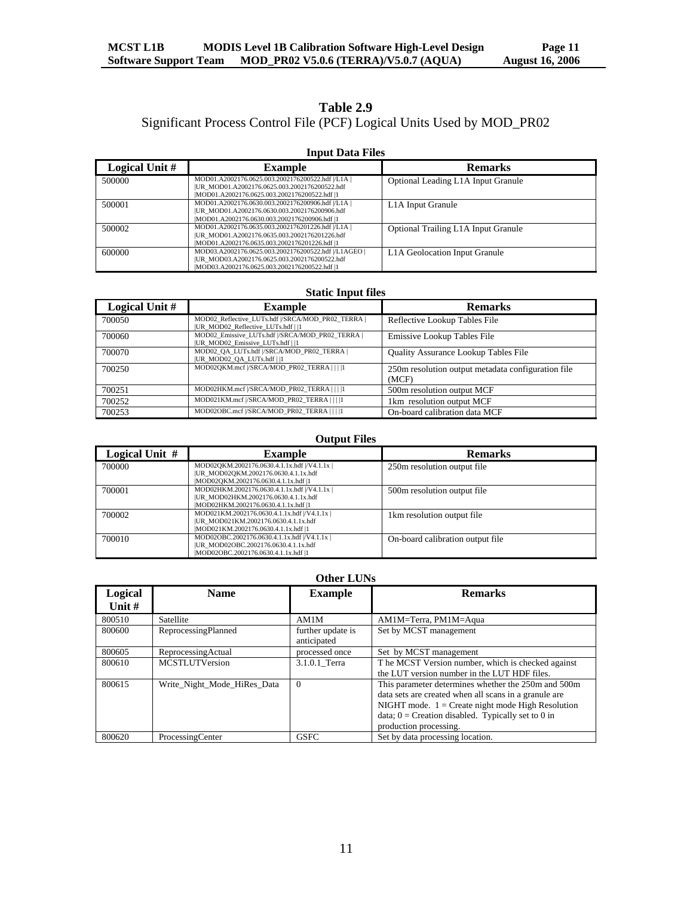**Table 2.9**

Significant Process Control File (PCF) Logical Units Used by MOD_PR02

**Input Data Files**

| Logical Unit # | Example | Remarks |
|---|---|---|
| 500000 | MOD01.A2002176.0625.003.2002176200522.hdf \|/L1A \| \|UR_MOD01.A2002176.0625.003.2002176200522.hdf \|MOD01.A2002176.0625.003.2002176200522.hdf \|1 | Optional Leading L1A Input Granule |
| 500001 | MOD01.A2002176.0630.003.2002176200906.hdf \|/L1A \| \|UR_MOD01.A2002176.0630.003.2002176200906.hdf \|MOD01.A2002176.0630.003.2002176200906.hdf \|1 | L1A Input Granule |
| 500002 | MOD01.A2002176.0635.003.2002176201226.hdf \|/L1A \| \|UR_MOD01.A2002176.0635.003.2002176201226.hdf \|MOD01.A2002176.0635.003.2002176201226.hdf \|1 | Optional Trailing L1A Input Granule |
| 600000 | MOD03.A2002176.0625.003.2002176200522.hdf \|/L1AGEO \| \|UR_MOD03.A2002176.0625.003.2002176200522.hdf \|MOD03.A2002176.0625.003.2002176200522.hdf \|1 | L1A Geolocation Input Granule |

**Static Input files**

| Logical Unit # | Example | Remarks |
|---|---|---|
| 700050 | MOD02_Reflective_LUTs.hdf \|/SRCA/MOD_PR02_TERRA \| \|UR_MOD02_Reflective_LUTs.hdf \| \|1 | Reflective Lookup Tables File |
| 700060 | MOD02_Emissive_LUTs.hdf \|/SRCA/MOD_PR02_TERRA \| \|UR_MOD02_Emissive_LUTs.hdf \| \|1 | Emissive Lookup Tables File |
| 700070 | MOD02_QA_LUTs.hdf \|/SRCA/MOD_PR02_TERRA \| \|UR_MOD02_QA_LUTs.hdf \| \|1 | Quality Assurance Lookup Tables File |
| 700250 | MOD02QKM.mcf \|/SRCA/MOD_PR02_TERRA \| \| \| \|1 | 250m resolution output metadata configuration file (MCF) |
| 700251 | MOD02HKM.mcf \|/SRCA/MOD_PR02_TERRA \| \| \| \|1 | 500m resolution output MCF |
| 700252 | MOD021KM.mcf \|/SRCA/MOD_PR02_TERRA \| \| \| \|1 | 1km resolution output MCF |
| 700253 | MOD02OBC.mcf \|/SRCA/MOD_PR02_TERRA \| \| \| \|1 | On-board calibration data MCF |

**Output Files**

| Logical Unit # | Example | Remarks |
|---|---|---|
| 700000 | MOD02QKM.2002176.0630.4.1.1x.hdf \|/V4.1.1x \| \|UR_MOD02QKM.2002176.0630.4.1.1x.hdf \|MOD02QKM.2002176.0630.4.1.1x.hdf \|1 | 250m resolution output file |
| 700001 | MOD02HKM.2002176.0630.4.1.1x.hdf \|/V4.1.1x \| \|UR_MOD02HKM.2002176.0630.4.1.1x.hdf \|MOD02HKM.2002176.0630.4.1.1x.hdf \|1 | 500m resolution output file |
| 700002 | MOD021KM.2002176.0630.4.1.1x.hdf \|/V4.1.1x \| \|UR_MOD021KM.2002176.0630.4.1.1x.hdf \|MOD021KM.2002176.0630.4.1.1x.hdf \|1 | 1km resolution output file |
| 700010 | MOD02OBC.2002176.0630.4.1.1x.hdf \|/V4.1.1x \| \|UR_MOD02OBC.2002176.0630.4.1.1x.hdf \|MOD02OBC.2002176.0630.4.1.1x.hdf \|1 | On-board calibration output file |

**Other LUNs**

| Logical Unit # | Name | Example | Remarks |
|---|---|---|---|
| 800510 | Satellite | AM1M | AM1M=Terra, PM1M=Aqua |
| 800600 | ReprocessingPlanned | further update is anticipated | Set by MCST management |
| 800605 | ReprocessingActual | processed once | Set by MCST management |
| 800610 | MCSTLUTVersion | 3.1.0.1_Terra | T he MCST Version number, which is checked against the LUT version number in the LUT HDF files. |
| 800615 | Write_Night_Mode_HiRes_Data | 0 | This parameter determines whether the 250m and 500m data sets are created when all scans in a granule are NIGHT mode. 1 = Create night mode High Resolution data; 0 = Creation disabled. Typically set to 0 in production processing. |
| 800620 | ProcessingCenter | GSFC | Set by data processing location. |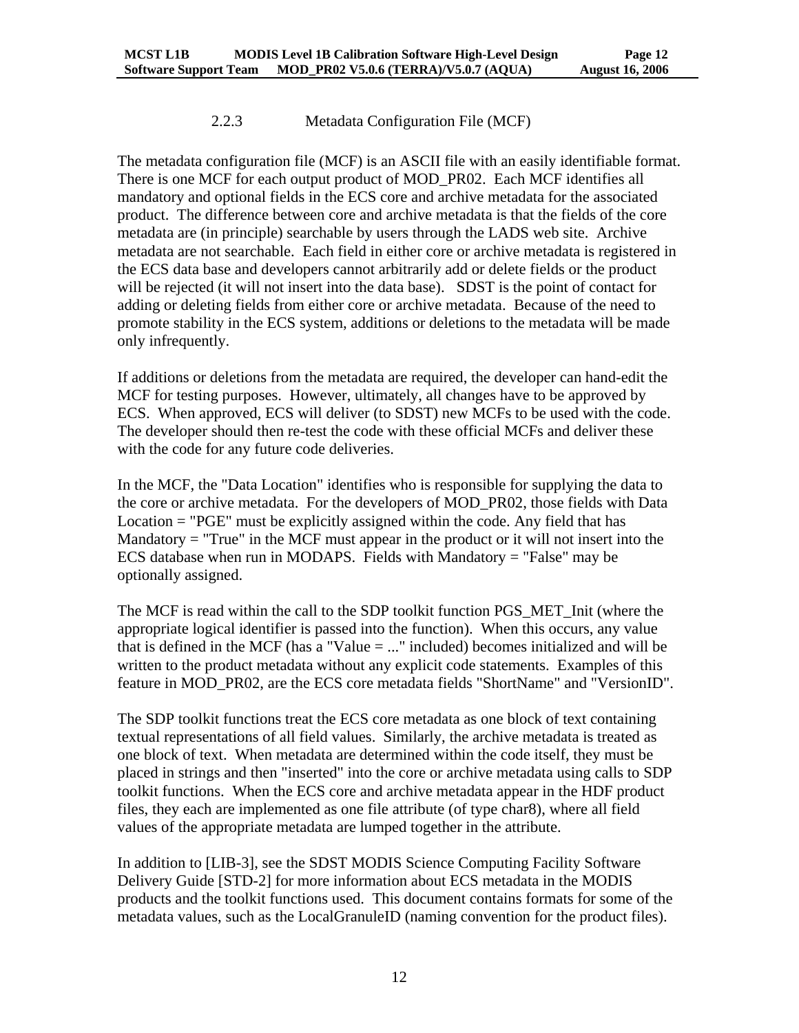### 2.2.3 Metadata Configuration File (MCF)

The metadata configuration file (MCF) is an ASCII file with an easily identifiable format. There is one MCF for each output product of MOD_PR02. Each MCF identifies all mandatory and optional fields in the ECS core and archive metadata for the associated product. The difference between core and archive metadata is that the fields of the core metadata are (in principle) searchable by users through the LADS web site. Archive metadata are not searchable. Each field in either core or archive metadata is registered in the ECS data base and developers cannot arbitrarily add or delete fields or the product will be rejected (it will not insert into the data base). SDST is the point of contact for adding or deleting fields from either core or archive metadata. Because of the need to promote stability in the ECS system, additions or deletions to the metadata will be made only infrequently.

If additions or deletions from the metadata are required, the developer can hand-edit the MCF for testing purposes. However, ultimately, all changes have to be approved by ECS. When approved, ECS will deliver (to SDST) new MCFs to be used with the code. The developer should then re-test the code with these official MCFs and deliver these with the code for any future code deliveries.

In the MCF, the "Data Location" identifies who is responsible for supplying the data to the core or archive metadata. For the developers of MOD_PR02, those fields with Data Location = "PGE" must be explicitly assigned within the code. Any field that has Mandatory = "True" in the MCF must appear in the product or it will not insert into the ECS database when run in MODAPS. Fields with Mandatory = "False" may be optionally assigned.

The MCF is read within the call to the SDP toolkit function PGS_MET_Init (where the appropriate logical identifier is passed into the function). When this occurs, any value that is defined in the MCF (has a "Value = ..." included) becomes initialized and will be written to the product metadata without any explicit code statements. Examples of this feature in MOD_PR02, are the ECS core metadata fields "ShortName" and "VersionID".

The SDP toolkit functions treat the ECS core metadata as one block of text containing textual representations of all field values. Similarly, the archive metadata is treated as one block of text. When metadata are determined within the code itself, they must be placed in strings and then "inserted" into the core or archive metadata using calls to SDP toolkit functions. When the ECS core and archive metadata appear in the HDF product files, they each are implemented as one file attribute (of type char8), where all field values of the appropriate metadata are lumped together in the attribute.

In addition to [LIB-3], see the SDST MODIS Science Computing Facility Software Delivery Guide [STD-2] for more information about ECS metadata in the MODIS products and the toolkit functions used. This document contains formats for some of the metadata values, such as the LocalGranuleID (naming convention for the product files).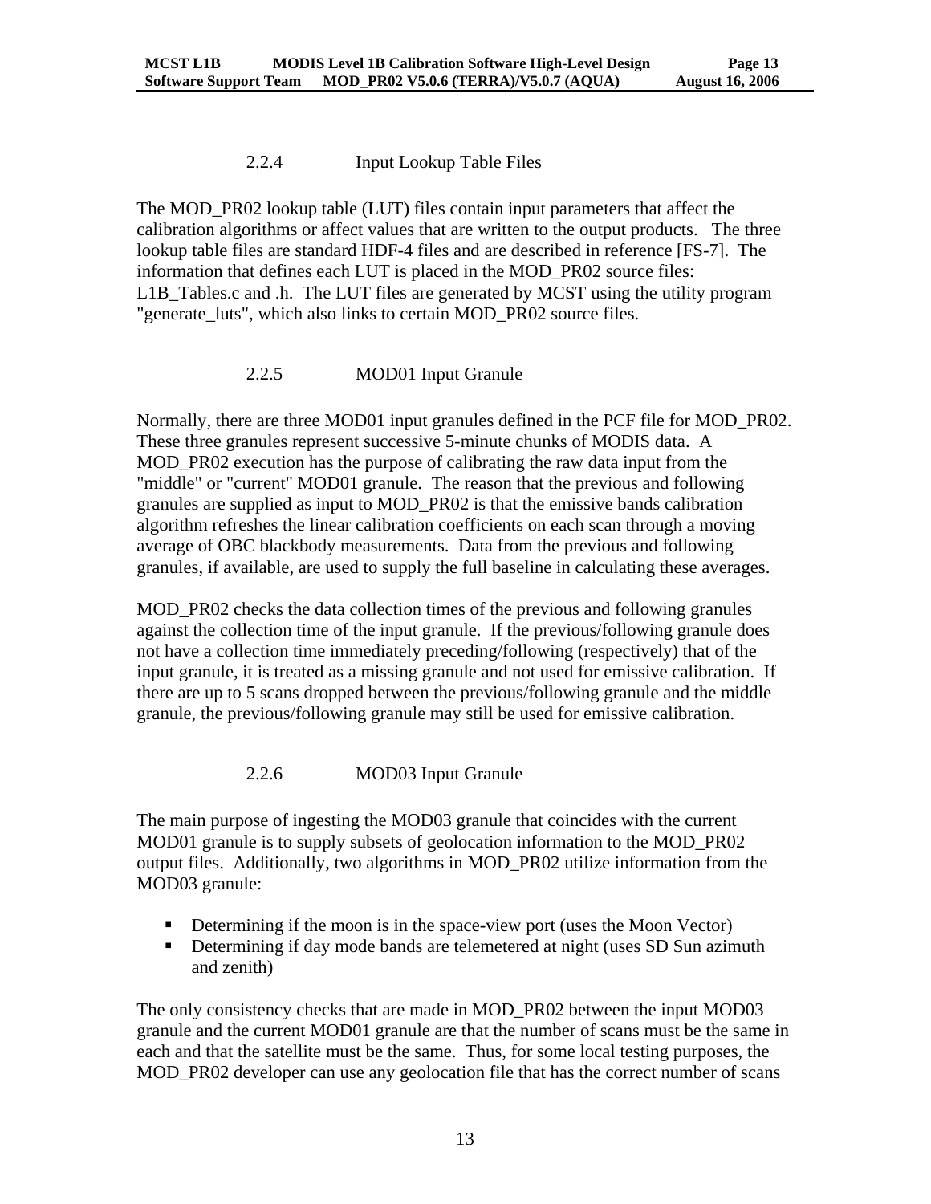### 2.2.4 Input Lookup Table Files

The MOD_PR02 lookup table (LUT) files contain input parameters that affect the calibration algorithms or affect values that are written to the output products. The three lookup table files are standard HDF-4 files and are described in reference [FS-7]. The information that defines each LUT is placed in the MOD_PR02 source files: L1B_Tables.c and .h. The LUT files are generated by MCST using the utility program "generate_luts", which also links to certain MOD_PR02 source files.

### 2.2.5 MOD01 Input Granule

Normally, there are three MOD01 input granules defined in the PCF file for MOD_PR02. These three granules represent successive 5-minute chunks of MODIS data. A MOD_PR02 execution has the purpose of calibrating the raw data input from the "middle" or "current" MOD01 granule. The reason that the previous and following granules are supplied as input to MOD_PR02 is that the emissive bands calibration algorithm refreshes the linear calibration coefficients on each scan through a moving average of OBC blackbody measurements. Data from the previous and following granules, if available, are used to supply the full baseline in calculating these averages.

MOD_PR02 checks the data collection times of the previous and following granules against the collection time of the input granule. If the previous/following granule does not have a collection time immediately preceding/following (respectively) that of the input granule, it is treated as a missing granule and not used for emissive calibration. If there are up to 5 scans dropped between the previous/following granule and the middle granule, the previous/following granule may still be used for emissive calibration.

### 2.2.6 MOD03 Input Granule

The main purpose of ingesting the MOD03 granule that coincides with the current MOD01 granule is to supply subsets of geolocation information to the MOD_PR02 output files. Additionally, two algorithms in MOD_PR02 utilize information from the MOD03 granule:

- Determining if the moon is in the space-view port (uses the Moon Vector)
- Determining if day mode bands are telemetered at night (uses SD Sun azimuth and zenith)

The only consistency checks that are made in MOD_PR02 between the input MOD03 granule and the current MOD01 granule are that the number of scans must be the same in each and that the satellite must be the same. Thus, for some local testing purposes, the MOD_PR02 developer can use any geolocation file that has the correct number of scans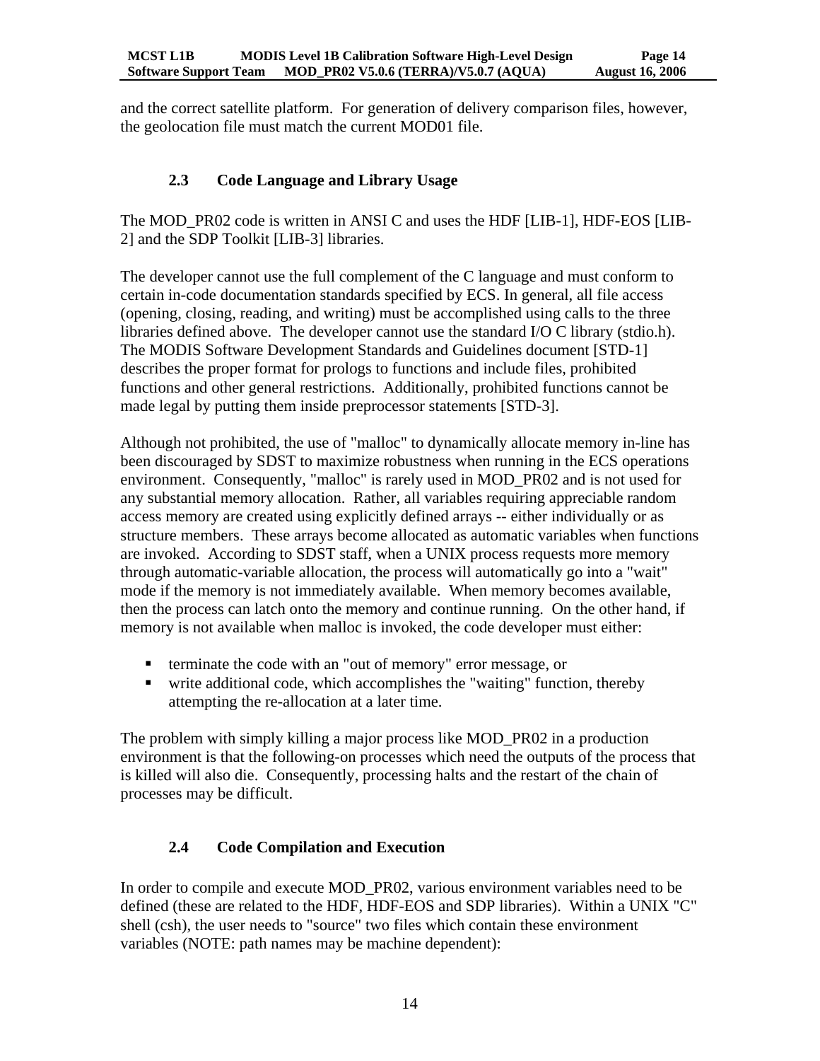and the correct satellite platform. For generation of delivery comparison files, however, the geolocation file must match the current MOD01 file.

### 2.3 Code Language and Library Usage

The MOD_PR02 code is written in ANSI C and uses the HDF [LIB-1], HDF-EOS [LIB-2] and the SDP Toolkit [LIB-3] libraries.

The developer cannot use the full complement of the C language and must conform to certain in-code documentation standards specified by ECS. In general, all file access (opening, closing, reading, and writing) must be accomplished using calls to the three libraries defined above. The developer cannot use the standard I/O C library (stdio.h). The MODIS Software Development Standards and Guidelines document [STD-1] describes the proper format for prologs to functions and include files, prohibited functions and other general restrictions. Additionally, prohibited functions cannot be made legal by putting them inside preprocessor statements [STD-3].

Although not prohibited, the use of "malloc" to dynamically allocate memory in-line has been discouraged by SDST to maximize robustness when running in the ECS operations environment. Consequently, "malloc" is rarely used in MOD_PR02 and is not used for any substantial memory allocation. Rather, all variables requiring appreciable random access memory are created using explicitly defined arrays -- either individually or as structure members. These arrays become allocated as automatic variables when functions are invoked. According to SDST staff, when a UNIX process requests more memory through automatic-variable allocation, the process will automatically go into a "wait" mode if the memory is not immediately available. When memory becomes available, then the process can latch onto the memory and continue running. On the other hand, if memory is not available when malloc is invoked, the code developer must either:

- terminate the code with an "out of memory" error message, or
- write additional code, which accomplishes the "waiting" function, thereby attempting the re-allocation at a later time.

The problem with simply killing a major process like MOD_PR02 in a production environment is that the following-on processes which need the outputs of the process that is killed will also die. Consequently, processing halts and the restart of the chain of processes may be difficult.

### 2.4 Code Compilation and Execution

In order to compile and execute MOD_PR02, various environment variables need to be defined (these are related to the HDF, HDF-EOS and SDP libraries). Within a UNIX "C" shell (csh), the user needs to "source" two files which contain these environment variables (NOTE: path names may be machine dependent):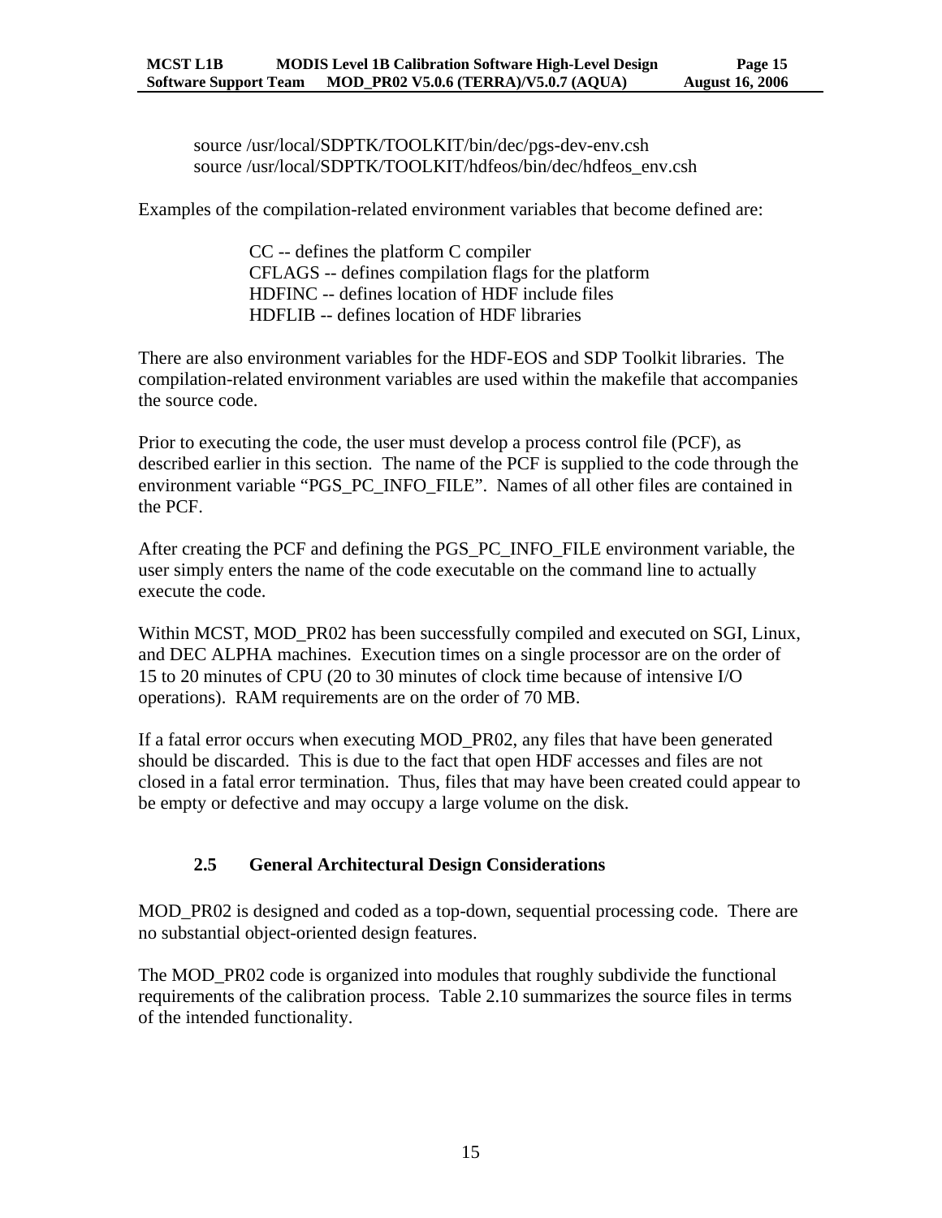source /usr/local/SDPTK/TOOLKIT/bin/dec/pgs-dev-env.csh
source /usr/local/SDPTK/TOOLKIT/hdfeos/bin/dec/hdfeos_env.csh

Examples of the compilation-related environment variables that become defined are:

CC -- defines the platform C compiler
CFLAGS -- defines compilation flags for the platform
HDFINC -- defines location of HDF include files
HDFLIB -- defines location of HDF libraries

There are also environment variables for the HDF-EOS and SDP Toolkit libraries. The compilation-related environment variables are used within the makefile that accompanies the source code.

Prior to executing the code, the user must develop a process control file (PCF), as described earlier in this section. The name of the PCF is supplied to the code through the environment variable “PGS_PC_INFO_FILE”. Names of all other files are contained in the PCF.

After creating the PCF and defining the PGS_PC_INFO_FILE environment variable, the user simply enters the name of the code executable on the command line to actually execute the code.

Within MCST, MOD_PR02 has been successfully compiled and executed on SGI, Linux, and DEC ALPHA machines. Execution times on a single processor are on the order of 15 to 20 minutes of CPU (20 to 30 minutes of clock time because of intensive I/O operations). RAM requirements are on the order of 70 MB.

If a fatal error occurs when executing MOD_PR02, any files that have been generated should be discarded. This is due to the fact that open HDF accesses and files are not closed in a fatal error termination. Thus, files that may have been created could appear to be empty or defective and may occupy a large volume on the disk.

## 2.5 General Architectural Design Considerations

MOD_PR02 is designed and coded as a top-down, sequential processing code. There are no substantial object-oriented design features.

The MOD_PR02 code is organized into modules that roughly subdivide the functional requirements of the calibration process. Table 2.10 summarizes the source files in terms of the intended functionality.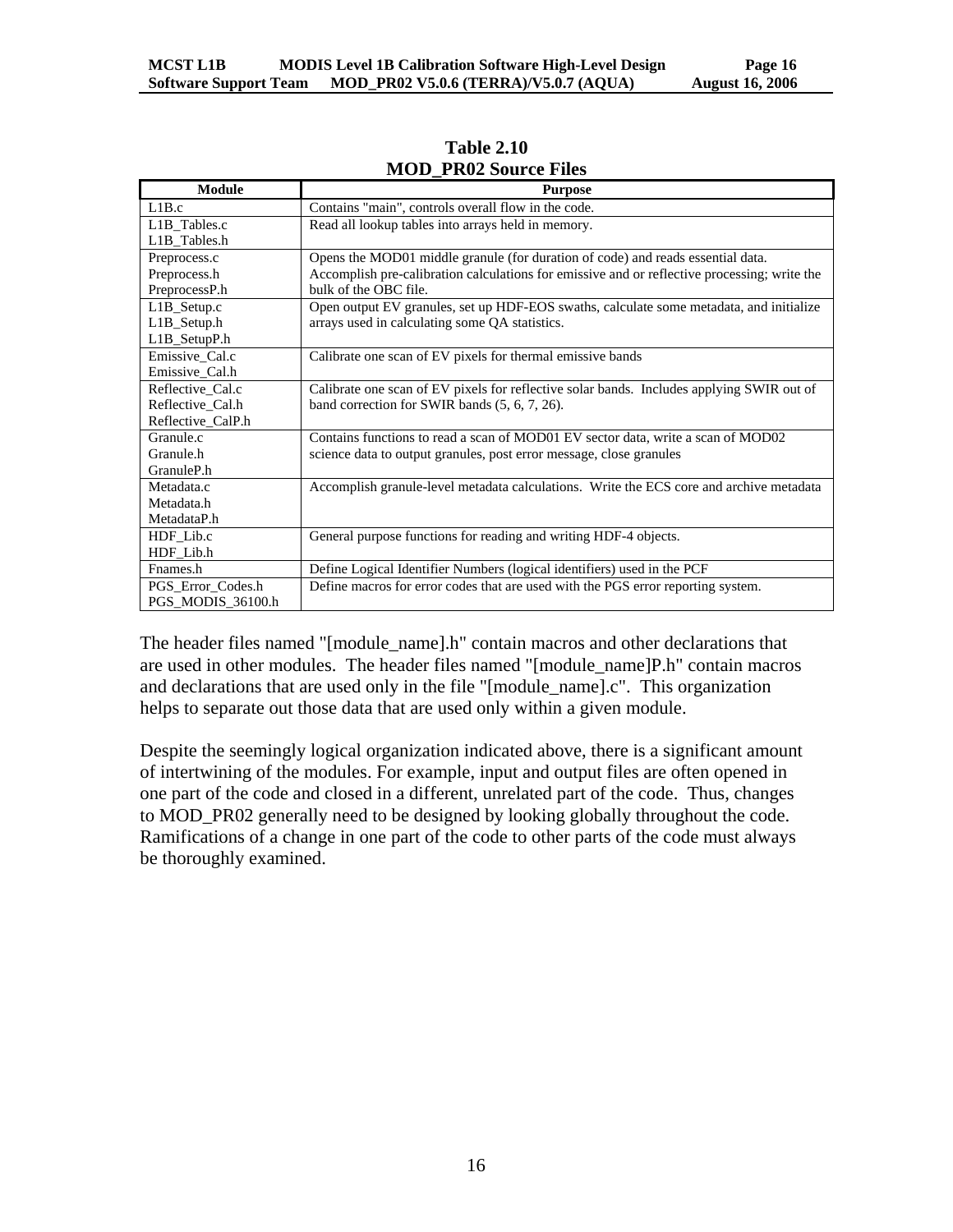**Table 2.10**
**MOD_PR02 Source Files**

| Module | Purpose |
|---|---|
| L1B.c | Contains "main", controls overall flow in the code. |
| L1B_Tables.c<br>L1B_Tables.h | Read all lookup tables into arrays held in memory. |
| Preprocess.c<br>Preprocess.h<br>PreprocessP.h | Opens the MOD01 middle granule (for duration of code) and reads essential data. Accomplish pre-calibration calculations for emissive and or reflective processing; write the bulk of the OBC file. |
| L1B_Setup.c<br>L1B_Setup.h<br>L1B_SetupP.h | Open output EV granules, set up HDF-EOS swaths, calculate some metadata, and initialize arrays used in calculating some QA statistics. |
| Emissive_Cal.c<br>Emissive_Cal.h | Calibrate one scan of EV pixels for thermal emissive bands |
| Reflective_Cal.c<br>Reflective_Cal.h<br>Reflective_CalP.h | Calibrate one scan of EV pixels for reflective solar bands. Includes applying SWIR out of band correction for SWIR bands (5, 6, 7, 26). |
| Granule.c<br>Granule.h<br>GranuleP.h | Contains functions to read a scan of MOD01 EV sector data, write a scan of MOD02 science data to output granules, post error message, close granules |
| Metadata.c<br>Metadata.h<br>MetadataP.h | Accomplish granule-level metadata calculations. Write the ECS core and archive metadata |
| HDF_Lib.c<br>HDF_Lib.h | General purpose functions for reading and writing HDF-4 objects. |
| Fnames.h | Define Logical Identifier Numbers (logical identifiers) used in the PCF |
| PGS_Error_Codes.h<br>PGS_MODIS_36100.h | Define macros for error codes that are used with the PGS error reporting system. |

The header files named "[module_name].h" contain macros and other declarations that are used in other modules. The header files named "[module_name]P.h" contain macros and declarations that are used only in the file "[module_name].c". This organization helps to separate out those data that are used only within a given module.

Despite the seemingly logical organization indicated above, there is a significant amount of intertwining of the modules. For example, input and output files are often opened in one part of the code and closed in a different, unrelated part of the code. Thus, changes to MOD_PR02 generally need to be designed by looking globally throughout the code. Ramifications of a change in one part of the code to other parts of the code must always be thoroughly examined.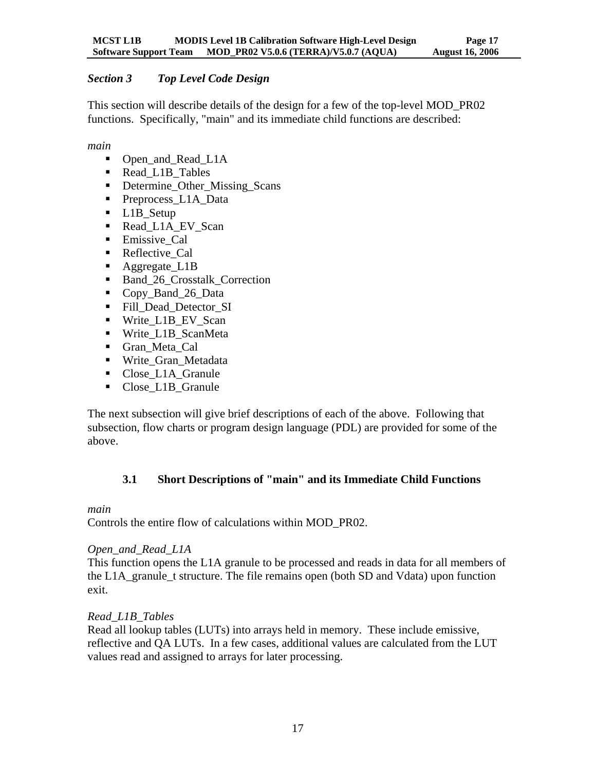## *Section 3 Top Level Code Design*

This section will describe details of the design for a few of the top-level MOD_PR02 functions. Specifically, "main" and its immediate child functions are described:

*main*

- Open_and_Read_L1A
- Read_L1B_Tables
- Determine_Other_Missing_Scans
- Preprocess_L1A_Data
- L1B_Setup
- Read_L1A_EV_Scan
- Emissive_Cal
- Reflective_Cal
- Aggregate_L1B
- Band_26_Crosstalk_Correction
- Copy_Band_26_Data
- Fill_Dead_Detector_SI
- Write_L1B_EV_Scan
- Write_L1B_ScanMeta
- Gran_Meta_Cal
- Write_Gran_Metadata
- Close_L1A_Granule
- Close_L1B_Granule

The next subsection will give brief descriptions of each of the above. Following that subsection, flow charts or program design language (PDL) are provided for some of the above.

### 3.1 Short Descriptions of "main" and its Immediate Child Functions

*main*

Controls the entire flow of calculations within MOD_PR02.

*Open_and_Read_L1A*

This function opens the L1A granule to be processed and reads in data for all members of the L1A_granule_t structure. The file remains open (both SD and Vdata) upon function exit.

*Read_L1B_Tables*

Read all lookup tables (LUTs) into arrays held in memory. These include emissive, reflective and QA LUTs. In a few cases, additional values are calculated from the LUT values read and assigned to arrays for later processing.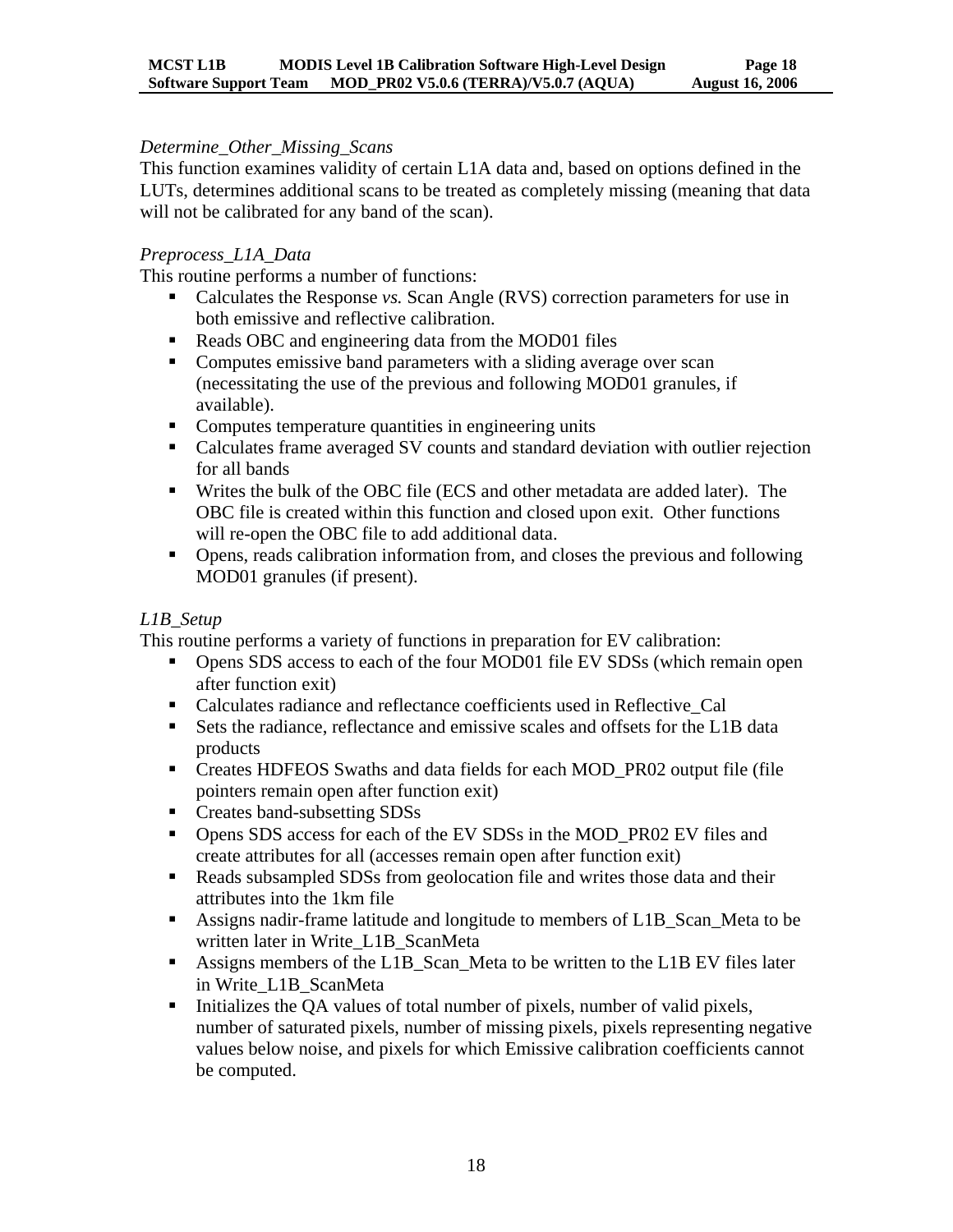*Determine_Other_Missing_Scans*

This function examines validity of certain L1A data and, based on options defined in the LUTs, determines additional scans to be treated as completely missing (meaning that data will not be calibrated for any band of the scan).

*Preprocess_L1A_Data*

This routine performs a number of functions:

- Calculates the Response *vs.* Scan Angle (RVS) correction parameters for use in both emissive and reflective calibration.
- Reads OBC and engineering data from the MOD01 files
- Computes emissive band parameters with a sliding average over scan (necessitating the use of the previous and following MOD01 granules, if available).
- Computes temperature quantities in engineering units
- Calculates frame averaged SV counts and standard deviation with outlier rejection for all bands
- Writes the bulk of the OBC file (ECS and other metadata are added later). The OBC file is created within this function and closed upon exit. Other functions will re-open the OBC file to add additional data.
- Opens, reads calibration information from, and closes the previous and following MOD01 granules (if present).

*L1B_Setup*

This routine performs a variety of functions in preparation for EV calibration:

- Opens SDS access to each of the four MOD01 file EV SDSs (which remain open after function exit)
- Calculates radiance and reflectance coefficients used in Reflective_Cal
- Sets the radiance, reflectance and emissive scales and offsets for the L1B data products
- Creates HDFEOS Swaths and data fields for each MOD_PR02 output file (file pointers remain open after function exit)
- Creates band-subsetting SDSs
- Opens SDS access for each of the EV SDSs in the MOD_PR02 EV files and create attributes for all (accesses remain open after function exit)
- Reads subsampled SDSs from geolocation file and writes those data and their attributes into the 1km file
- Assigns nadir-frame latitude and longitude to members of L1B_Scan_Meta to be written later in Write_L1B_ScanMeta
- Assigns members of the L1B_Scan_Meta to be written to the L1B EV files later in Write_L1B_ScanMeta
- Initializes the QA values of total number of pixels, number of valid pixels, number of saturated pixels, number of missing pixels, pixels representing negative values below noise, and pixels for which Emissive calibration coefficients cannot be computed.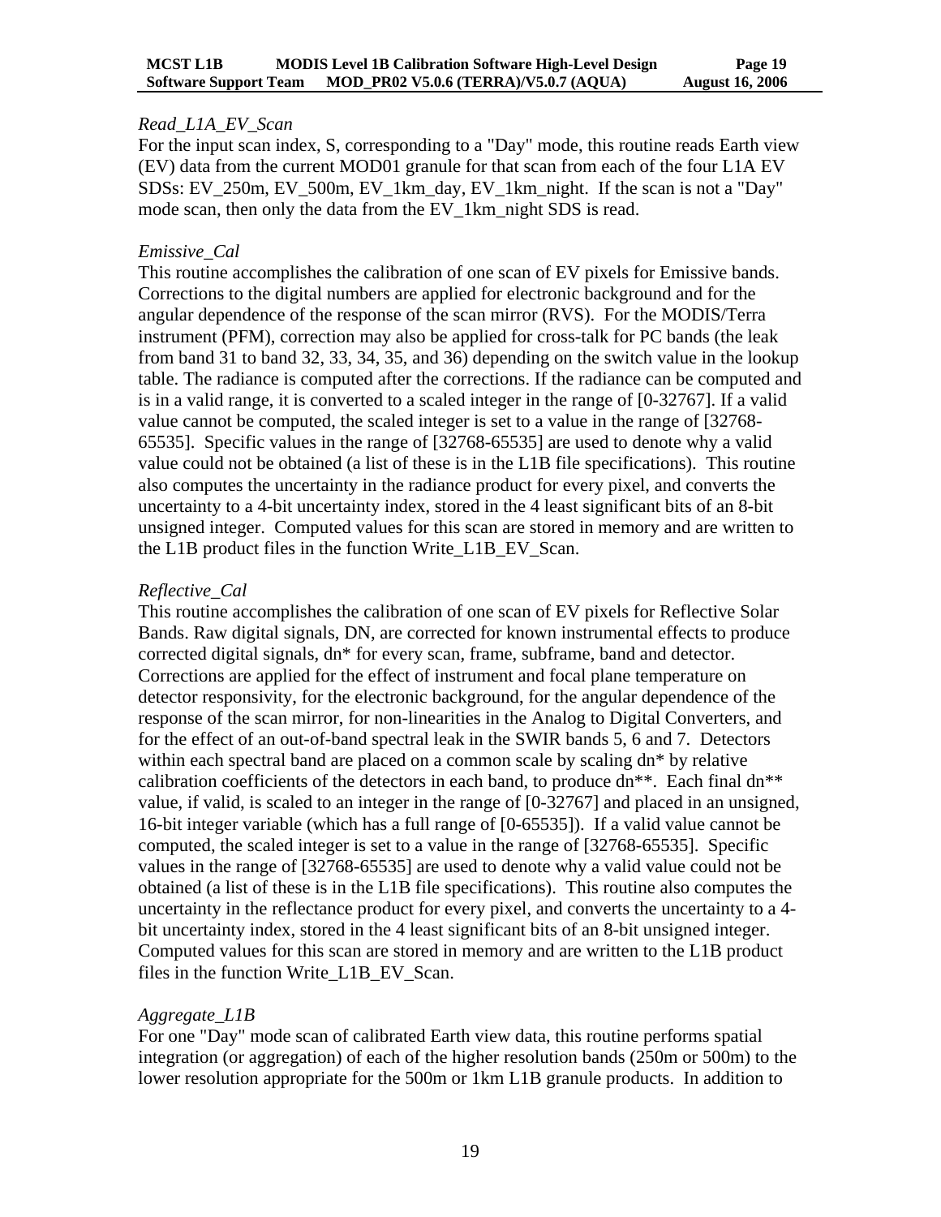*Read_L1A_EV_Scan*

For the input scan index, S, corresponding to a "Day" mode, this routine reads Earth view (EV) data from the current MOD01 granule for that scan from each of the four L1A EV SDSs: EV_250m, EV_500m, EV_1km_day, EV_1km_night. If the scan is not a "Day" mode scan, then only the data from the EV_1km_night SDS is read.

*Emissive_Cal*

This routine accomplishes the calibration of one scan of EV pixels for Emissive bands. Corrections to the digital numbers are applied for electronic background and for the angular dependence of the response of the scan mirror (RVS). For the MODIS/Terra instrument (PFM), correction may also be applied for cross-talk for PC bands (the leak from band 31 to band 32, 33, 34, 35, and 36) depending on the switch value in the lookup table. The radiance is computed after the corrections. If the radiance can be computed and is in a valid range, it is converted to a scaled integer in the range of [0-32767]. If a valid value cannot be computed, the scaled integer is set to a value in the range of [32768-65535]. Specific values in the range of [32768-65535] are used to denote why a valid value could not be obtained (a list of these is in the L1B file specifications). This routine also computes the uncertainty in the radiance product for every pixel, and converts the uncertainty to a 4-bit uncertainty index, stored in the 4 least significant bits of an 8-bit unsigned integer. Computed values for this scan are stored in memory and are written to the L1B product files in the function Write_L1B_EV_Scan.

*Reflective_Cal*

This routine accomplishes the calibration of one scan of EV pixels for Reflective Solar Bands. Raw digital signals, DN, are corrected for known instrumental effects to produce corrected digital signals, dn* for every scan, frame, subframe, band and detector. Corrections are applied for the effect of instrument and focal plane temperature on detector responsivity, for the electronic background, for the angular dependence of the response of the scan mirror, for non-linearities in the Analog to Digital Converters, and for the effect of an out-of-band spectral leak in the SWIR bands 5, 6 and 7. Detectors within each spectral band are placed on a common scale by scaling dn* by relative calibration coefficients of the detectors in each band, to produce dn**. Each final dn** value, if valid, is scaled to an integer in the range of [0-32767] and placed in an unsigned, 16-bit integer variable (which has a full range of [0-65535]). If a valid value cannot be computed, the scaled integer is set to a value in the range of [32768-65535]. Specific values in the range of [32768-65535] are used to denote why a valid value could not be obtained (a list of these is in the L1B file specifications). This routine also computes the uncertainty in the reflectance product for every pixel, and converts the uncertainty to a 4-bit uncertainty index, stored in the 4 least significant bits of an 8-bit unsigned integer. Computed values for this scan are stored in memory and are written to the L1B product files in the function Write_L1B_EV_Scan.

*Aggregate_L1B*

For one "Day" mode scan of calibrated Earth view data, this routine performs spatial integration (or aggregation) of each of the higher resolution bands (250m or 500m) to the lower resolution appropriate for the 500m or 1km L1B granule products. In addition to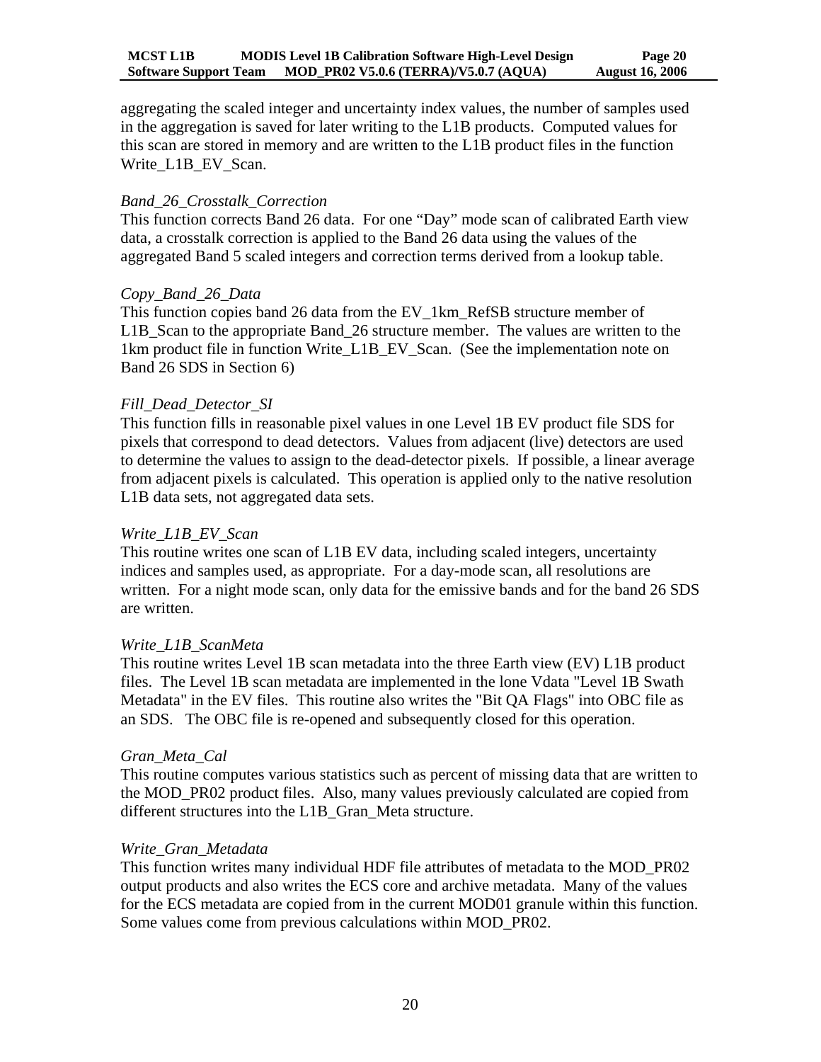aggregating the scaled integer and uncertainty index values, the number of samples used in the aggregation is saved for later writing to the L1B products. Computed values for this scan are stored in memory and are written to the L1B product files in the function Write_L1B_EV_Scan.

*Band_26_Crosstalk_Correction*
This function corrects Band 26 data. For one "Day" mode scan of calibrated Earth view data, a crosstalk correction is applied to the Band 26 data using the values of the aggregated Band 5 scaled integers and correction terms derived from a lookup table.

*Copy_Band_26_Data*
This function copies band 26 data from the EV_1km_RefSB structure member of L1B_Scan to the appropriate Band_26 structure member. The values are written to the 1km product file in function Write_L1B_EV_Scan. (See the implementation note on Band 26 SDS in Section 6)

*Fill_Dead_Detector_SI*
This function fills in reasonable pixel values in one Level 1B EV product file SDS for pixels that correspond to dead detectors. Values from adjacent (live) detectors are used to determine the values to assign to the dead-detector pixels. If possible, a linear average from adjacent pixels is calculated. This operation is applied only to the native resolution L1B data sets, not aggregated data sets.

*Write_L1B_EV_Scan*
This routine writes one scan of L1B EV data, including scaled integers, uncertainty indices and samples used, as appropriate. For a day-mode scan, all resolutions are written. For a night mode scan, only data for the emissive bands and for the band 26 SDS are written.

*Write_L1B_ScanMeta*
This routine writes Level 1B scan metadata into the three Earth view (EV) L1B product files. The Level 1B scan metadata are implemented in the lone Vdata "Level 1B Swath Metadata" in the EV files. This routine also writes the "Bit QA Flags" into OBC file as an SDS. The OBC file is re-opened and subsequently closed for this operation.

*Gran_Meta_Cal*
This routine computes various statistics such as percent of missing data that are written to the MOD_PR02 product files. Also, many values previously calculated are copied from different structures into the L1B_Gran_Meta structure.

*Write_Gran_Metadata*
This function writes many individual HDF file attributes of metadata to the MOD_PR02 output products and also writes the ECS core and archive metadata. Many of the values for the ECS metadata are copied from in the current MOD01 granule within this function. Some values come from previous calculations within MOD_PR02.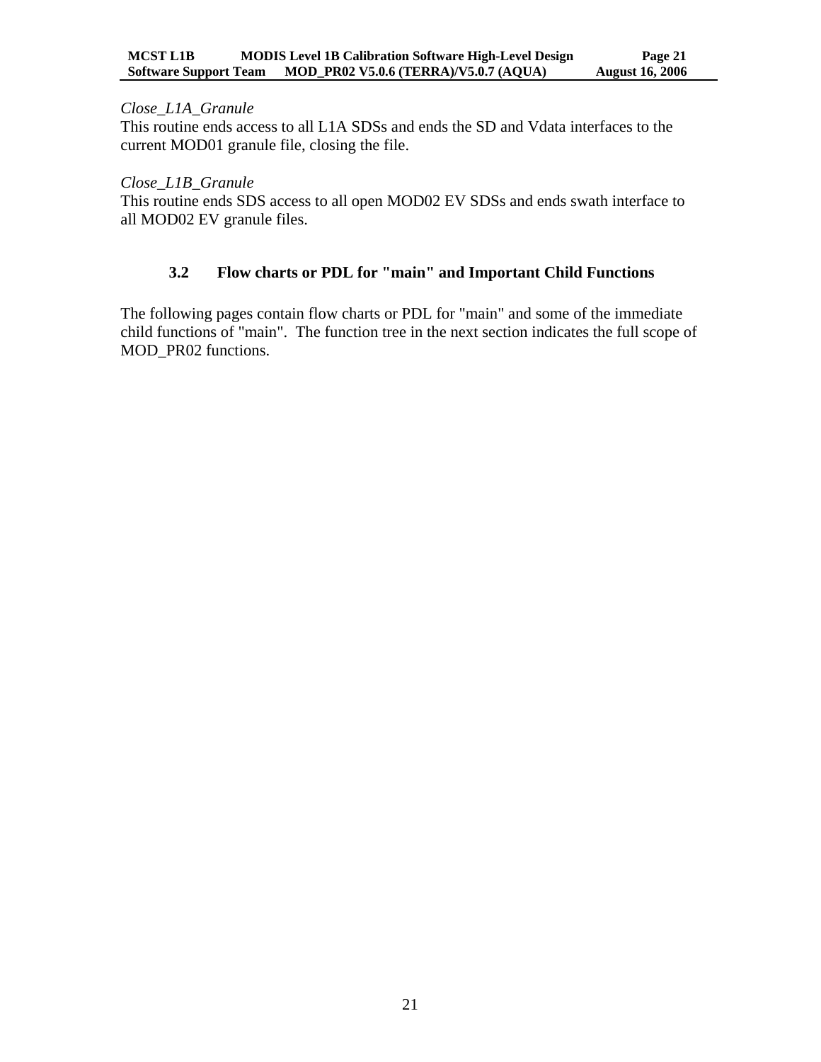*Close_L1A_Granule*

This routine ends access to all L1A SDSs and ends the SD and Vdata interfaces to the current MOD01 granule file, closing the file.

*Close_L1B_Granule*

This routine ends SDS access to all open MOD02 EV SDSs and ends swath interface to all MOD02 EV granule files.

### 3.2 Flow charts or PDL for "main" and Important Child Functions

The following pages contain flow charts or PDL for "main" and some of the immediate child functions of "main". The function tree in the next section indicates the full scope of MOD_PR02 functions.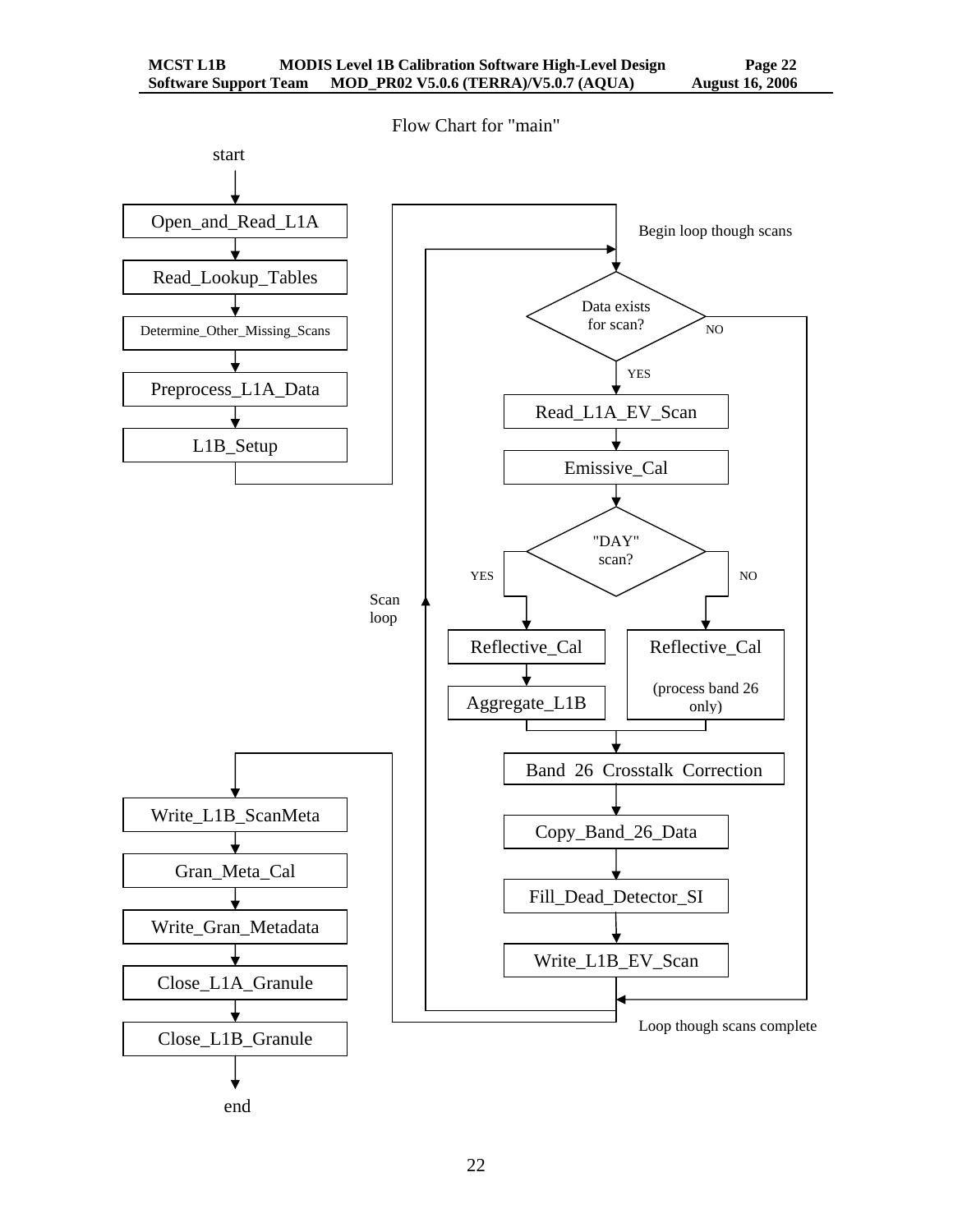Flow Chart for "main"

start

Open_and_Read_L1A

Read_Lookup_Tables

Determine_Other_Missing_Scans

Preprocess_L1A_Data

L1B_Setup

Begin loop though scans

Data exists for scan?

NO

YES

Read_L1A_EV_Scan

Emissive_Cal

"DAY" scan?

YES

NO

Scan loop

Reflective_Cal

Aggregate_L1B

Reflective_Cal

(process band 26 only)

Band 26 Crosstalk Correction

Copy_Band_26_Data

Fill_Dead_Detector_SI

Write_L1B_EV_Scan

Loop though scans complete

Write_L1B_ScanMeta

Gran_Meta_Cal

Write_Gran_Metadata

Close_L1A_Granule

Close_L1B_Granule

end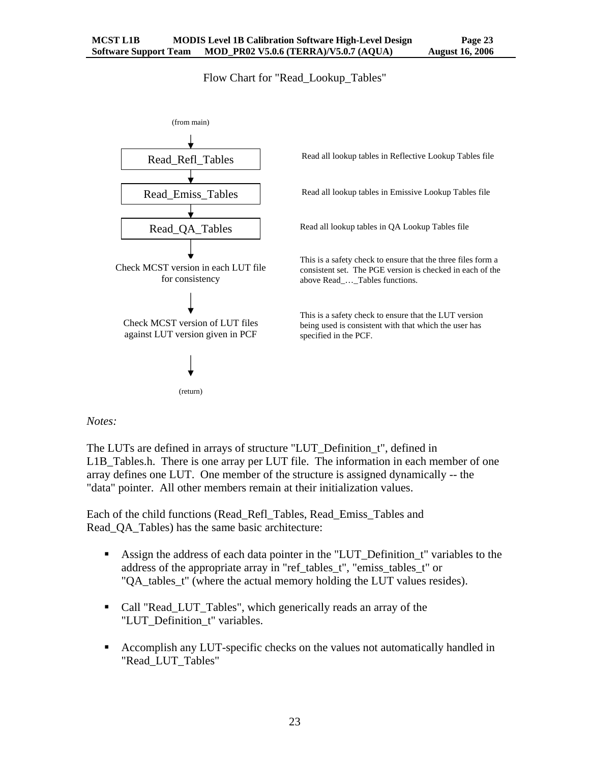Flow Chart for "Read_Lookup_Tables"

(from main)

↓

| Step | Description |
| --- | --- |
| Read_Refl_Tables | Read all lookup tables in Reflective Lookup Tables file |
| Read_Emiss_Tables | Read all lookup tables in Emissive Lookup Tables file |
| Read_QA_Tables | Read all lookup tables in QA Lookup Tables file |
| Check MCST version in each LUT file for consistency | This is a safety check to ensure that the three files form a consistent set. The PGE version is checked in each of the above Read_…_Tables functions. |
| Check MCST version of LUT files against LUT version given in PCF | This is a safety check to ensure that the LUT version being used is consistent with that which the user has specified in the PCF. |

↓

(return)

*Notes:*

The LUTs are defined in arrays of structure "LUT_Definition_t", defined in L1B_Tables.h. There is one array per LUT file. The information in each member of one array defines one LUT. One member of the structure is assigned dynamically -- the "data" pointer. All other members remain at their initialization values.

Each of the child functions (Read_Refl_Tables, Read_Emiss_Tables and Read_QA_Tables) has the same basic architecture:

- Assign the address of each data pointer in the "LUT_Definition_t" variables to the address of the appropriate array in "ref_tables_t", "emiss_tables_t" or "QA_tables_t" (where the actual memory holding the LUT values resides).
- Call "Read_LUT_Tables", which generically reads an array of the "LUT_Definition_t" variables.
- Accomplish any LUT-specific checks on the values not automatically handled in "Read_LUT_Tables"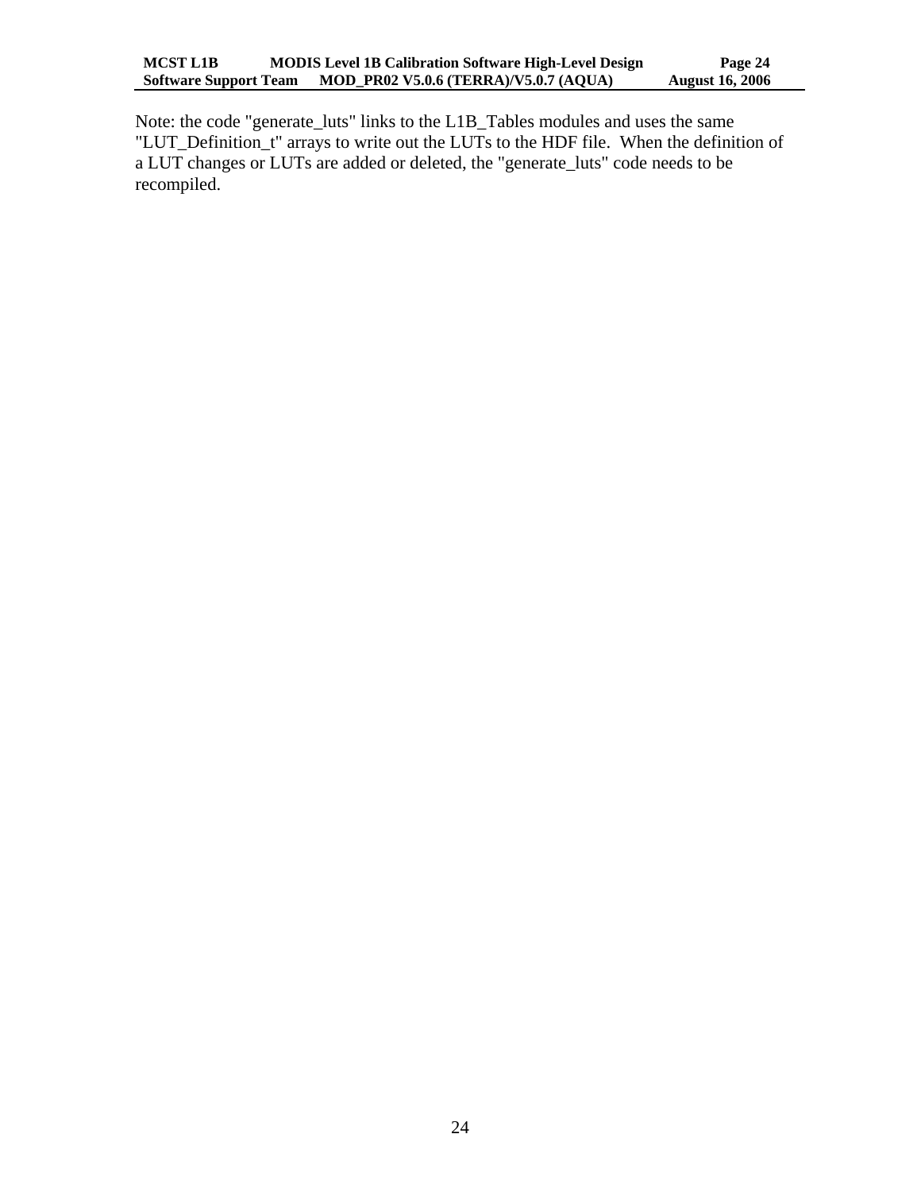Note: the code "generate_luts" links to the L1B_Tables modules and uses the same "LUT_Definition_t" arrays to write out the LUTs to the HDF file. When the definition of a LUT changes or LUTs are added or deleted, the "generate_luts" code needs to be recompiled.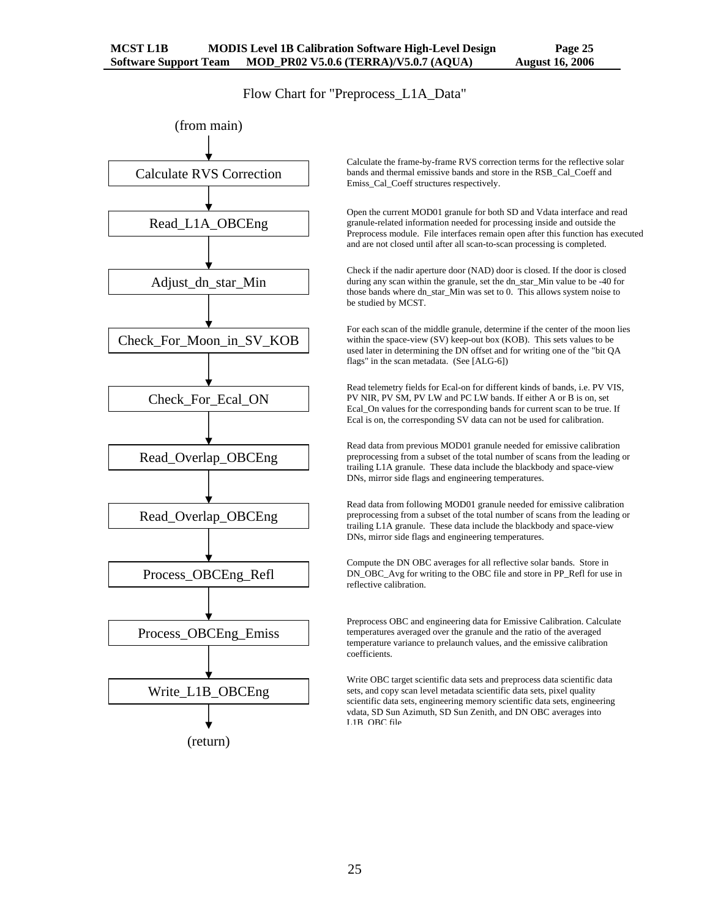Flow Chart for "Preprocess_L1A_Data"

(from main)

↓

**Calculate RVS Correction**

Calculate the frame-by-frame RVS correction terms for the reflective solar bands and thermal emissive bands and store in the RSB_Cal_Coeff and Emiss_Cal_Coeff structures respectively.

↓

**Read_L1A_OBCEng**

Open the current MOD01 granule for both SD and Vdata interface and read granule-related information needed for processing inside and outside the Preprocess module. File interfaces remain open after this function has executed and are not closed until after all scan-to-scan processing is completed.

↓

**Adjust_dn_star_Min**

Check if the nadir aperture door (NAD) door is closed. If the door is closed during any scan within the granule, set the dn_star_Min value to be -40 for those bands where dn_star_Min was set to 0. This allows system noise to be studied by MCST.

↓

**Check_For_Moon_in_SV_KOB**

For each scan of the middle granule, determine if the center of the moon lies within the space-view (SV) keep-out box (KOB). This sets values to be used later in determining the DN offset and for writing one of the "bit QA flags" in the scan metadata. (See [ALG-6])

↓

**Check_For_Ecal_ON**

Read telemetry fields for Ecal-on for different kinds of bands, i.e. PV VIS, PV NIR, PV SM, PV LW and PC LW bands. If either A or B is on, set Ecal_On values for the corresponding bands for current scan to be true. If Ecal is on, the corresponding SV data can not be used for calibration.

↓

**Read_Overlap_OBCEng**

Read data from previous MOD01 granule needed for emissive calibration preprocessing from a subset of the total number of scans from the leading or trailing L1A granule. These data include the blackbody and space-view DNs, mirror side flags and engineering temperatures.

↓

**Read_Overlap_OBCEng**

Read data from following MOD01 granule needed for emissive calibration preprocessing from a subset of the total number of scans from the leading or trailing L1A granule. These data include the blackbody and space-view DNs, mirror side flags and engineering temperatures.

↓

**Process_OBCEng_Refl**

Compute the DN OBC averages for all reflective solar bands. Store in DN_OBC_Avg for writing to the OBC file and store in PP_Refl for use in reflective calibration.

↓

**Process_OBCEng_Emiss**

Preprocess OBC and engineering data for Emissive Calibration. Calculate temperatures averaged over the granule and the ratio of the averaged temperature variance to prelaunch values, and the emissive calibration coefficients.

↓

**Write_L1B_OBCEng**

Write OBC target scientific data sets and preprocess data scientific data sets, and copy scan level metadata scientific data sets, pixel quality scientific data sets, engineering memory scientific data sets, engineering vdata, SD Sun Azimuth, SD Sun Zenith, and DN OBC averages into L1B_OBC file.

↓

(return)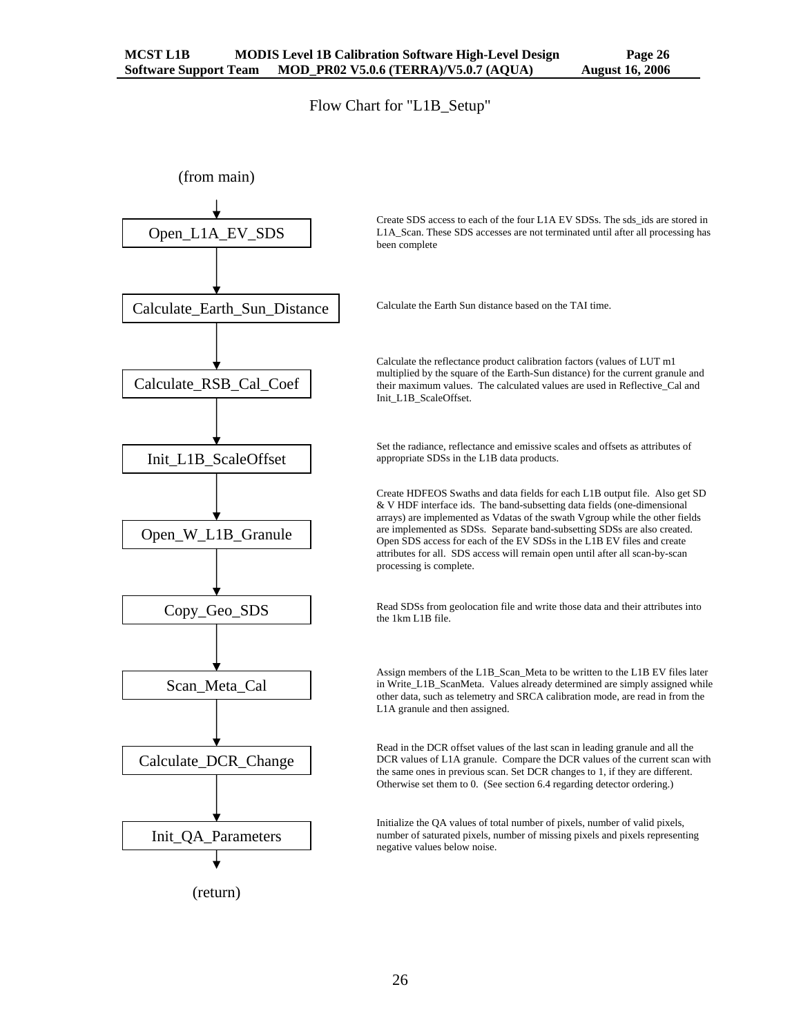Flow Chart for "L1B_Setup"

(from main)

**Open_L1A_EV_SDS**

Create SDS access to each of the four L1A EV SDSs. The sds_ids are stored in L1A_Scan. These SDS accesses are not terminated until after all processing has been complete

**Calculate_Earth_Sun_Distance**

Calculate the Earth Sun distance based on the TAI time.

**Calculate_RSB_Cal_Coef**

Calculate the reflectance product calibration factors (values of LUT m1 multiplied by the square of the Earth-Sun distance) for the current granule and their maximum values. The calculated values are used in Reflective_Cal and Init_L1B_ScaleOffset.

**Init_L1B_ScaleOffset**

Set the radiance, reflectance and emissive scales and offsets as attributes of appropriate SDSs in the L1B data products.

**Open_W_L1B_Granule**

Create HDFEOS Swaths and data fields for each L1B output file. Also get SD & V HDF interface ids. The band-subsetting data fields (one-dimensional arrays) are implemented as Vdatas of the swath Vgroup while the other fields are implemented as SDSs. Separate band-subsetting SDSs are also created. Open SDS access for each of the EV SDSs in the L1B EV files and create attributes for all. SDS access will remain open until after all scan-by-scan processing is complete.

**Copy_Geo_SDS**

Read SDSs from geolocation file and write those data and their attributes into the 1km L1B file.

**Scan_Meta_Cal**

Assign members of the L1B_Scan_Meta to be written to the L1B EV files later in Write_L1B_ScanMeta. Values already determined are simply assigned while other data, such as telemetry and SRCA calibration mode, are read in from the L1A granule and then assigned.

**Calculate_DCR_Change**

Read in the DCR offset values of the last scan in leading granule and all the DCR values of L1A granule. Compare the DCR values of the current scan with the same ones in previous scan. Set DCR changes to 1, if they are different. Otherwise set them to 0. (See section 6.4 regarding detector ordering.)

**Init_QA_Parameters**

Initialize the QA values of total number of pixels, number of valid pixels, number of saturated pixels, number of missing pixels and pixels representing negative values below noise.

(return)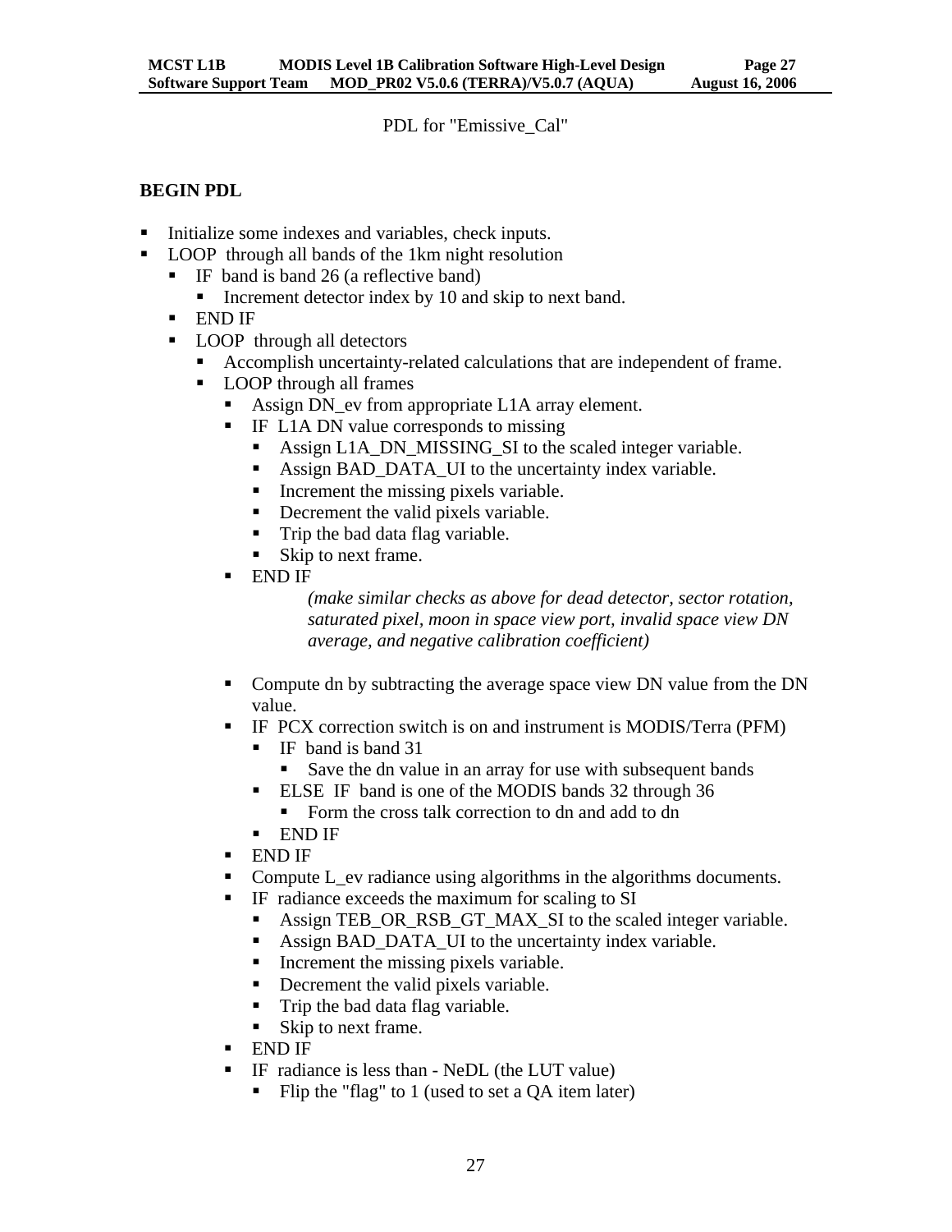PDL for "Emissive_Cal"

**BEGIN PDL**

- Initialize some indexes and variables, check inputs.
- LOOP through all bands of the 1km night resolution
  - IF band is band 26 (a reflective band)
    - Increment detector index by 10 and skip to next band.
  - END IF
  - LOOP through all detectors
    - Accomplish uncertainty-related calculations that are independent of frame.
    - LOOP through all frames
      - Assign DN_ev from appropriate L1A array element.
      - IF L1A DN value corresponds to missing
        - Assign L1A_DN_MISSING_SI to the scaled integer variable.
        - Assign BAD_DATA_UI to the uncertainty index variable.
        - Increment the missing pixels variable.
        - Decrement the valid pixels variable.
        - Trip the bad data flag variable.
        - Skip to next frame.
      - END IF

        *(make similar checks as above for dead detector, sector rotation, saturated pixel, moon in space view port, invalid space view DN average, and negative calibration coefficient)*

      - Compute dn by subtracting the average space view DN value from the DN value.
      - IF PCX correction switch is on and instrument is MODIS/Terra (PFM)
        - IF band is band 31
          - Save the dn value in an array for use with subsequent bands
        - ELSE IF band is one of the MODIS bands 32 through 36
          - Form the cross talk correction to dn and add to dn
        - END IF
      - END IF
      - Compute L_ev radiance using algorithms in the algorithms documents.
      - IF radiance exceeds the maximum for scaling to SI
        - Assign TEB_OR_RSB_GT_MAX_SI to the scaled integer variable.
        - Assign BAD_DATA_UI to the uncertainty index variable.
        - Increment the missing pixels variable.
        - Decrement the valid pixels variable.
        - Trip the bad data flag variable.
        - Skip to next frame.
      - END IF
      - IF radiance is less than - NeDL (the LUT value)
        - Flip the "flag" to 1 (used to set a QA item later)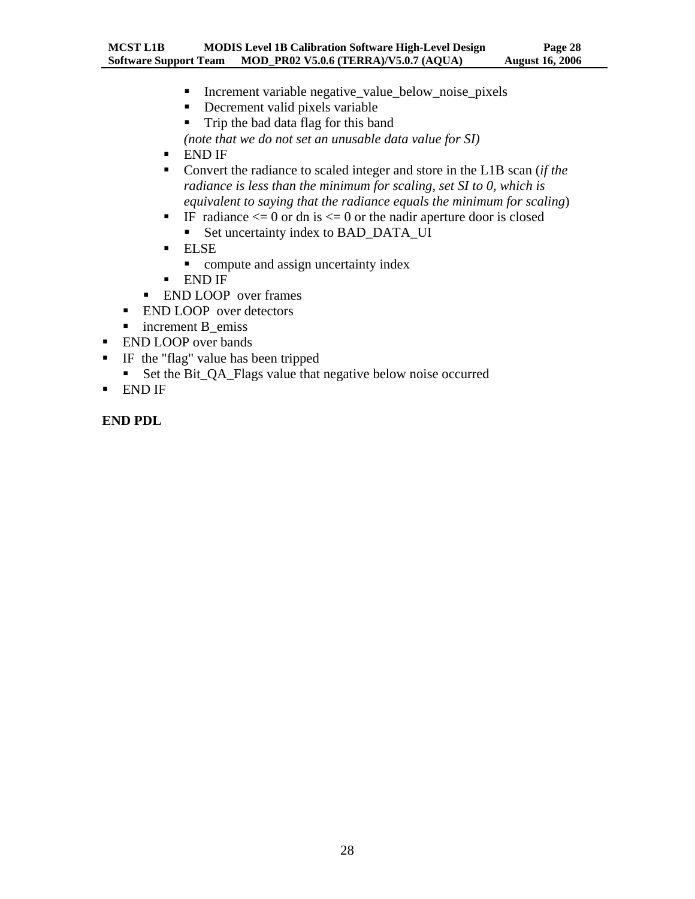- Increment variable negative_value_below_noise_pixels
            - Decrement valid pixels variable
            - Trip the bad data flag for this band

            *(note that we do not set an unusable data value for SI)*
          - END IF
          - Convert the radiance to scaled integer and store in the L1B scan (*if the radiance is less than the minimum for scaling, set SI to 0, which is equivalent to saying that the radiance equals the minimum for scaling*)
          - IF radiance <= 0 or dn is <= 0 or the nadir aperture door is closed
            - Set uncertainty index to BAD_DATA_UI
          - ELSE
            - compute and assign uncertainty index
          - END IF
        - END LOOP over frames
      - END LOOP over detectors
      - increment B_emiss
- END LOOP over bands
- IF the "flag" value has been tripped
  - Set the Bit_QA_Flags value that negative below noise occurred
- END IF

**END PDL**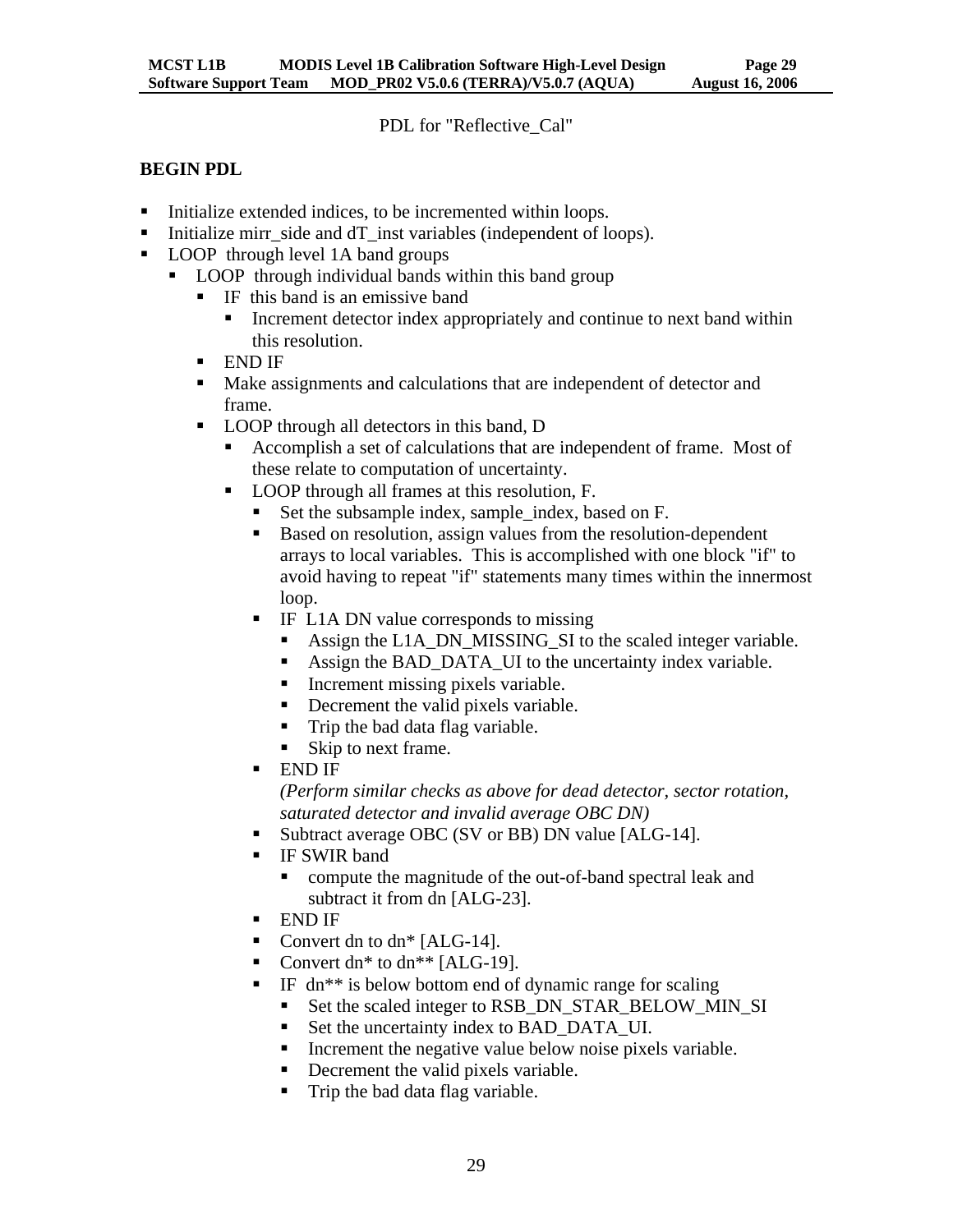PDL for "Reflective_Cal"

**BEGIN PDL**

- Initialize extended indices, to be incremented within loops.
- Initialize mirr_side and dT_inst variables (independent of loops).
- LOOP through level 1A band groups
  - LOOP through individual bands within this band group
    - IF this band is an emissive band
      - Increment detector index appropriately and continue to next band within this resolution.
    - END IF
    - Make assignments and calculations that are independent of detector and frame.
    - LOOP through all detectors in this band, D
      - Accomplish a set of calculations that are independent of frame. Most of these relate to computation of uncertainty.
      - LOOP through all frames at this resolution, F.
        - Set the subsample index, sample_index, based on F.
        - Based on resolution, assign values from the resolution-dependent arrays to local variables. This is accomplished with one block "if" to avoid having to repeat "if" statements many times within the innermost loop.
        - IF L1A DN value corresponds to missing
          - Assign the L1A_DN_MISSING_SI to the scaled integer variable.
          - Assign the BAD_DATA_UI to the uncertainty index variable.
          - Increment missing pixels variable.
          - Decrement the valid pixels variable.
          - Trip the bad data flag variable.
          - Skip to next frame.
        - END IF
          *(Perform similar checks as above for dead detector, sector rotation, saturated detector and invalid average OBC DN)*
        - Subtract average OBC (SV or BB) DN value [ALG-14].
        - IF SWIR band
          - compute the magnitude of the out-of-band spectral leak and subtract it from dn [ALG-23].
        - END IF
        - Convert dn to dn* [ALG-14].
        - Convert dn* to dn** [ALG-19].
        - IF dn** is below bottom end of dynamic range for scaling
          - Set the scaled integer to RSB_DN_STAR_BELOW_MIN_SI
          - Set the uncertainty index to BAD_DATA_UI.
          - Increment the negative value below noise pixels variable.
          - Decrement the valid pixels variable.
          - Trip the bad data flag variable.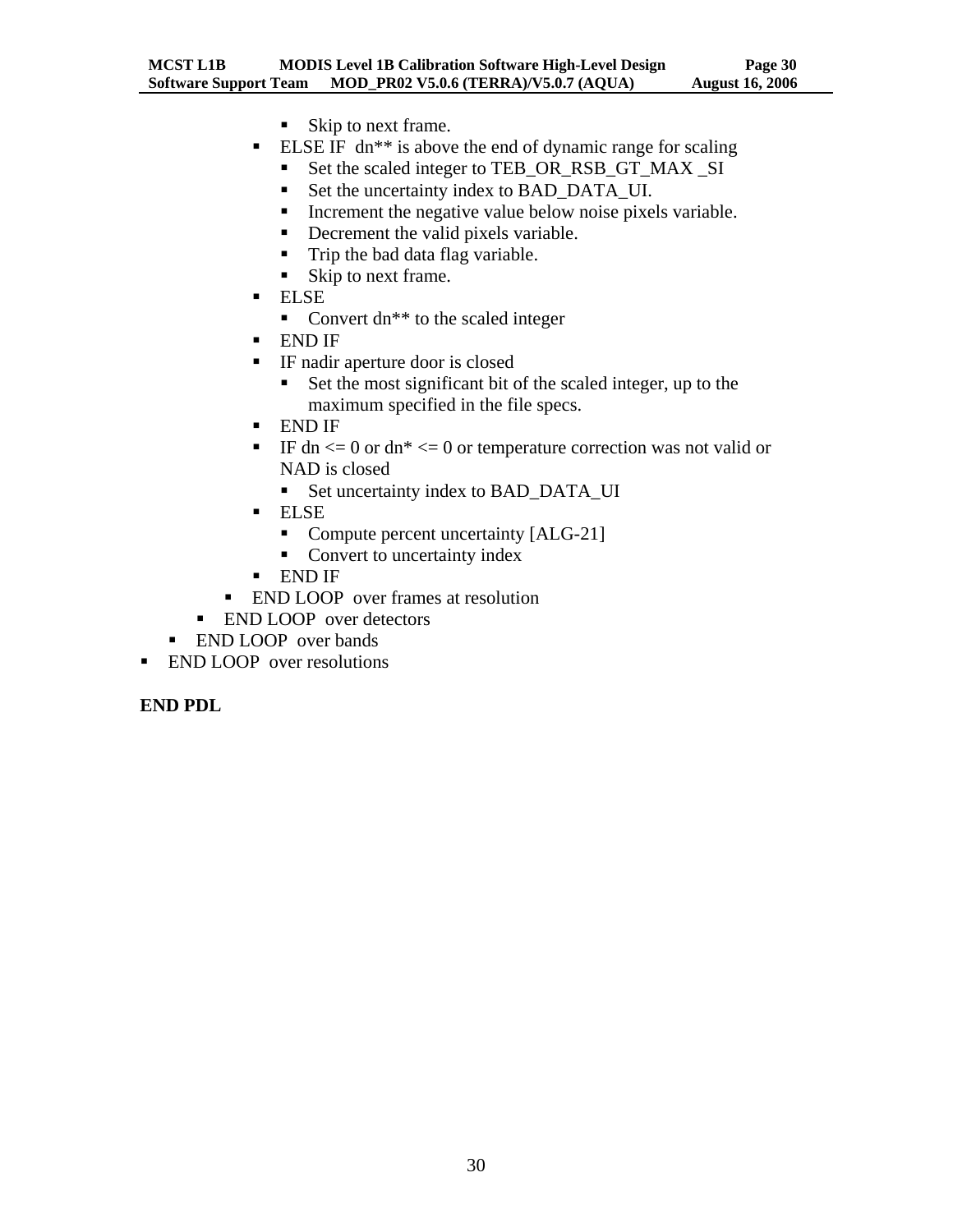- Skip to next frame.
          - ELSE IF  dn** is above the end of dynamic range for scaling
            - Set the scaled integer to TEB_OR_RSB_GT_MAX _SI
            - Set the uncertainty index to BAD_DATA_UI.
            - Increment the negative value below noise pixels variable.
            - Decrement the valid pixels variable.
            - Trip the bad data flag variable.
            - Skip to next frame.
          - ELSE
            - Convert dn** to the scaled integer
          - END IF
          - IF nadir aperture door is closed
            - Set the most significant bit of the scaled integer, up to the maximum specified in the file specs.
          - END IF
          - IF dn <= 0 or dn* <= 0 or temperature correction was not valid or NAD is closed
            - Set uncertainty index to BAD_DATA_UI
          - ELSE
            - Compute percent uncertainty [ALG-21]
            - Convert to uncertainty index
          - END IF
        - END LOOP  over frames at resolution
      - END LOOP  over detectors
    - END LOOP  over bands
- END LOOP  over resolutions

**END PDL**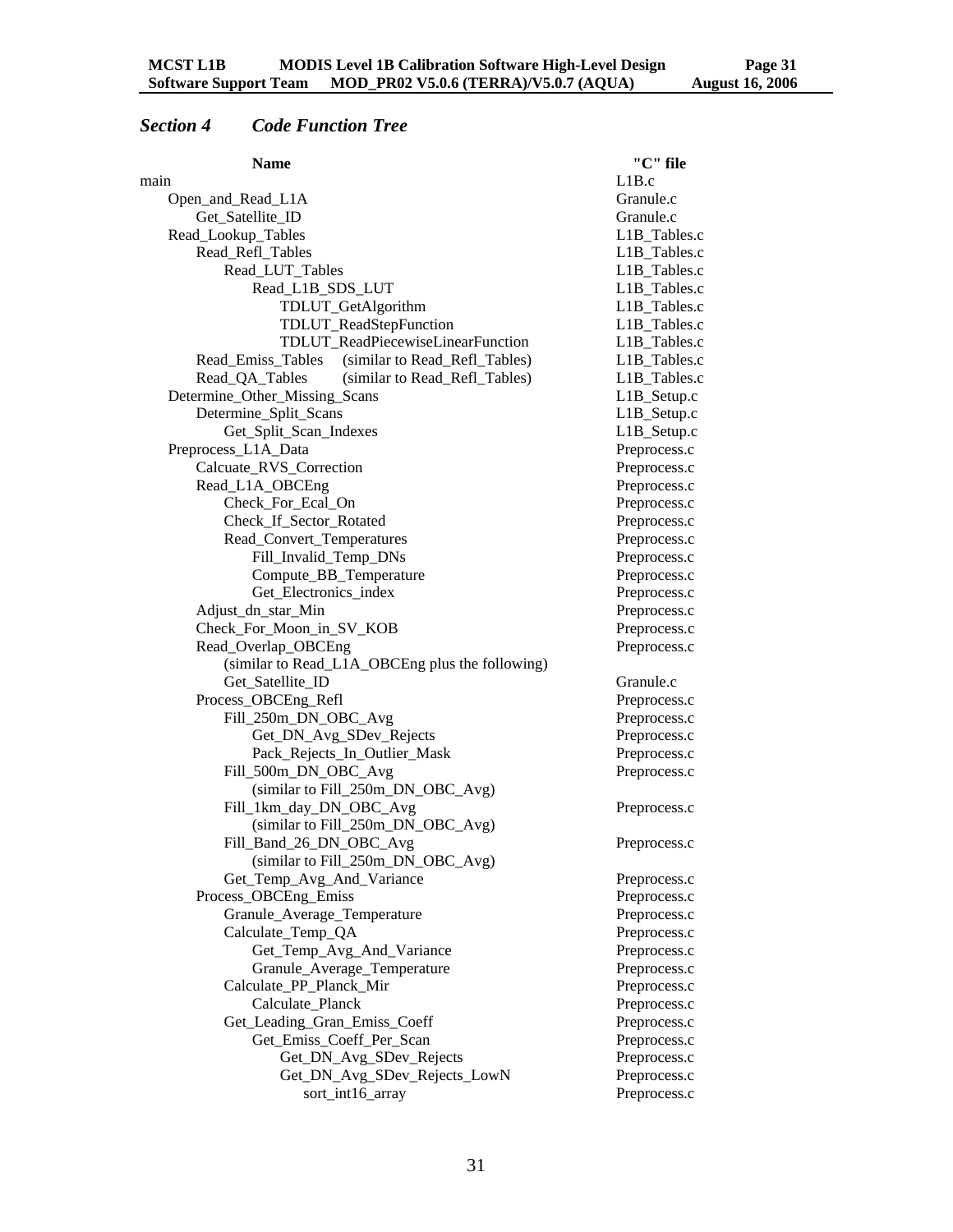## *Section 4 Code Function Tree*

| Name | "C" file |
|---|---|
| main | L1B.c |
| &nbsp;&nbsp;&nbsp;&nbsp;Open_and_Read_L1A | Granule.c |
| &nbsp;&nbsp;&nbsp;&nbsp;&nbsp;&nbsp;&nbsp;&nbsp;Get_Satellite_ID | Granule.c |
| &nbsp;&nbsp;&nbsp;&nbsp;Read_Lookup_Tables | L1B_Tables.c |
| &nbsp;&nbsp;&nbsp;&nbsp;&nbsp;&nbsp;&nbsp;&nbsp;Read_Refl_Tables | L1B_Tables.c |
| &nbsp;&nbsp;&nbsp;&nbsp;&nbsp;&nbsp;&nbsp;&nbsp;&nbsp;&nbsp;&nbsp;&nbsp;Read_LUT_Tables | L1B_Tables.c |
| &nbsp;&nbsp;&nbsp;&nbsp;&nbsp;&nbsp;&nbsp;&nbsp;&nbsp;&nbsp;&nbsp;&nbsp;&nbsp;&nbsp;&nbsp;&nbsp;Read_L1B_SDS_LUT | L1B_Tables.c |
| &nbsp;&nbsp;&nbsp;&nbsp;&nbsp;&nbsp;&nbsp;&nbsp;&nbsp;&nbsp;&nbsp;&nbsp;&nbsp;&nbsp;&nbsp;&nbsp;&nbsp;&nbsp;&nbsp;&nbsp;TDLUT_GetAlgorithm | L1B_Tables.c |
| &nbsp;&nbsp;&nbsp;&nbsp;&nbsp;&nbsp;&nbsp;&nbsp;&nbsp;&nbsp;&nbsp;&nbsp;&nbsp;&nbsp;&nbsp;&nbsp;&nbsp;&nbsp;&nbsp;&nbsp;TDLUT_ReadStepFunction | L1B_Tables.c |
| &nbsp;&nbsp;&nbsp;&nbsp;&nbsp;&nbsp;&nbsp;&nbsp;&nbsp;&nbsp;&nbsp;&nbsp;&nbsp;&nbsp;&nbsp;&nbsp;&nbsp;&nbsp;&nbsp;&nbsp;TDLUT_ReadPiecewiseLinearFunction | L1B_Tables.c |
| &nbsp;&nbsp;&nbsp;&nbsp;&nbsp;&nbsp;&nbsp;&nbsp;Read_Emiss_Tables (similar to Read_Refl_Tables) | L1B_Tables.c |
| &nbsp;&nbsp;&nbsp;&nbsp;&nbsp;&nbsp;&nbsp;&nbsp;Read_QA_Tables (similar to Read_Refl_Tables) | L1B_Tables.c |
| &nbsp;&nbsp;&nbsp;&nbsp;Determine_Other_Missing_Scans | L1B_Setup.c |
| &nbsp;&nbsp;&nbsp;&nbsp;&nbsp;&nbsp;&nbsp;&nbsp;Determine_Split_Scans | L1B_Setup.c |
| &nbsp;&nbsp;&nbsp;&nbsp;&nbsp;&nbsp;&nbsp;&nbsp;&nbsp;&nbsp;&nbsp;&nbsp;Get_Split_Scan_Indexes | L1B_Setup.c |
| &nbsp;&nbsp;&nbsp;&nbsp;Preprocess_L1A_Data | Preprocess.c |
| &nbsp;&nbsp;&nbsp;&nbsp;&nbsp;&nbsp;&nbsp;&nbsp;Calcuate_RVS_Correction | Preprocess.c |
| &nbsp;&nbsp;&nbsp;&nbsp;&nbsp;&nbsp;&nbsp;&nbsp;Read_L1A_OBCEng | Preprocess.c |
| &nbsp;&nbsp;&nbsp;&nbsp;&nbsp;&nbsp;&nbsp;&nbsp;&nbsp;&nbsp;&nbsp;&nbsp;Check_For_Ecal_On | Preprocess.c |
| &nbsp;&nbsp;&nbsp;&nbsp;&nbsp;&nbsp;&nbsp;&nbsp;&nbsp;&nbsp;&nbsp;&nbsp;Check_If_Sector_Rotated | Preprocess.c |
| &nbsp;&nbsp;&nbsp;&nbsp;&nbsp;&nbsp;&nbsp;&nbsp;&nbsp;&nbsp;&nbsp;&nbsp;Read_Convert_Temperatures | Preprocess.c |
| &nbsp;&nbsp;&nbsp;&nbsp;&nbsp;&nbsp;&nbsp;&nbsp;&nbsp;&nbsp;&nbsp;&nbsp;&nbsp;&nbsp;&nbsp;&nbsp;Fill_Invalid_Temp_DNs | Preprocess.c |
| &nbsp;&nbsp;&nbsp;&nbsp;&nbsp;&nbsp;&nbsp;&nbsp;&nbsp;&nbsp;&nbsp;&nbsp;&nbsp;&nbsp;&nbsp;&nbsp;Compute_BB_Temperature | Preprocess.c |
| &nbsp;&nbsp;&nbsp;&nbsp;&nbsp;&nbsp;&nbsp;&nbsp;&nbsp;&nbsp;&nbsp;&nbsp;&nbsp;&nbsp;&nbsp;&nbsp;Get_Electronics_index | Preprocess.c |
| &nbsp;&nbsp;&nbsp;&nbsp;&nbsp;&nbsp;&nbsp;&nbsp;Adjust_dn_star_Min | Preprocess.c |
| &nbsp;&nbsp;&nbsp;&nbsp;&nbsp;&nbsp;&nbsp;&nbsp;Check_For_Moon_in_SV_KOB | Preprocess.c |
| &nbsp;&nbsp;&nbsp;&nbsp;&nbsp;&nbsp;&nbsp;&nbsp;Read_Overlap_OBCEng | Preprocess.c |
| &nbsp;&nbsp;&nbsp;&nbsp;&nbsp;&nbsp;&nbsp;&nbsp;&nbsp;&nbsp;&nbsp;&nbsp;(similar to Read_L1A_OBCEng plus the following) | |
| &nbsp;&nbsp;&nbsp;&nbsp;&nbsp;&nbsp;&nbsp;&nbsp;&nbsp;&nbsp;&nbsp;&nbsp;Get_Satellite_ID | Granule.c |
| &nbsp;&nbsp;&nbsp;&nbsp;&nbsp;&nbsp;&nbsp;&nbsp;Process_OBCEng_Refl | Preprocess.c |
| &nbsp;&nbsp;&nbsp;&nbsp;&nbsp;&nbsp;&nbsp;&nbsp;&nbsp;&nbsp;&nbsp;&nbsp;Fill_250m_DN_OBC_Avg | Preprocess.c |
| &nbsp;&nbsp;&nbsp;&nbsp;&nbsp;&nbsp;&nbsp;&nbsp;&nbsp;&nbsp;&nbsp;&nbsp;&nbsp;&nbsp;&nbsp;&nbsp;Get_DN_Avg_SDev_Rejects | Preprocess.c |
| &nbsp;&nbsp;&nbsp;&nbsp;&nbsp;&nbsp;&nbsp;&nbsp;&nbsp;&nbsp;&nbsp;&nbsp;&nbsp;&nbsp;&nbsp;&nbsp;Pack_Rejects_In_Outlier_Mask | Preprocess.c |
| &nbsp;&nbsp;&nbsp;&nbsp;&nbsp;&nbsp;&nbsp;&nbsp;&nbsp;&nbsp;&nbsp;&nbsp;Fill_500m_DN_OBC_Avg | Preprocess.c |
| &nbsp;&nbsp;&nbsp;&nbsp;&nbsp;&nbsp;&nbsp;&nbsp;&nbsp;&nbsp;&nbsp;&nbsp;&nbsp;&nbsp;&nbsp;&nbsp;(similar to Fill_250m_DN_OBC_Avg) | |
| &nbsp;&nbsp;&nbsp;&nbsp;&nbsp;&nbsp;&nbsp;&nbsp;&nbsp;&nbsp;&nbsp;&nbsp;Fill_1km_day_DN_OBC_Avg | Preprocess.c |
| &nbsp;&nbsp;&nbsp;&nbsp;&nbsp;&nbsp;&nbsp;&nbsp;&nbsp;&nbsp;&nbsp;&nbsp;&nbsp;&nbsp;&nbsp;&nbsp;(similar to Fill_250m_DN_OBC_Avg) | |
| &nbsp;&nbsp;&nbsp;&nbsp;&nbsp;&nbsp;&nbsp;&nbsp;&nbsp;&nbsp;&nbsp;&nbsp;Fill_Band_26_DN_OBC_Avg | Preprocess.c |
| &nbsp;&nbsp;&nbsp;&nbsp;&nbsp;&nbsp;&nbsp;&nbsp;&nbsp;&nbsp;&nbsp;&nbsp;&nbsp;&nbsp;&nbsp;&nbsp;(similar to Fill_250m_DN_OBC_Avg) | |
| &nbsp;&nbsp;&nbsp;&nbsp;&nbsp;&nbsp;&nbsp;&nbsp;&nbsp;&nbsp;&nbsp;&nbsp;Get_Temp_Avg_And_Variance | Preprocess.c |
| &nbsp;&nbsp;&nbsp;&nbsp;&nbsp;&nbsp;&nbsp;&nbsp;Process_OBCEng_Emiss | Preprocess.c |
| &nbsp;&nbsp;&nbsp;&nbsp;&nbsp;&nbsp;&nbsp;&nbsp;&nbsp;&nbsp;&nbsp;&nbsp;Granule_Average_Temperature | Preprocess.c |
| &nbsp;&nbsp;&nbsp;&nbsp;&nbsp;&nbsp;&nbsp;&nbsp;&nbsp;&nbsp;&nbsp;&nbsp;Calculate_Temp_QA | Preprocess.c |
| &nbsp;&nbsp;&nbsp;&nbsp;&nbsp;&nbsp;&nbsp;&nbsp;&nbsp;&nbsp;&nbsp;&nbsp;&nbsp;&nbsp;&nbsp;&nbsp;Get_Temp_Avg_And_Variance | Preprocess.c |
| &nbsp;&nbsp;&nbsp;&nbsp;&nbsp;&nbsp;&nbsp;&nbsp;&nbsp;&nbsp;&nbsp;&nbsp;&nbsp;&nbsp;&nbsp;&nbsp;Granule_Average_Temperature | Preprocess.c |
| &nbsp;&nbsp;&nbsp;&nbsp;&nbsp;&nbsp;&nbsp;&nbsp;&nbsp;&nbsp;&nbsp;&nbsp;Calculate_PP_Planck_Mir | Preprocess.c |
| &nbsp;&nbsp;&nbsp;&nbsp;&nbsp;&nbsp;&nbsp;&nbsp;&nbsp;&nbsp;&nbsp;&nbsp;&nbsp;&nbsp;&nbsp;&nbsp;Calculate_Planck | Preprocess.c |
| &nbsp;&nbsp;&nbsp;&nbsp;&nbsp;&nbsp;&nbsp;&nbsp;&nbsp;&nbsp;&nbsp;&nbsp;Get_Leading_Gran_Emiss_Coeff | Preprocess.c |
| &nbsp;&nbsp;&nbsp;&nbsp;&nbsp;&nbsp;&nbsp;&nbsp;&nbsp;&nbsp;&nbsp;&nbsp;&nbsp;&nbsp;&nbsp;&nbsp;Get_Emiss_Coeff_Per_Scan | Preprocess.c |
| &nbsp;&nbsp;&nbsp;&nbsp;&nbsp;&nbsp;&nbsp;&nbsp;&nbsp;&nbsp;&nbsp;&nbsp;&nbsp;&nbsp;&nbsp;&nbsp;&nbsp;&nbsp;&nbsp;&nbsp;Get_DN_Avg_SDev_Rejects | Preprocess.c |
| &nbsp;&nbsp;&nbsp;&nbsp;&nbsp;&nbsp;&nbsp;&nbsp;&nbsp;&nbsp;&nbsp;&nbsp;&nbsp;&nbsp;&nbsp;&nbsp;&nbsp;&nbsp;&nbsp;&nbsp;Get_DN_Avg_SDev_Rejects_LowN | Preprocess.c |
| &nbsp;&nbsp;&nbsp;&nbsp;&nbsp;&nbsp;&nbsp;&nbsp;&nbsp;&nbsp;&nbsp;&nbsp;&nbsp;&nbsp;&nbsp;&nbsp;&nbsp;&nbsp;&nbsp;&nbsp;&nbsp;&nbsp;&nbsp;&nbsp;sort_int16_array | Preprocess.c |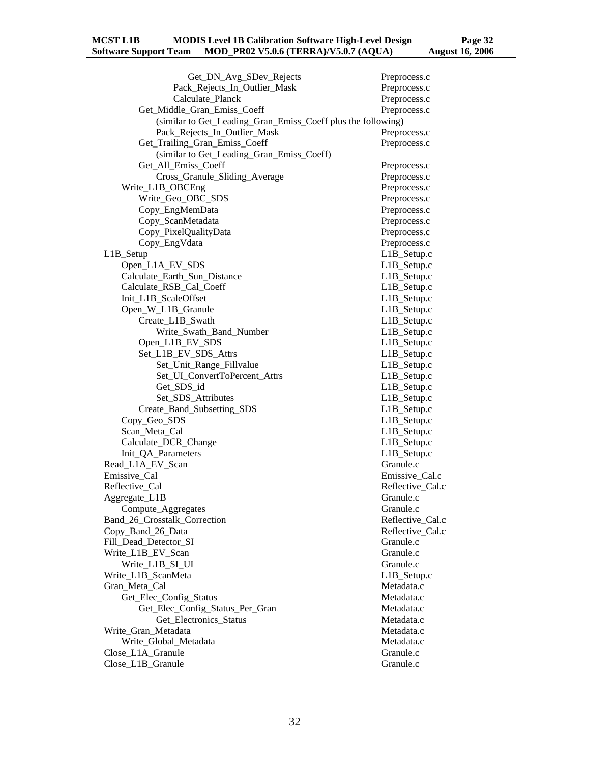```
            Get_DN_Avg_SDev_Rejects                         Preprocess.c
            Pack_Rejects_In_Outlier_Mask                    Preprocess.c
            Calculate_Planck                                Preprocess.c
        Get_Middle_Gran_Emiss_Coeff                         Preprocess.c
            (similar to Get_Leading_Gran_Emiss_Coeff plus the following)
            Pack_Rejects_In_Outlier_Mask                    Preprocess.c
        Get_Trailing_Gran_Emiss_Coeff                       Preprocess.c
            (similar to Get_Leading_Gran_Emiss_Coeff)
        Get_All_Emiss_Coeff                                 Preprocess.c
            Cross_Granule_Sliding_Average                   Preprocess.c
    Write_L1B_OBCEng                                        Preprocess.c
        Write_Geo_OBC_SDS                                   Preprocess.c
        Copy_EngMemData                                     Preprocess.c
        Copy_ScanMetadata                                   Preprocess.c
        Copy_PixelQualityData                               Preprocess.c
        Copy_EngVdata                                       Preprocess.c
L1B_Setup                                                   L1B_Setup.c
    Open_L1A_EV_SDS                                         L1B_Setup.c
    Calculate_Earth_Sun_Distance                            L1B_Setup.c
    Calculate_RSB_Cal_Coeff                                 L1B_Setup.c
    Init_L1B_ScaleOffset                                    L1B_Setup.c
    Open_W_L1B_Granule                                      L1B_Setup.c
        Create_L1B_Swath                                    L1B_Setup.c
            Write_Swath_Band_Number                         L1B_Setup.c
        Open_L1B_EV_SDS                                     L1B_Setup.c
        Set_L1B_EV_SDS_Attrs                                L1B_Setup.c
            Set_Unit_Range_Fillvalue                        L1B_Setup.c
            Set_UI_ConvertToPercent_Attrs                   L1B_Setup.c
            Get_SDS_id                                      L1B_Setup.c
            Set_SDS_Attributes                              L1B_Setup.c
        Create_Band_Subsetting_SDS                          L1B_Setup.c
    Copy_Geo_SDS                                            L1B_Setup.c
    Scan_Meta_Cal                                           L1B_Setup.c
    Calculate_DCR_Change                                    L1B_Setup.c
    Init_QA_Parameters                                      L1B_Setup.c
Read_L1A_EV_Scan                                            Granule.c
Emissive_Cal                                                Emissive_Cal.c
Reflective_Cal                                              Reflective_Cal.c
Aggregate_L1B                                               Granule.c
    Compute_Aggregates                                      Granule.c
Band_26_Crosstalk_Correction                                Reflective_Cal.c
Copy_Band_26_Data                                           Reflective_Cal.c
Fill_Dead_Detector_SI                                       Granule.c
Write_L1B_EV_Scan                                           Granule.c
    Write_L1B_SI_UI                                         Granule.c
Write_L1B_ScanMeta                                          L1B_Setup.c
Gran_Meta_Cal                                               Metadata.c
    Get_Elec_Config_Status                                  Metadata.c
        Get_Elec_Config_Status_Per_Gran                     Metadata.c
            Get_Electronics_Status                          Metadata.c
Write_Gran_Metadata                                         Metadata.c
    Write_Global_Metadata                                   Metadata.c
Close_L1A_Granule                                           Granule.c
Close_L1B_Granule                                           Granule.c
```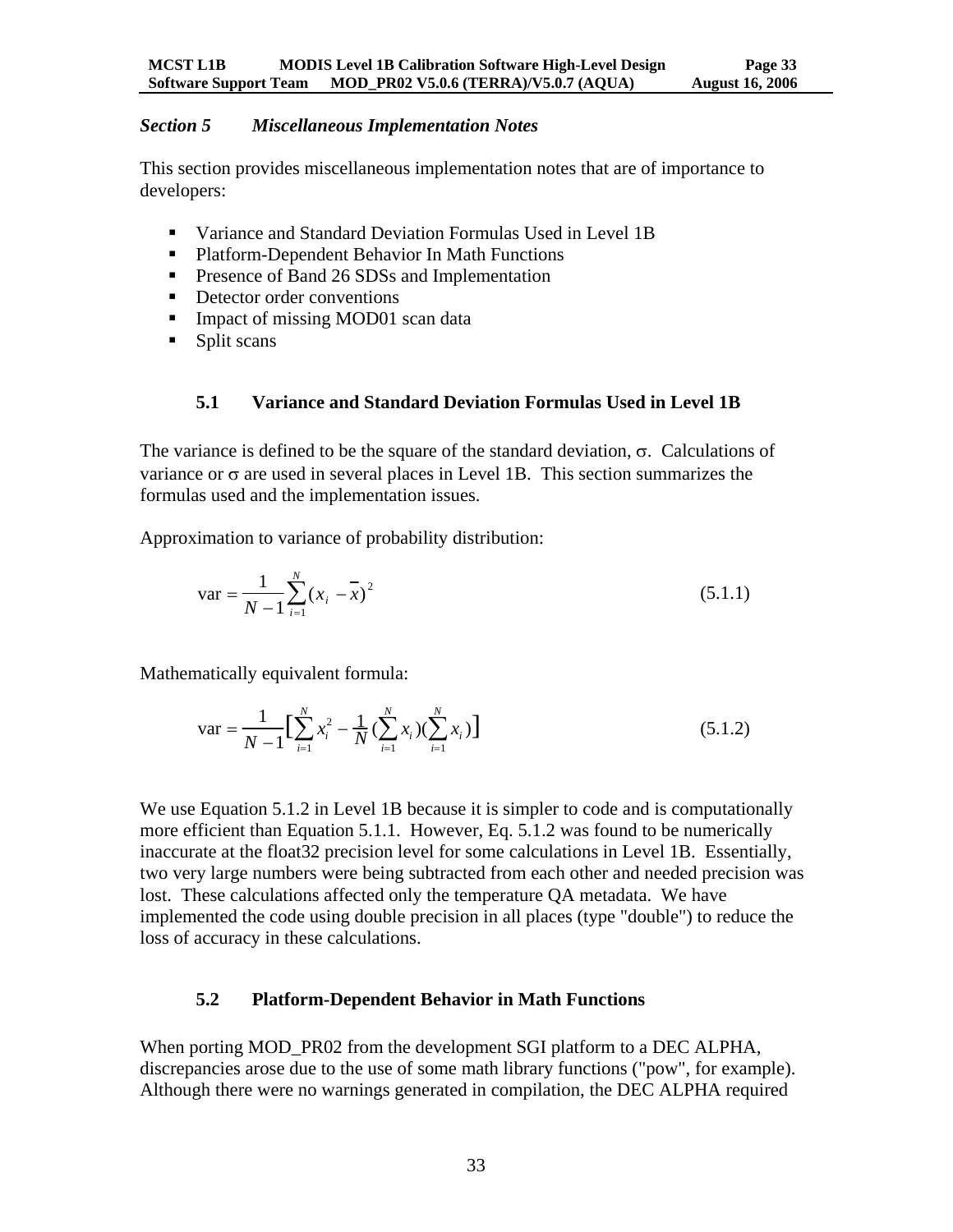## *Section 5 Miscellaneous Implementation Notes*

This section provides miscellaneous implementation notes that are of importance to developers:

- Variance and Standard Deviation Formulas Used in Level 1B
- Platform-Dependent Behavior In Math Functions
- Presence of Band 26 SDSs and Implementation
- Detector order conventions
- Impact of missing MOD01 scan data
- Split scans

### 5.1 Variance and Standard Deviation Formulas Used in Level 1B

The variance is defined to be the square of the standard deviation, σ. Calculations of variance or σ are used in several places in Level 1B. This section summarizes the formulas used and the implementation issues.

Approximation to variance of probability distribution:

$$\text{var} = \frac{1}{N-1}\sum_{i=1}^{N}(x_i - \bar{x})^2 \qquad (5.1.1)$$

Mathematically equivalent formula:

$$\text{var} = \frac{1}{N-1}\left[\sum_{i=1}^{N} x_i^2 - \frac{1}{N}(\sum_{i=1}^{N} x_i)(\sum_{i=1}^{N} x_i)\right] \qquad (5.1.2)$$

We use Equation 5.1.2 in Level 1B because it is simpler to code and is computationally more efficient than Equation 5.1.1. However, Eq. 5.1.2 was found to be numerically inaccurate at the float32 precision level for some calculations in Level 1B. Essentially, two very large numbers were being subtracted from each other and needed precision was lost. These calculations affected only the temperature QA metadata. We have implemented the code using double precision in all places (type "double") to reduce the loss of accuracy in these calculations.

### 5.2 Platform-Dependent Behavior in Math Functions

When porting MOD_PR02 from the development SGI platform to a DEC ALPHA, discrepancies arose due to the use of some math library functions ("pow", for example). Although there were no warnings generated in compilation, the DEC ALPHA required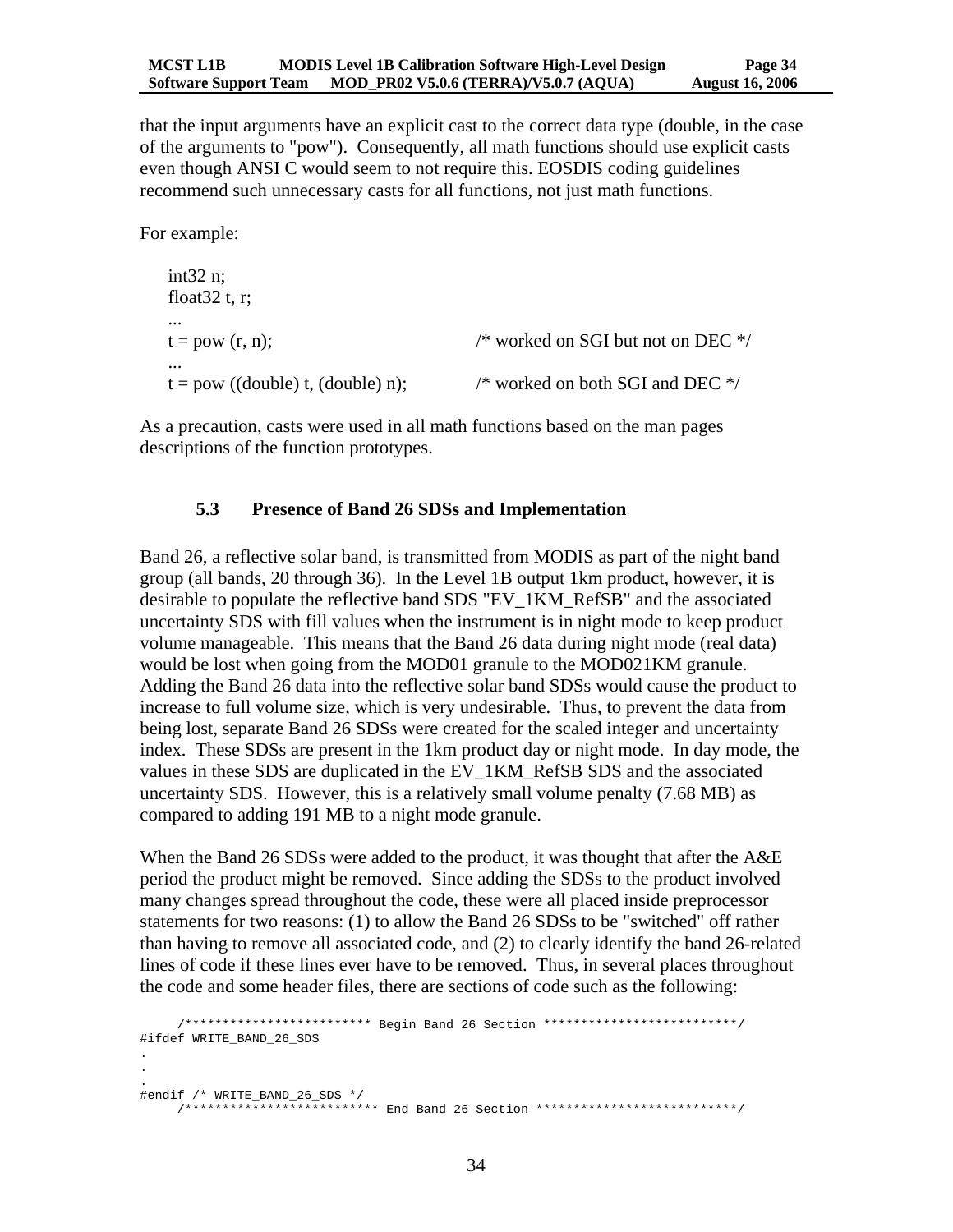that the input arguments have an explicit cast to the correct data type (double, in the case of the arguments to "pow"). Consequently, all math functions should use explicit casts even though ANSI C would seem to not require this. EOSDIS coding guidelines recommend such unnecessary casts for all functions, not just math functions.

For example:

```
int32 n;
float32 t, r;
...
t = pow (r, n);                        /* worked on SGI but not on DEC */
...
t = pow ((double) t, (double) n);      /* worked on both SGI and DEC */
```

As a precaution, casts were used in all math functions based on the man pages descriptions of the function prototypes.

### 5.3 Presence of Band 26 SDSs and Implementation

Band 26, a reflective solar band, is transmitted from MODIS as part of the night band group (all bands, 20 through 36). In the Level 1B output 1km product, however, it is desirable to populate the reflective band SDS "EV_1KM_RefSB" and the associated uncertainty SDS with fill values when the instrument is in night mode to keep product volume manageable. This means that the Band 26 data during night mode (real data) would be lost when going from the MOD01 granule to the MOD021KM granule. Adding the Band 26 data into the reflective solar band SDSs would cause the product to increase to full volume size, which is very undesirable. Thus, to prevent the data from being lost, separate Band 26 SDSs were created for the scaled integer and uncertainty index. These SDSs are present in the 1km product day or night mode. In day mode, the values in these SDS are duplicated in the EV_1KM_RefSB SDS and the associated uncertainty SDS. However, this is a relatively small volume penalty (7.68 MB) as compared to adding 191 MB to a night mode granule.

When the Band 26 SDSs were added to the product, it was thought that after the A&E period the product might be removed. Since adding the SDSs to the product involved many changes spread throughout the code, these were all placed inside preprocessor statements for two reasons: (1) to allow the Band 26 SDSs to be "switched" off rather than having to remove all associated code, and (2) to clearly identify the band 26-related lines of code if these lines ever have to be removed. Thus, in several places throughout the code and some header files, there are sections of code such as the following:

```
     /************************* Begin Band 26 Section **************************/
#ifdef WRITE_BAND_26_SDS
.
.
.
#endif /* WRITE_BAND_26_SDS */
     /************************** End Band 26 Section ***************************/
```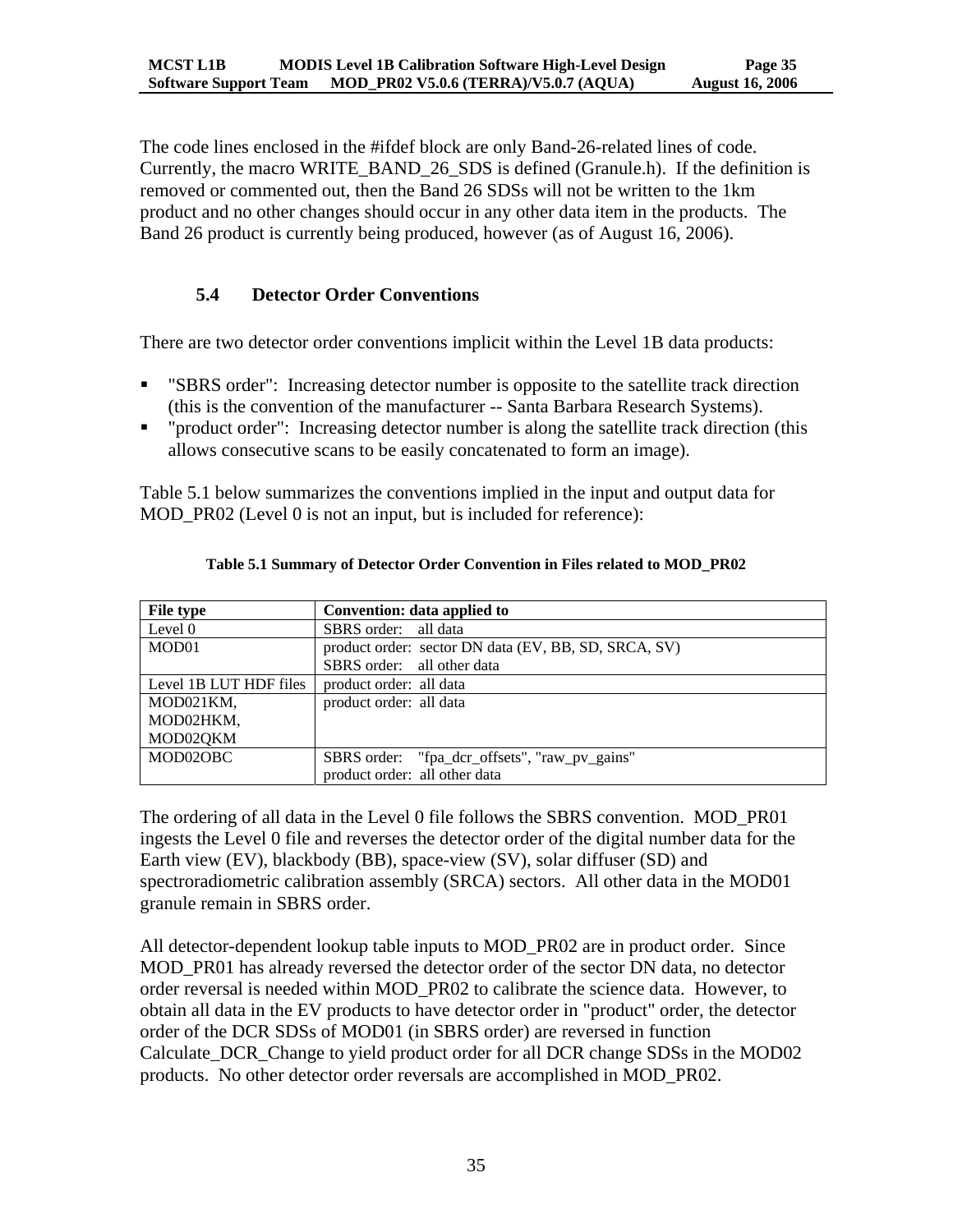The code lines enclosed in the #ifdef block are only Band-26-related lines of code. Currently, the macro WRITE_BAND_26_SDS is defined (Granule.h). If the definition is removed or commented out, then the Band 26 SDSs will not be written to the 1km product and no other changes should occur in any other data item in the products. The Band 26 product is currently being produced, however (as of August 16, 2006).

### 5.4 Detector Order Conventions

There are two detector order conventions implicit within the Level 1B data products:

- "SBRS order": Increasing detector number is opposite to the satellite track direction (this is the convention of the manufacturer -- Santa Barbara Research Systems).
- "product order": Increasing detector number is along the satellite track direction (this allows consecutive scans to be easily concatenated to form an image).

Table 5.1 below summarizes the conventions implied in the input and output data for MOD_PR02 (Level 0 is not an input, but is included for reference):

**Table 5.1 Summary of Detector Order Convention in Files related to MOD_PR02**

| File type | Convention: data applied to |
|---|---|
| Level 0 | SBRS order: all data |
| MOD01 | product order: sector DN data (EV, BB, SD, SRCA, SV)<br>SBRS order: all other data |
| Level 1B LUT HDF files | product order: all data |
| MOD021KM,<br>MOD02HKM,<br>MOD02QKM | product order: all data |
| MOD02OBC | SBRS order: "fpa_dcr_offsets", "raw_pv_gains"<br>product order: all other data |

The ordering of all data in the Level 0 file follows the SBRS convention. MOD_PR01 ingests the Level 0 file and reverses the detector order of the digital number data for the Earth view (EV), blackbody (BB), space-view (SV), solar diffuser (SD) and spectroradiometric calibration assembly (SRCA) sectors. All other data in the MOD01 granule remain in SBRS order.

All detector-dependent lookup table inputs to MOD_PR02 are in product order. Since MOD_PR01 has already reversed the detector order of the sector DN data, no detector order reversal is needed within MOD_PR02 to calibrate the science data. However, to obtain all data in the EV products to have detector order in "product" order, the detector order of the DCR SDSs of MOD01 (in SBRS order) are reversed in function Calculate_DCR_Change to yield product order for all DCR change SDSs in the MOD02 products. No other detector order reversals are accomplished in MOD_PR02.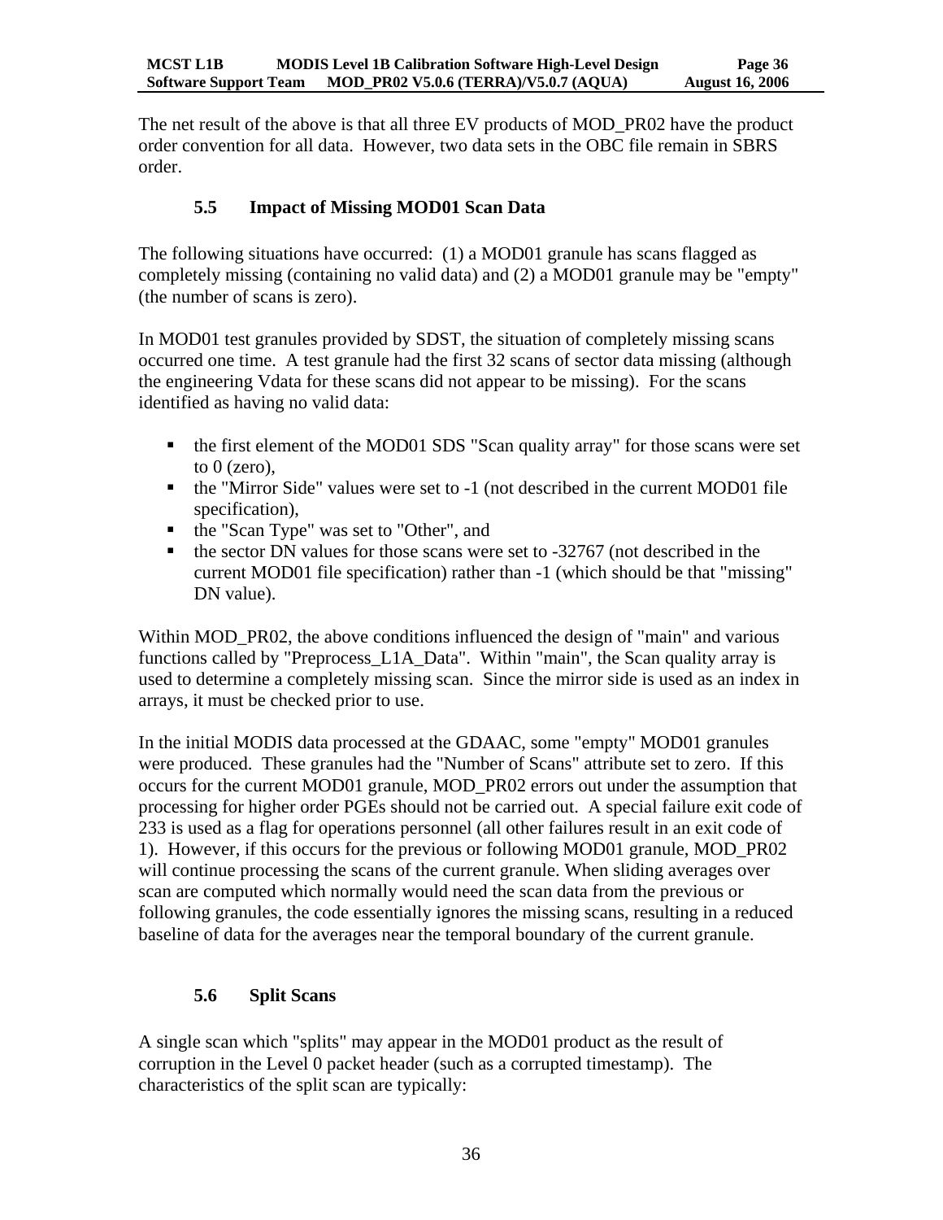The net result of the above is that all three EV products of MOD_PR02 have the product order convention for all data. However, two data sets in the OBC file remain in SBRS order.

## 5.5 Impact of Missing MOD01 Scan Data

The following situations have occurred: (1) a MOD01 granule has scans flagged as completely missing (containing no valid data) and (2) a MOD01 granule may be "empty" (the number of scans is zero).

In MOD01 test granules provided by SDST, the situation of completely missing scans occurred one time. A test granule had the first 32 scans of sector data missing (although the engineering Vdata for these scans did not appear to be missing). For the scans identified as having no valid data:

- the first element of the MOD01 SDS "Scan quality array" for those scans were set to 0 (zero),
- the "Mirror Side" values were set to -1 (not described in the current MOD01 file specification),
- the "Scan Type" was set to "Other", and
- the sector DN values for those scans were set to -32767 (not described in the current MOD01 file specification) rather than -1 (which should be that "missing" DN value).

Within MOD_PR02, the above conditions influenced the design of "main" and various functions called by "Preprocess_L1A_Data". Within "main", the Scan quality array is used to determine a completely missing scan. Since the mirror side is used as an index in arrays, it must be checked prior to use.

In the initial MODIS data processed at the GDAAC, some "empty" MOD01 granules were produced. These granules had the "Number of Scans" attribute set to zero. If this occurs for the current MOD01 granule, MOD_PR02 errors out under the assumption that processing for higher order PGEs should not be carried out. A special failure exit code of 233 is used as a flag for operations personnel (all other failures result in an exit code of 1). However, if this occurs for the previous or following MOD01 granule, MOD_PR02 will continue processing the scans of the current granule. When sliding averages over scan are computed which normally would need the scan data from the previous or following granules, the code essentially ignores the missing scans, resulting in a reduced baseline of data for the averages near the temporal boundary of the current granule.

## 5.6 Split Scans

A single scan which "splits" may appear in the MOD01 product as the result of corruption in the Level 0 packet header (such as a corrupted timestamp). The characteristics of the split scan are typically: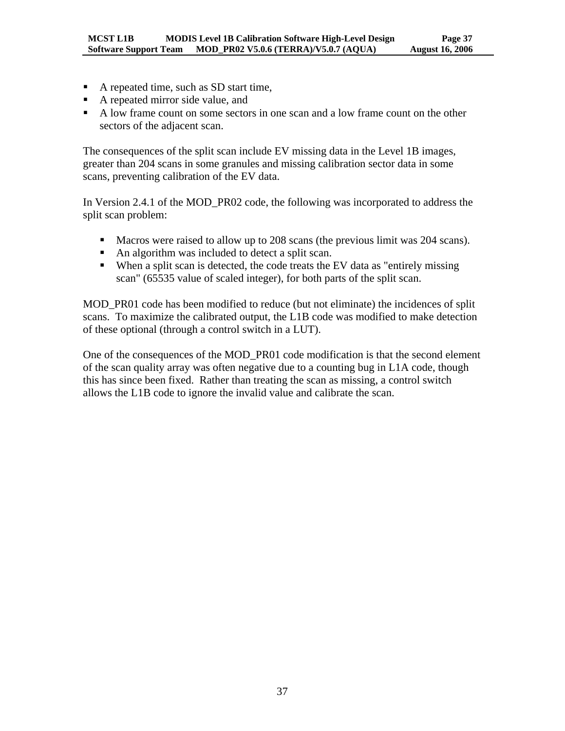- A repeated time, such as SD start time,
- A repeated mirror side value, and
- A low frame count on some sectors in one scan and a low frame count on the other sectors of the adjacent scan.

The consequences of the split scan include EV missing data in the Level 1B images, greater than 204 scans in some granules and missing calibration sector data in some scans, preventing calibration of the EV data.

In Version 2.4.1 of the MOD_PR02 code, the following was incorporated to address the split scan problem:

- Macros were raised to allow up to 208 scans (the previous limit was 204 scans).
- An algorithm was included to detect a split scan.
- When a split scan is detected, the code treats the EV data as "entirely missing scan" (65535 value of scaled integer), for both parts of the split scan.

MOD_PR01 code has been modified to reduce (but not eliminate) the incidences of split scans. To maximize the calibrated output, the L1B code was modified to make detection of these optional (through a control switch in a LUT).

One of the consequences of the MOD_PR01 code modification is that the second element of the scan quality array was often negative due to a counting bug in L1A code, though this has since been fixed. Rather than treating the scan as missing, a control switch allows the L1B code to ignore the invalid value and calibrate the scan.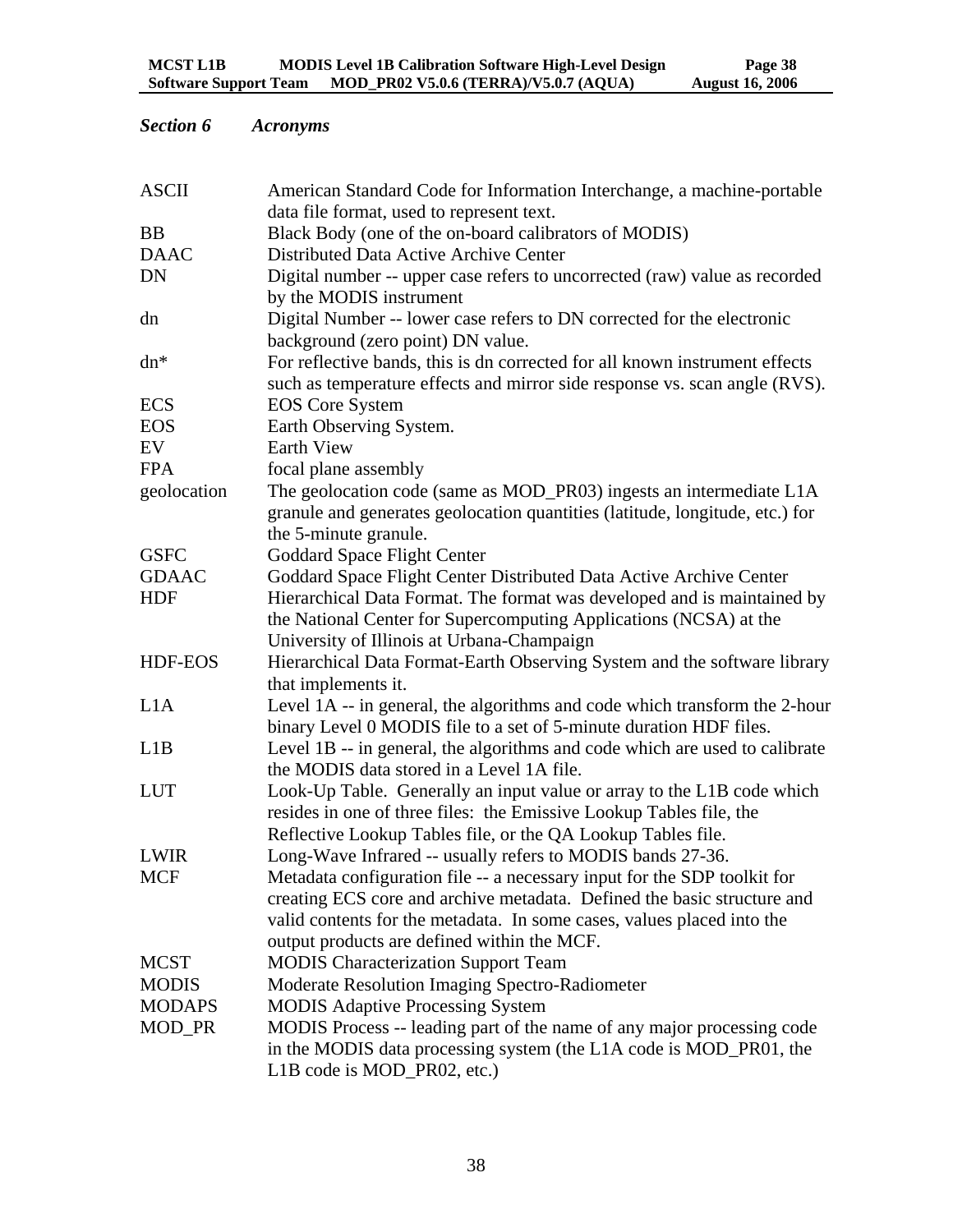## *Section 6 Acronyms*

| | |
|---|---|
| ASCII | American Standard Code for Information Interchange, a machine-portable data file format, used to represent text. |
| BB | Black Body (one of the on-board calibrators of MODIS) |
| DAAC | Distributed Data Active Archive Center |
| DN | Digital number -- upper case refers to uncorrected (raw) value as recorded by the MODIS instrument |
| dn | Digital Number -- lower case refers to DN corrected for the electronic background (zero point) DN value. |
| dn* | For reflective bands, this is dn corrected for all known instrument effects such as temperature effects and mirror side response vs. scan angle (RVS). |
| ECS | EOS Core System |
| EOS | Earth Observing System. |
| EV | Earth View |
| FPA | focal plane assembly |
| geolocation | The geolocation code (same as MOD_PR03) ingests an intermediate L1A granule and generates geolocation quantities (latitude, longitude, etc.) for the 5-minute granule. |
| GSFC | Goddard Space Flight Center |
| GDAAC | Goddard Space Flight Center Distributed Data Active Archive Center |
| HDF | Hierarchical Data Format. The format was developed and is maintained by the National Center for Supercomputing Applications (NCSA) at the University of Illinois at Urbana-Champaign |
| HDF-EOS | Hierarchical Data Format-Earth Observing System and the software library that implements it. |
| L1A | Level 1A -- in general, the algorithms and code which transform the 2-hour binary Level 0 MODIS file to a set of 5-minute duration HDF files. |
| L1B | Level 1B -- in general, the algorithms and code which are used to calibrate the MODIS data stored in a Level 1A file. |
| LUT | Look-Up Table. Generally an input value or array to the L1B code which resides in one of three files: the Emissive Lookup Tables file, the Reflective Lookup Tables file, or the QA Lookup Tables file. |
| LWIR | Long-Wave Infrared -- usually refers to MODIS bands 27-36. |
| MCF | Metadata configuration file -- a necessary input for the SDP toolkit for creating ECS core and archive metadata. Defined the basic structure and valid contents for the metadata. In some cases, values placed into the output products are defined within the MCF. |
| MCST | MODIS Characterization Support Team |
| MODIS | Moderate Resolution Imaging Spectro-Radiometer |
| MODAPS | MODIS Adaptive Processing System |
| MOD_PR | MODIS Process -- leading part of the name of any major processing code in the MODIS data processing system (the L1A code is MOD_PR01, the L1B code is MOD_PR02, etc.) |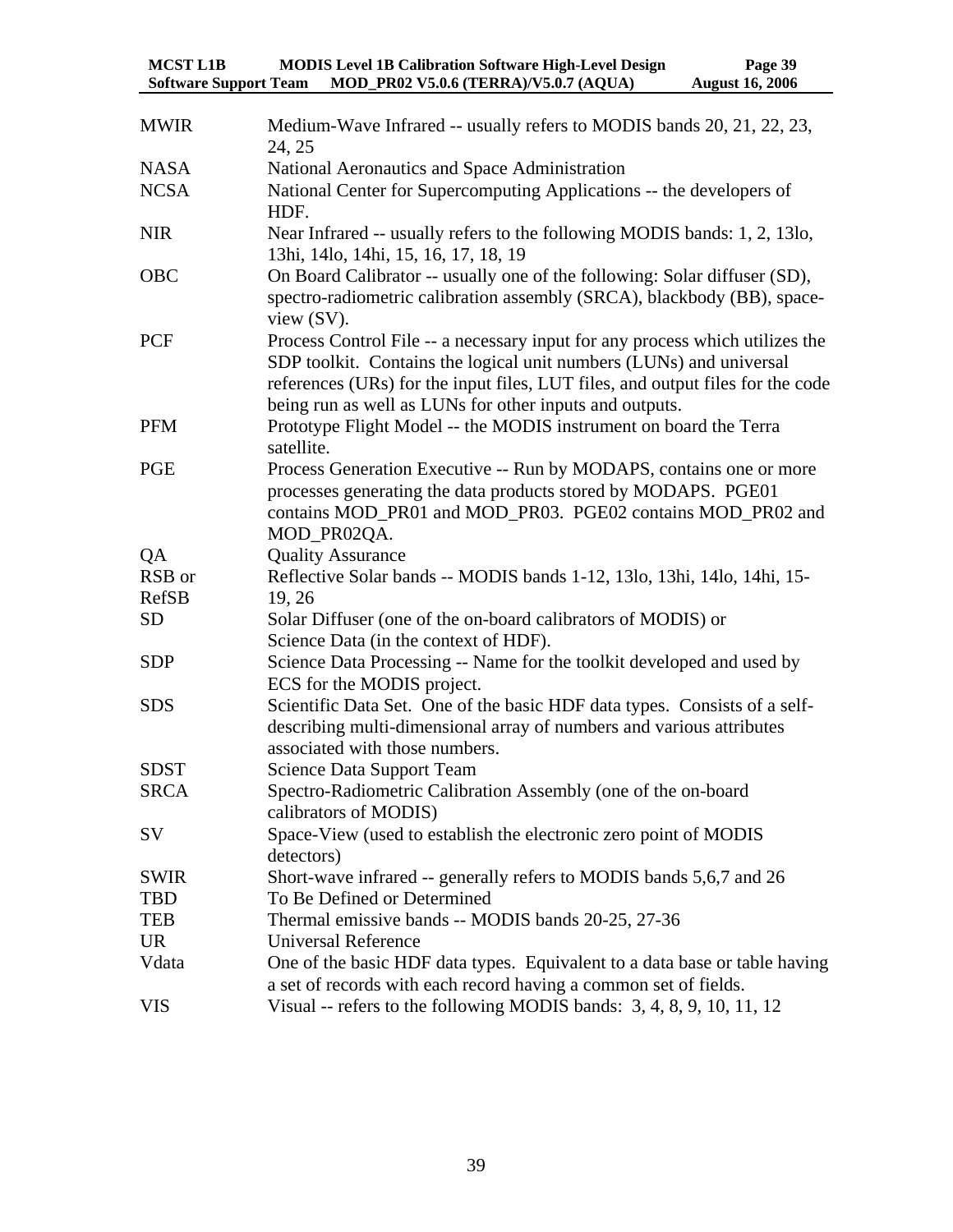| | |
|---|---|
| MWIR | Medium-Wave Infrared -- usually refers to MODIS bands 20, 21, 22, 23, 24, 25 |
| NASA | National Aeronautics and Space Administration |
| NCSA | National Center for Supercomputing Applications -- the developers of HDF. |
| NIR | Near Infrared -- usually refers to the following MODIS bands: 1, 2, 13lo, 13hi, 14lo, 14hi, 15, 16, 17, 18, 19 |
| OBC | On Board Calibrator -- usually one of the following: Solar diffuser (SD), spectro-radiometric calibration assembly (SRCA), blackbody (BB), space-view (SV). |
| PCF | Process Control File -- a necessary input for any process which utilizes the SDP toolkit. Contains the logical unit numbers (LUNs) and universal references (URs) for the input files, LUT files, and output files for the code being run as well as LUNs for other inputs and outputs. |
| PFM | Prototype Flight Model -- the MODIS instrument on board the Terra satellite. |
| PGE | Process Generation Executive -- Run by MODAPS, contains one or more processes generating the data products stored by MODAPS. PGE01 contains MOD_PR01 and MOD_PR03. PGE02 contains MOD_PR02 and MOD_PR02QA. |
| QA | Quality Assurance |
| RSB or RefSB | Reflective Solar bands -- MODIS bands 1-12, 13lo, 13hi, 14lo, 14hi, 15-19, 26 |
| SD | Solar Diffuser (one of the on-board calibrators of MODIS) or Science Data (in the context of HDF). |
| SDP | Science Data Processing -- Name for the toolkit developed and used by ECS for the MODIS project. |
| SDS | Scientific Data Set. One of the basic HDF data types. Consists of a self-describing multi-dimensional array of numbers and various attributes associated with those numbers. |
| SDST | Science Data Support Team |
| SRCA | Spectro-Radiometric Calibration Assembly (one of the on-board calibrators of MODIS) |
| SV | Space-View (used to establish the electronic zero point of MODIS detectors) |
| SWIR | Short-wave infrared -- generally refers to MODIS bands 5,6,7 and 26 |
| TBD | To Be Defined or Determined |
| TEB | Thermal emissive bands -- MODIS bands 20-25, 27-36 |
| UR | Universal Reference |
| Vdata | One of the basic HDF data types. Equivalent to a data base or table having a set of records with each record having a common set of fields. |
| VIS | Visual -- refers to the following MODIS bands: 3, 4, 8, 9, 10, 11, 12 |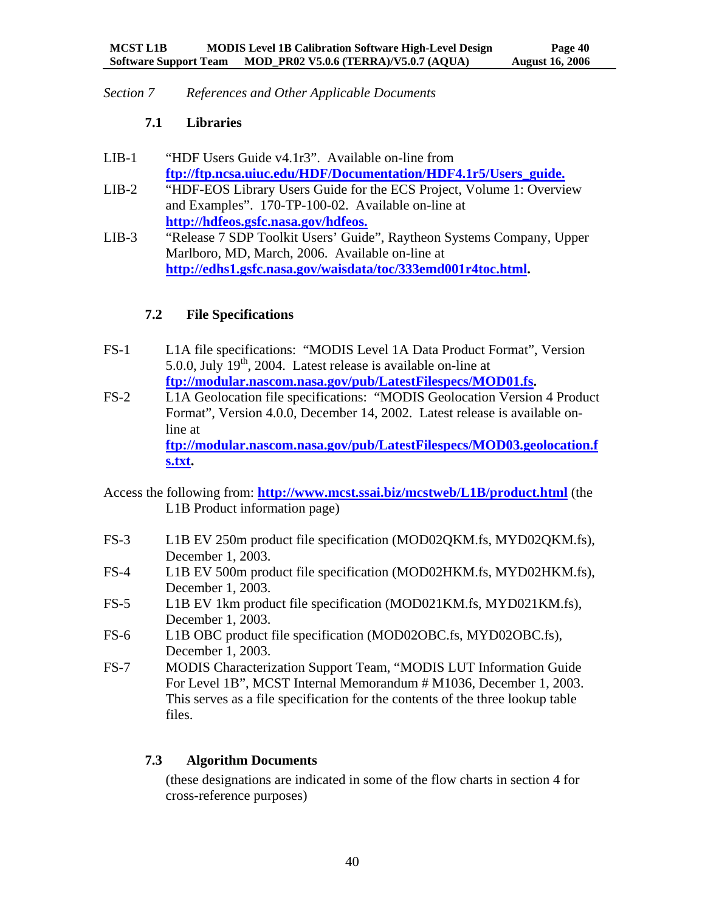*Section 7 References and Other Applicable Documents*

### 7.1 Libraries

LIB-1 "HDF Users Guide v4.1r3". Available on-line from **ftp://ftp.ncsa.uiuc.edu/HDF/Documentation/HDF4.1r5/Users_guide.**

LIB-2 "HDF-EOS Library Users Guide for the ECS Project, Volume 1: Overview and Examples". 170-TP-100-02. Available on-line at **http://hdfeos.gsfc.nasa.gov/hdfeos.**

LIB-3 "Release 7 SDP Toolkit Users' Guide", Raytheon Systems Company, Upper Marlboro, MD, March, 2006. Available on-line at **http://edhs1.gsfc.nasa.gov/waisdata/toc/333emd001r4toc.html.**

### 7.2 File Specifications

FS-1 L1A file specifications: "MODIS Level 1A Data Product Format", Version 5.0.0, July 19th, 2004. Latest release is available on-line at **ftp://modular.nascom.nasa.gov/pub/LatestFilespecs/MOD01.fs.**

FS-2 L1A Geolocation file specifications: "MODIS Geolocation Version 4 Product Format", Version 4.0.0, December 14, 2002. Latest release is available on-line at **ftp://modular.nascom.nasa.gov/pub/LatestFilespecs/MOD03.geolocation.fs.txt.**

Access the following from: **http://www.mcst.ssai.biz/mcstweb/L1B/product.html** (the L1B Product information page)

FS-3 L1B EV 250m product file specification (MOD02QKM.fs, MYD02QKM.fs), December 1, 2003.

FS-4 L1B EV 500m product file specification (MOD02HKM.fs, MYD02HKM.fs), December 1, 2003.

FS-5 L1B EV 1km product file specification (MOD021KM.fs, MYD021KM.fs), December 1, 2003.

FS-6 L1B OBC product file specification (MOD02OBC.fs, MYD02OBC.fs), December 1, 2003.

FS-7 MODIS Characterization Support Team, "MODIS LUT Information Guide For Level 1B", MCST Internal Memorandum # M1036, December 1, 2003. This serves as a file specification for the contents of the three lookup table files.

### 7.3 Algorithm Documents

(these designations are indicated in some of the flow charts in section 4 for cross-reference purposes)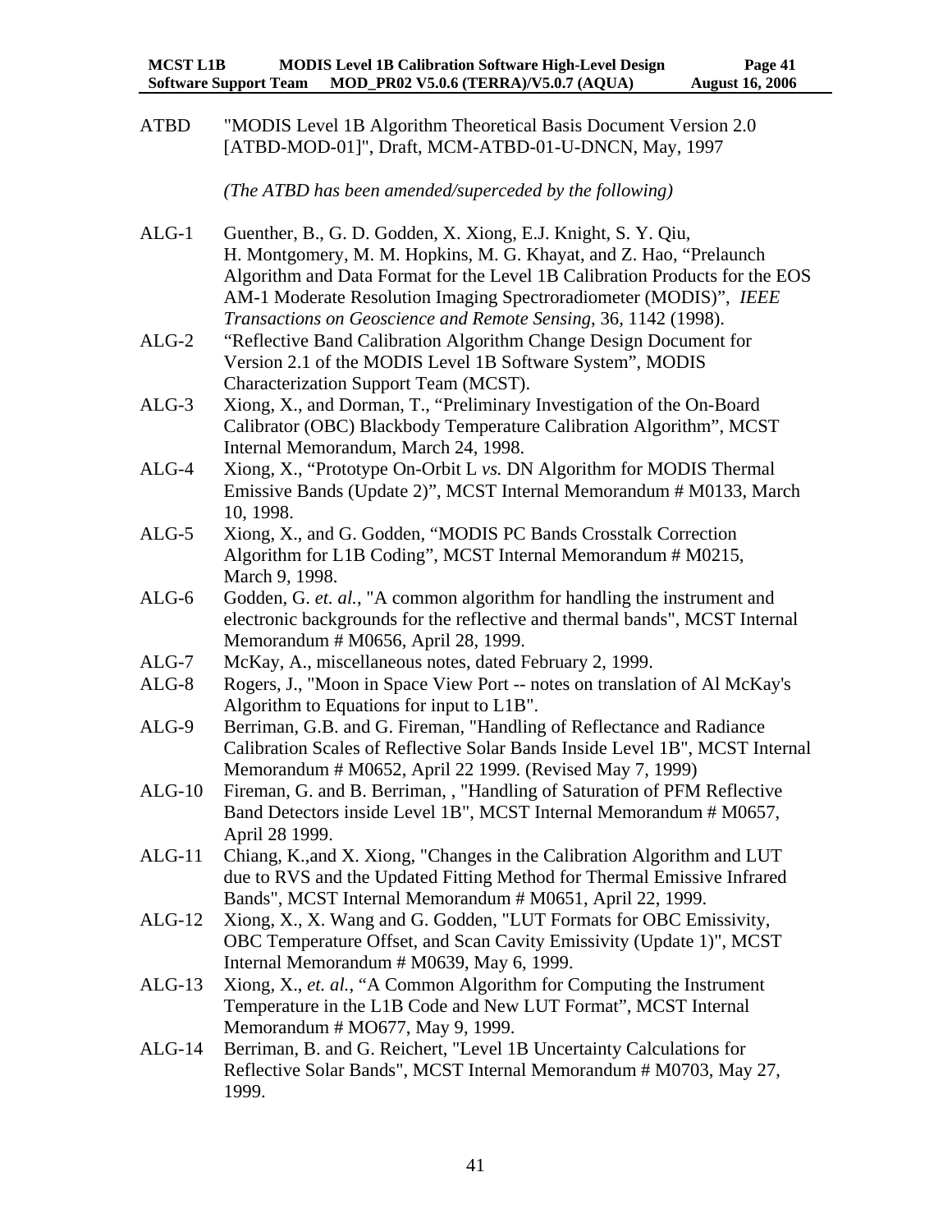ATBD "MODIS Level 1B Algorithm Theoretical Basis Document Version 2.0 [ATBD-MOD-01]", Draft, MCM-ATBD-01-U-DNCN, May, 1997

*(The ATBD has been amended/superceded by the following)*

ALG-1 Guenther, B., G. D. Godden, X. Xiong, E.J. Knight, S. Y. Qiu, H. Montgomery, M. M. Hopkins, M. G. Khayat, and Z. Hao, "Prelaunch Algorithm and Data Format for the Level 1B Calibration Products for the EOS AM-1 Moderate Resolution Imaging Spectroradiometer (MODIS)", *IEEE Transactions on Geoscience and Remote Sensing*, 36, 1142 (1998).

ALG-2 "Reflective Band Calibration Algorithm Change Design Document for Version 2.1 of the MODIS Level 1B Software System", MODIS Characterization Support Team (MCST).

ALG-3 Xiong, X., and Dorman, T., "Preliminary Investigation of the On-Board Calibrator (OBC) Blackbody Temperature Calibration Algorithm", MCST Internal Memorandum, March 24, 1998.

ALG-4 Xiong, X., "Prototype On-Orbit L *vs.* DN Algorithm for MODIS Thermal Emissive Bands (Update 2)", MCST Internal Memorandum # M0133, March 10, 1998.

ALG-5 Xiong, X., and G. Godden, "MODIS PC Bands Crosstalk Correction Algorithm for L1B Coding", MCST Internal Memorandum # M0215, March 9, 1998.

ALG-6 Godden, G. *et. al.*, "A common algorithm for handling the instrument and electronic backgrounds for the reflective and thermal bands", MCST Internal Memorandum # M0656, April 28, 1999.

ALG-7 McKay, A., miscellaneous notes, dated February 2, 1999.

ALG-8 Rogers, J., "Moon in Space View Port -- notes on translation of Al McKay's Algorithm to Equations for input to L1B".

ALG-9 Berriman, G.B. and G. Fireman, "Handling of Reflectance and Radiance Calibration Scales of Reflective Solar Bands Inside Level 1B", MCST Internal Memorandum # M0652, April 22 1999. (Revised May 7, 1999)

ALG-10 Fireman, G. and B. Berriman, , "Handling of Saturation of PFM Reflective Band Detectors inside Level 1B", MCST Internal Memorandum # M0657, April 28 1999.

ALG-11 Chiang, K.,and X. Xiong, "Changes in the Calibration Algorithm and LUT due to RVS and the Updated Fitting Method for Thermal Emissive Infrared Bands", MCST Internal Memorandum # M0651, April 22, 1999.

ALG-12 Xiong, X., X. Wang and G. Godden, "LUT Formats for OBC Emissivity, OBC Temperature Offset, and Scan Cavity Emissivity (Update 1)", MCST Internal Memorandum # M0639, May 6, 1999.

ALG-13 Xiong, X., *et. al.*, "A Common Algorithm for Computing the Instrument Temperature in the L1B Code and New LUT Format", MCST Internal Memorandum # MO677, May 9, 1999.

ALG-14 Berriman, B. and G. Reichert, "Level 1B Uncertainty Calculations for Reflective Solar Bands", MCST Internal Memorandum # M0703, May 27, 1999.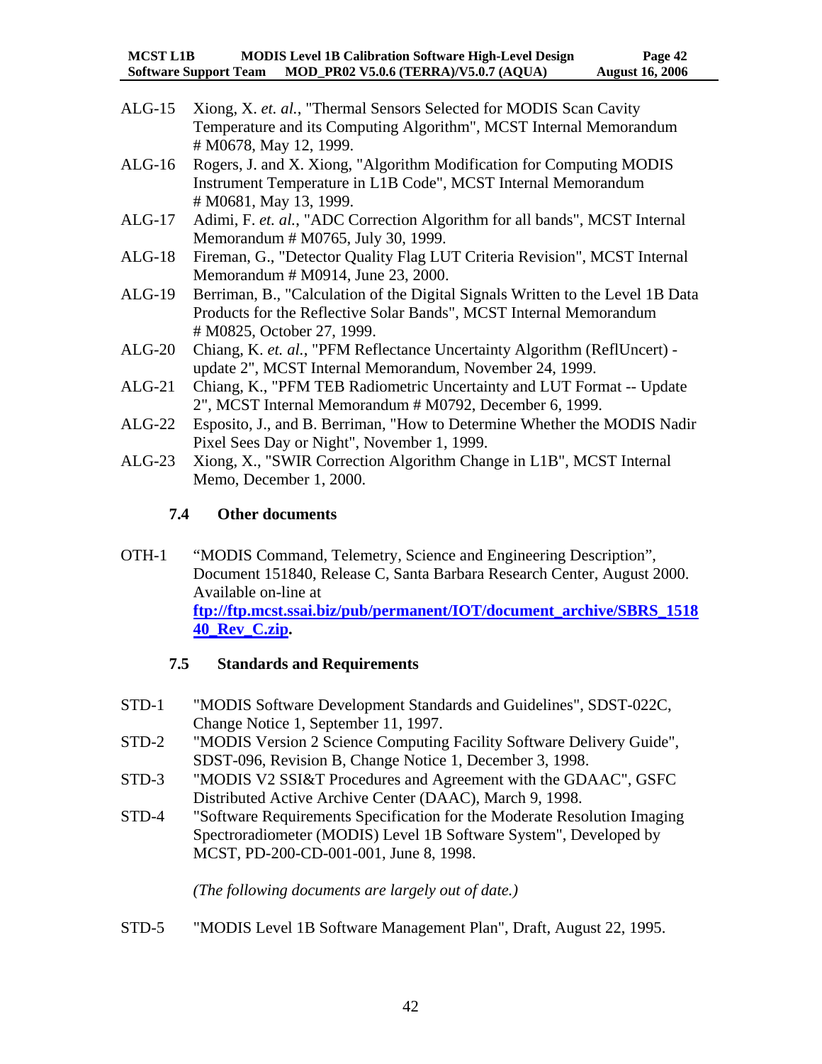ALG-15 Xiong, X. *et. al.*, "Thermal Sensors Selected for MODIS Scan Cavity Temperature and its Computing Algorithm", MCST Internal Memorandum # M0678, May 12, 1999.

ALG-16 Rogers, J. and X. Xiong, "Algorithm Modification for Computing MODIS Instrument Temperature in L1B Code", MCST Internal Memorandum # M0681, May 13, 1999.

ALG-17 Adimi, F. *et. al.*, "ADC Correction Algorithm for all bands", MCST Internal Memorandum # M0765, July 30, 1999.

ALG-18 Fireman, G., "Detector Quality Flag LUT Criteria Revision", MCST Internal Memorandum # M0914, June 23, 2000.

ALG-19 Berriman, B., "Calculation of the Digital Signals Written to the Level 1B Data Products for the Reflective Solar Bands", MCST Internal Memorandum # M0825, October 27, 1999.

ALG-20 Chiang, K. *et. al.*, "PFM Reflectance Uncertainty Algorithm (ReflUncert) - update 2", MCST Internal Memorandum, November 24, 1999.

ALG-21 Chiang, K., "PFM TEB Radiometric Uncertainty and LUT Format -- Update 2", MCST Internal Memorandum # M0792, December 6, 1999.

ALG-22 Esposito, J., and B. Berriman, "How to Determine Whether the MODIS Nadir Pixel Sees Day or Night", November 1, 1999.

ALG-23 Xiong, X., "SWIR Correction Algorithm Change in L1B", MCST Internal Memo, December 1, 2000.

### 7.4 Other documents

OTH-1 "MODIS Command, Telemetry, Science and Engineering Description", Document 151840, Release C, Santa Barbara Research Center, August 2000. Available on-line at **ftp://ftp.mcst.ssai.biz/pub/permanent/IOT/document_archive/SBRS_151840_Rev_C.zip**.

### 7.5 Standards and Requirements

STD-1 "MODIS Software Development Standards and Guidelines", SDST-022C, Change Notice 1, September 11, 1997.

STD-2 "MODIS Version 2 Science Computing Facility Software Delivery Guide", SDST-096, Revision B, Change Notice 1, December 3, 1998.

STD-3 "MODIS V2 SSI&T Procedures and Agreement with the GDAAC", GSFC Distributed Active Archive Center (DAAC), March 9, 1998.

STD-4 "Software Requirements Specification for the Moderate Resolution Imaging Spectroradiometer (MODIS) Level 1B Software System", Developed by MCST, PD-200-CD-001-001, June 8, 1998.

*(The following documents are largely out of date.)*

STD-5 "MODIS Level 1B Software Management Plan", Draft, August 22, 1995.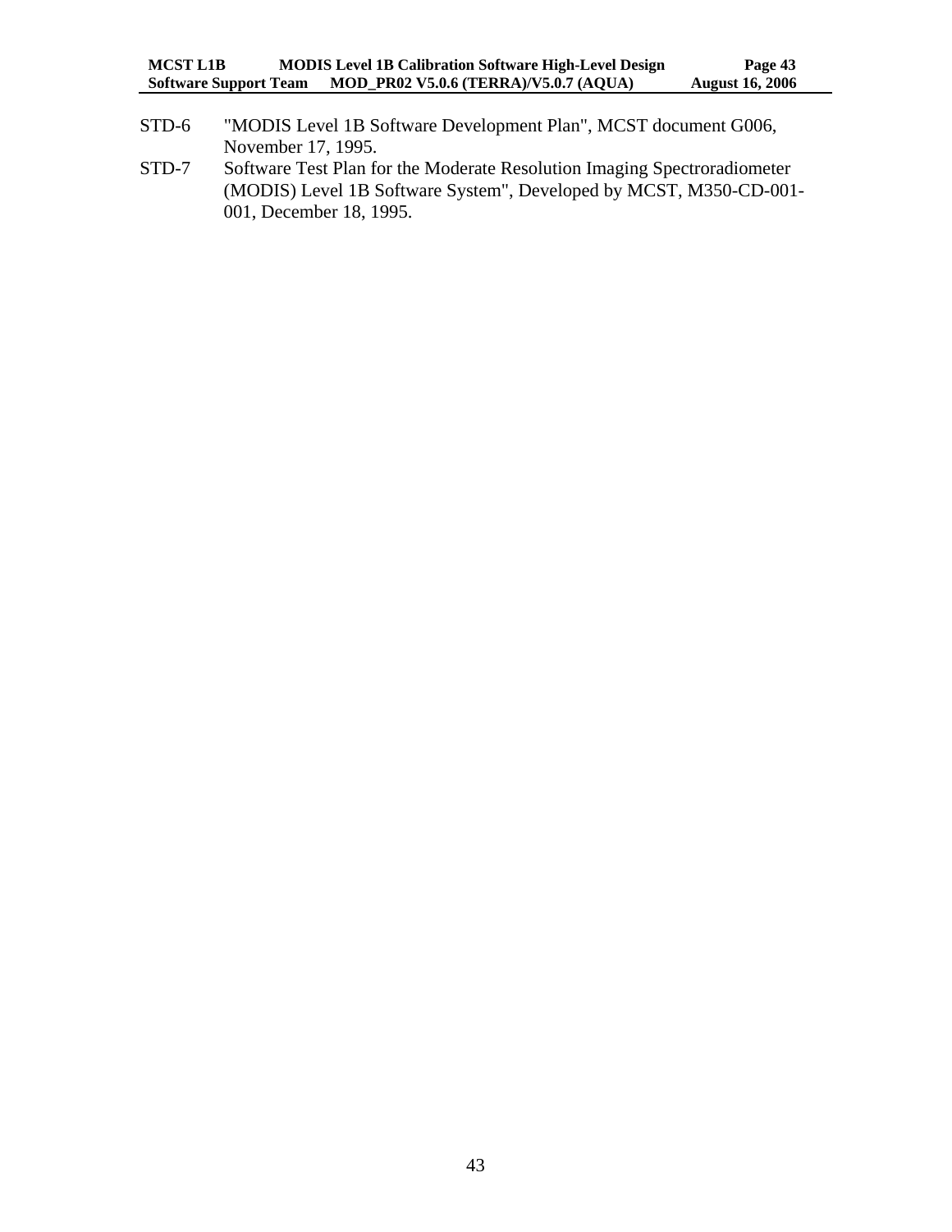STD-6 "MODIS Level 1B Software Development Plan", MCST document G006, November 17, 1995.

STD-7 Software Test Plan for the Moderate Resolution Imaging Spectroradiometer (MODIS) Level 1B Software System", Developed by MCST, M350-CD-001-001, December 18, 1995.